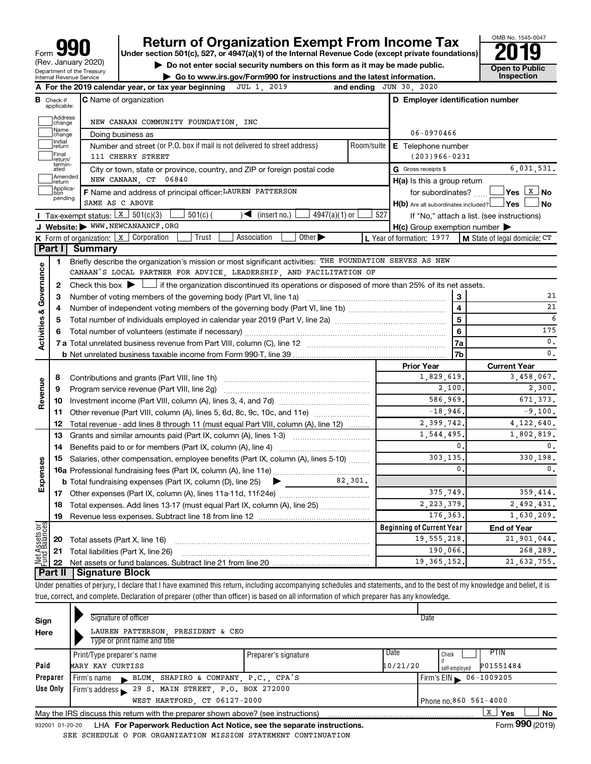Form **990** (Rev. January 2020) Department of the Treasury Internal Revenue Service

# Return of Organization Exempt From Income Tax

**Under section 501(c), 527, or 4947(a)(1) of the Internal Revenue Code (except private foundations)**

▶ Do not enter social security numbers on this form as it may be made public.

▶ Go to www.irs.gov/Form990 for instructions and the latest information.

OMB No. 1545-0047

**2019**

**Open to Public Inspection**

**A** For the 2019 calendar year, or tax year beginning JUL 1, 2019 and ending JUN 30, 2020

**B** Check if applicable: Address change, Name change, Initial return, Final return/terminated, Amended return, Application pending

**C** Name of organization: NEW CANAAN COMMUNITY FOUNDATION, INC

Doing business as

Number and street (or P.O. box if mail is not delivered to street address): 111 CHERRY STREET — Room/suite

City or town, state or province, country, and ZIP or foreign postal code: NEW CANAAN, CT 06840

**D** Employer identification number: 06-0970466

**E** Telephone number: (203)966-0231

**G** Gross receipts $ 6,031,531.

**F** Name and address of principal officer: LAUREN PATTERSON, SAME AS C ABOVE

**H(a)** Is this a group return for subordinates? ☐ Yes ☒ No

**H(b)** Are all subordinates included? ☐ Yes ☐ No — If "No," attach a list. (see instructions)

**H(c)** Group exemption number ▶

**I** Tax-exempt status: ☒ 501(c)(3) ☐ 501(c) ( ) ◀ (insert no.) ☐ 4947(a)(1) or ☐ 527

**J** Website: ▶ WWW.NEWCANAANCF.ORG

**K** Form of organization: ☒ Corporation ☐ Trust ☐ Association ☐ Other ▶

**L** Year of formation: 1977 **M** State of legal domicile: CT

## Part I Summary

**Activities & Governance**

1 Briefly describe the organization's mission or most significant activities: THE FOUNDATION SERVES AS NEW CANAAN'S LOCAL PARTNER FOR ADVICE, LEADERSHIP, AND FACILITATION OF

2 Check this box ▶ ☐ if the organization discontinued its operations or disposed of more than 25% of its net assets.

| Line | Description | | Value |
|---|---|---|---|
| 3 | Number of voting members of the governing body (Part VI, line 1a) | 3 | 21 |
| 4 | Number of independent voting members of the governing body (Part VI, line 1b) | 4 | 21 |
| 5 | Total number of individuals employed in calendar year 2019 (Part V, line 2a) | 5 | 6 |
| 6 | Total number of volunteers (estimate if necessary) | 6 | 175 |
| 7a | Total unrelated business revenue from Part VIII, column (C), line 12 | 7a | 0. |
| 7b | Net unrelated business taxable income from Form 990-T, line 39 | 7b | 0. |

| | Line | Description | Prior Year | Current Year |
|---|---|---|---|---|
| Revenue | 8 | Contributions and grants (Part VIII, line 1h) | 1,829,619. | 3,458,067. |
| | 9 | Program service revenue (Part VIII, line 2g) | 2,100. | 2,300. |
| | 10 | Investment income (Part VIII, column (A), lines 3, 4, and 7d) | 586,969. | 671,373. |
| | 11 | Other revenue (Part VIII, column (A), lines 5, 6d, 8c, 9c, 10c, and 11e) | -18,946. | -9,100. |
| | 12 | Total revenue - add lines 8 through 11 (must equal Part VIII, column (A), line 12) | 2,399,742. | 4,122,640. |
| Expenses | 13 | Grants and similar amounts paid (Part IX, column (A), lines 1-3) | 1,544,495. | 1,802,819. |
| | 14 | Benefits paid to or for members (Part IX, column (A), line 4) | 0. | 0. |
| | 15 | Salaries, other compensation, employee benefits (Part IX, column (A), lines 5-10) | 303,135. | 330,198. |
| | 16a | Professional fundraising fees (Part IX, column (A), line 11e) | 0. | 0. |
| | b | Total fundraising expenses (Part IX, column (D), line 25) ▶ 82,301. | | |
| | 17 | Other expenses (Part IX, column (A), lines 11a-11d, 11f-24e) | 375,749. | 359,414. |
| | 18 | Total expenses. Add lines 13-17 (must equal Part IX, column (A), line 25) | 2,223,379. | 2,492,431. |
| | 19 | Revenue less expenses. Subtract line 18 from line 12 | 176,363. | 1,630,209. |

| | Line | Description | Beginning of Current Year | End of Year |
|---|---|---|---|---|
| Net Assets or Fund Balances | 20 | Total assets (Part X, line 16) | 19,555,218. | 21,901,044. |
| | 21 | Total liabilities (Part X, line 26) | 190,066. | 268,289. |
| | 22 | Net assets or fund balances. Subtract line 21 from line 20 | 19,365,152. | 21,632,755. |

## Part II Signature Block

Under penalties of perjury, I declare that I have examined this return, including accompanying schedules and statements, and to the best of my knowledge and belief, it is true, correct, and complete. Declaration of preparer (other than officer) is based on all information of which preparer has any knowledge.

**Sign Here**

Signature of officer — Date

LAUREN PATTERSON, PRESIDENT & CEO

Type or print name and title

| | | | | |
|---|---|---|---|---|
| **Paid Preparer Use Only** | Print/Type preparer's name: MARY KAY CURTISS | Preparer's signature | Date: 10/21/20 | Check ☐ if self-employed — PTIN: P01551484 |
| | Firm's name ▶ BLUM, SHAPIRO & COMPANY, P.C., CPA'S | | | Firm's EIN ▶ 06-1009205 |
| | Firm's address ▶ 29 S. MAIN STREET, P.O. BOX 272000, WEST HARTFORD, CT 06127-2000 | | | Phone no. 860 561-4000 |

May the IRS discuss this return with the preparer shown above? (see instructions) ☒ Yes ☐ No

932001 01-20-20 LHA For Paperwork Reduction Act Notice, see the separate instructions. Form **990** (2019)

SEE SCHEDULE O FOR ORGANIZATION MISSION STATEMENT CONTINUATION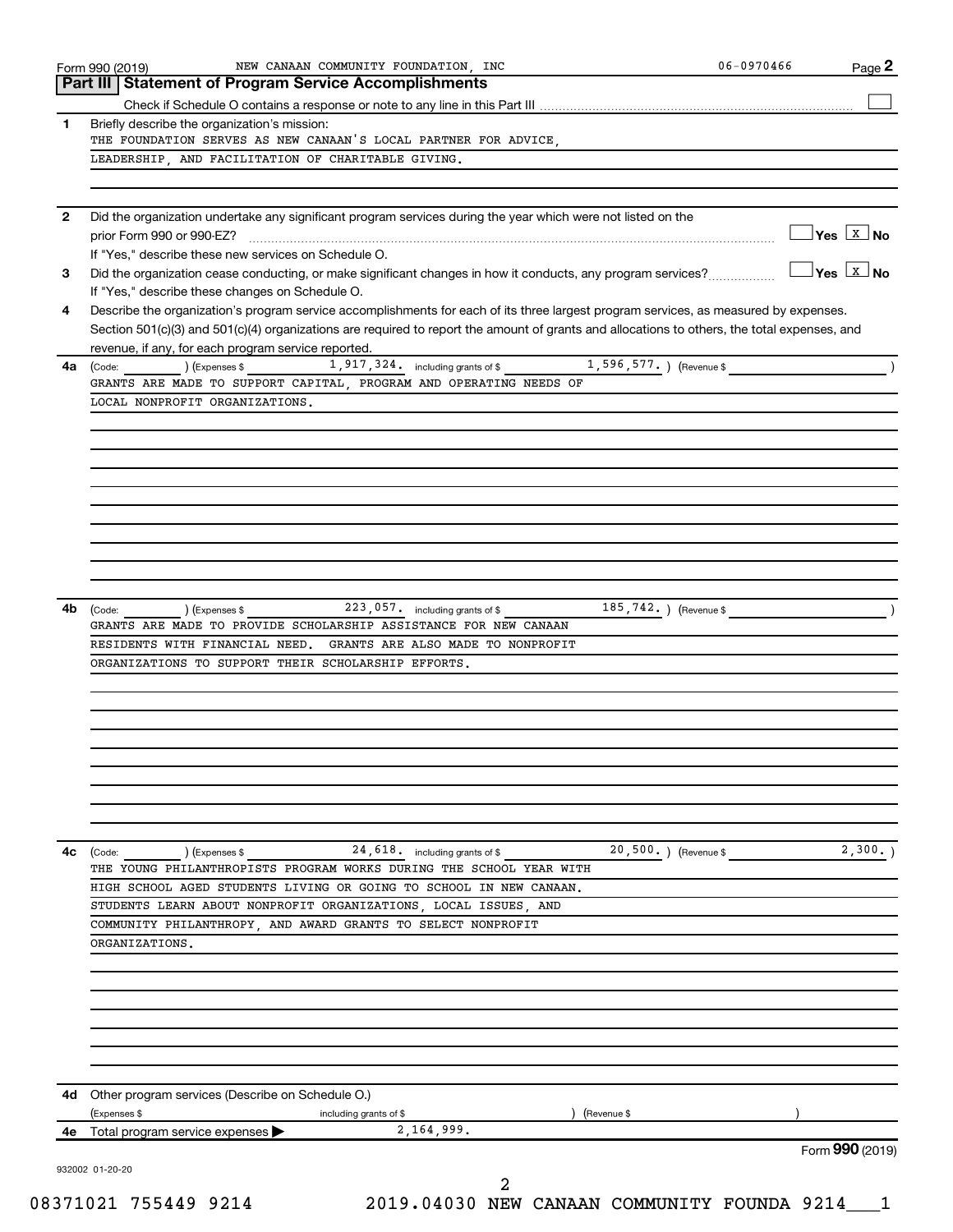Form 990 (2019) NEW CANAAN COMMUNITY FOUNDATION, INC 06-0970466

## Part III Statement of Program Service Accomplishments

Check if Schedule O contains a response or note to any line in this Part III

**1** Briefly describe the organization's mission:

THE FOUNDATION SERVES AS NEW CANAAN'S LOCAL PARTNER FOR ADVICE, LEADERSHIP, AND FACILITATION OF CHARITABLE GIVING.

**2** Did the organization undertake any significant program services during the year which were not listed on the prior Form 990 or 990-EZ? Yes [ ] No [X]

If "Yes," describe these new services on Schedule O.

**3** Did the organization cease conducting, or make significant changes in how it conducts, any program services? Yes [ ] No [X]

If "Yes," describe these changes on Schedule O.

**4** Describe the organization's program service accomplishments for each of its three largest program services, as measured by expenses. Section 501(c)(3) and 501(c)(4) organizations are required to report the amount of grants and allocations to others, the total expenses, and revenue, if any, for each program service reported.

**4a** (Code: ) (Expenses $ 1,917,324. including grants of $ 1,596,577. ) (Revenue $ )

GRANTS ARE MADE TO SUPPORT CAPITAL, PROGRAM AND OPERATING NEEDS OF LOCAL NONPROFIT ORGANIZATIONS.

**4b** (Code: ) (Expenses $ 223,057. including grants of $ 185,742. ) (Revenue $ )

GRANTS ARE MADE TO PROVIDE SCHOLARSHIP ASSISTANCE FOR NEW CANAAN RESIDENTS WITH FINANCIAL NEED. GRANTS ARE ALSO MADE TO NONPROFIT ORGANIZATIONS TO SUPPORT THEIR SCHOLARSHIP EFFORTS.

**4c** (Code: ) (Expenses $ 24,618. including grants of $ 20,500. ) (Revenue $ 2,300. )

THE YOUNG PHILANTHROPISTS PROGRAM WORKS DURING THE SCHOOL YEAR WITH HIGH SCHOOL AGED STUDENTS LIVING OR GOING TO SCHOOL IN NEW CANAAN. STUDENTS LEARN ABOUT NONPROFIT ORGANIZATIONS, LOCAL ISSUES, AND COMMUNITY PHILANTHROPY, AND AWARD GRANTS TO SELECT NONPROFIT ORGANIZATIONS.

**4d** Other program services (Describe on Schedule O.)

(Expenses $ including grants of $ ) (Revenue $ )

**4e** Total program service expenses ▶ 2,164,999.

Form **990** (2019)

932002 01-20-20

08371021 755449 9214 2019.04030 NEW CANAAN COMMUNITY FOUNDA 9214___1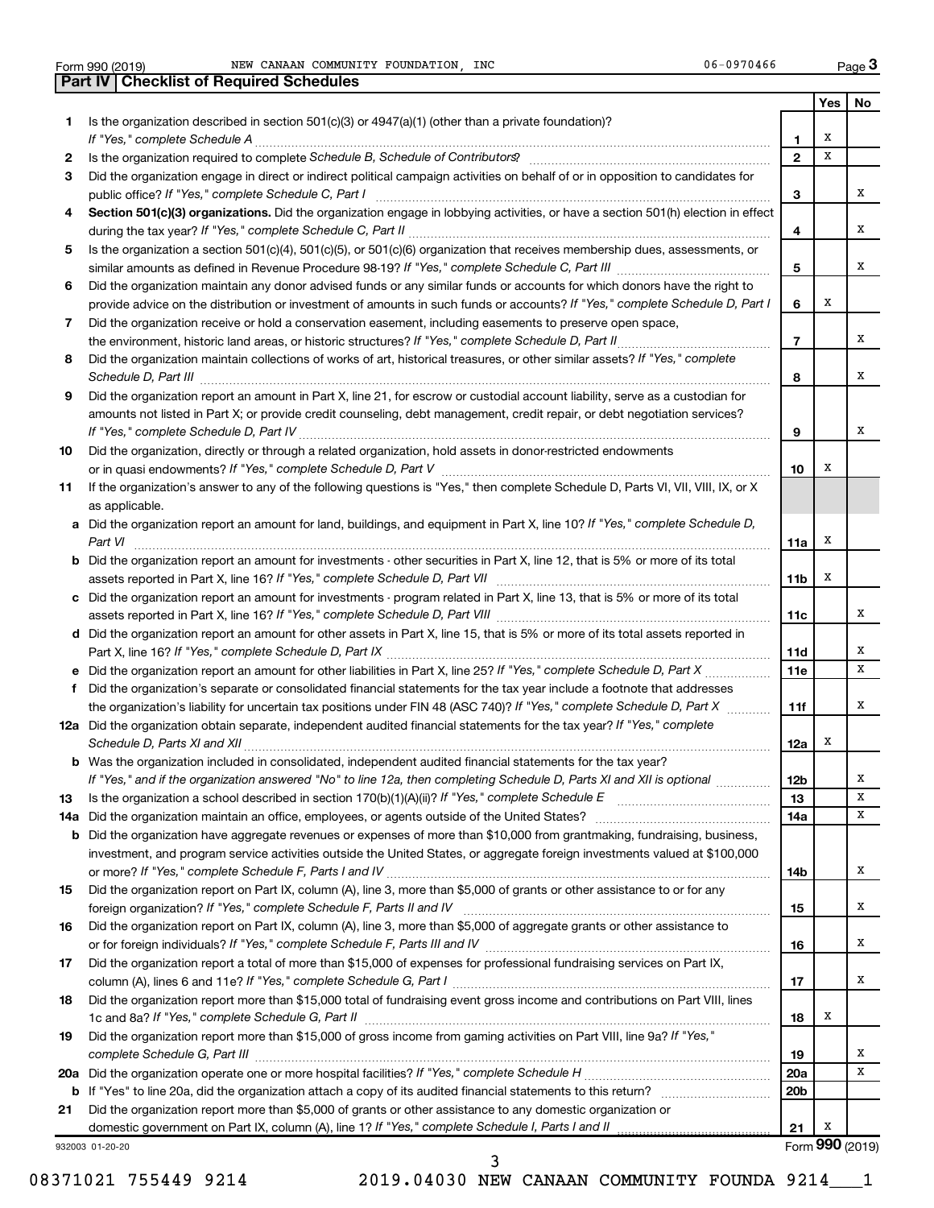Form 990 (2019) NEW CANAAN COMMUNITY FOUNDATION, INC 06-0970466

## Part IV | Checklist of Required Schedules

| | | | Yes | No |
|---|---|---|---|---|
| 1 | Is the organization described in section 501(c)(3) or 4947(a)(1) (other than a private foundation)? *If "Yes," complete Schedule A* | 1 | X | |
| 2 | Is the organization required to complete *Schedule B, Schedule of Contributors*? | 2 | X | |
| 3 | Did the organization engage in direct or indirect political campaign activities on behalf of or in opposition to candidates for public office? *If "Yes," complete Schedule C, Part I* | 3 | | X |
| 4 | **Section 501(c)(3) organizations.** Did the organization engage in lobbying activities, or have a section 501(h) election in effect during the tax year? *If "Yes," complete Schedule C, Part II* | 4 | | X |
| 5 | Is the organization a section 501(c)(4), 501(c)(5), or 501(c)(6) organization that receives membership dues, assessments, or similar amounts as defined in Revenue Procedure 98-19? *If "Yes," complete Schedule C, Part III* | 5 | | X |
| 6 | Did the organization maintain any donor advised funds or any similar funds or accounts for which donors have the right to provide advice on the distribution or investment of amounts in such funds or accounts? *If "Yes," complete Schedule D, Part I* | 6 | X | |
| 7 | Did the organization receive or hold a conservation easement, including easements to preserve open space, the environment, historic land areas, or historic structures? *If "Yes," complete Schedule D, Part II* | 7 | | X |
| 8 | Did the organization maintain collections of works of art, historical treasures, or other similar assets? *If "Yes," complete Schedule D, Part III* | 8 | | X |
| 9 | Did the organization report an amount in Part X, line 21, for escrow or custodial account liability, serve as a custodian for amounts not listed in Part X; or provide credit counseling, debt management, credit repair, or debt negotiation services? *If "Yes," complete Schedule D, Part IV* | 9 | | X |
| 10 | Did the organization, directly or through a related organization, hold assets in donor-restricted endowments or in quasi endowments? *If "Yes," complete Schedule D, Part V* | 10 | X | |
| 11 | If the organization's answer to any of the following questions is "Yes," then complete Schedule D, Parts VI, VII, VIII, IX, or X as applicable. | | | |
| a | Did the organization report an amount for land, buildings, and equipment in Part X, line 10? *If "Yes," complete Schedule D, Part VI* | 11a | X | |
| b | Did the organization report an amount for investments - other securities in Part X, line 12, that is 5% or more of its total assets reported in Part X, line 16? *If "Yes," complete Schedule D, Part VII* | 11b | X | |
| c | Did the organization report an amount for investments - program related in Part X, line 13, that is 5% or more of its total assets reported in Part X, line 16? *If "Yes," complete Schedule D, Part VIII* | 11c | | X |
| d | Did the organization report an amount for other assets in Part X, line 15, that is 5% or more of its total assets reported in Part X, line 16? *If "Yes," complete Schedule D, Part IX* | 11d | | X |
| e | Did the organization report an amount for other liabilities in Part X, line 25? *If "Yes," complete Schedule D, Part X* | 11e | | X |
| f | Did the organization's separate or consolidated financial statements for the tax year include a footnote that addresses the organization's liability for uncertain tax positions under FIN 48 (ASC 740)? *If "Yes," complete Schedule D, Part X* | 11f | | X |
| 12a | Did the organization obtain separate, independent audited financial statements for the tax year? *If "Yes," complete Schedule D, Parts XI and XII* | 12a | X | |
| b | Was the organization included in consolidated, independent audited financial statements for the tax year? *If "Yes," and if the organization answered "No" to line 12a, then completing Schedule D, Parts XI and XII is optional* | 12b | | X |
| 13 | Is the organization a school described in section 170(b)(1)(A)(ii)? *If "Yes," complete Schedule E* | 13 | | X |
| 14a | Did the organization maintain an office, employees, or agents outside of the United States? | 14a | | X |
| b | Did the organization have aggregate revenues or expenses of more than $10,000 from grantmaking, fundraising, business, investment, and program service activities outside the United States, or aggregate foreign investments valued at $100,000 or more? *If "Yes," complete Schedule F, Parts I and IV* | 14b | | X |
| 15 | Did the organization report on Part IX, column (A), line 3, more than $5,000 of grants or other assistance to or for any foreign organization? *If "Yes," complete Schedule F, Parts II and IV* | 15 | | X |
| 16 | Did the organization report on Part IX, column (A), line 3, more than $5,000 of aggregate grants or other assistance to or for foreign individuals? *If "Yes," complete Schedule F, Parts III and IV* | 16 | | X |
| 17 | Did the organization report a total of more than $15,000 of expenses for professional fundraising services on Part IX, column (A), lines 6 and 11e? *If "Yes," complete Schedule G, Part I* | 17 | | X |
| 18 | Did the organization report more than $15,000 total of fundraising event gross income and contributions on Part VIII, lines 1c and 8a? *If "Yes," complete Schedule G, Part II* | 18 | X | |
| 19 | Did the organization report more than $15,000 of gross income from gaming activities on Part VIII, line 9a? *If "Yes," complete Schedule G, Part III* | 19 | | X |
| 20a | Did the organization operate one or more hospital facilities? *If "Yes," complete Schedule H* | 20a | | X |
| b | If "Yes" to line 20a, did the organization attach a copy of its audited financial statements to this return? | 20b | | |
| 21 | Did the organization report more than $5,000 of grants or other assistance to any domestic organization or domestic government on Part IX, column (A), line 1? *If "Yes," complete Schedule I, Parts I and II* | 21 | X | |

932003 01-20-20 Form **990** (2019)

08371021 755449 9214 2019.04030 NEW CANAAN COMMUNITY FOUNDA 9214___1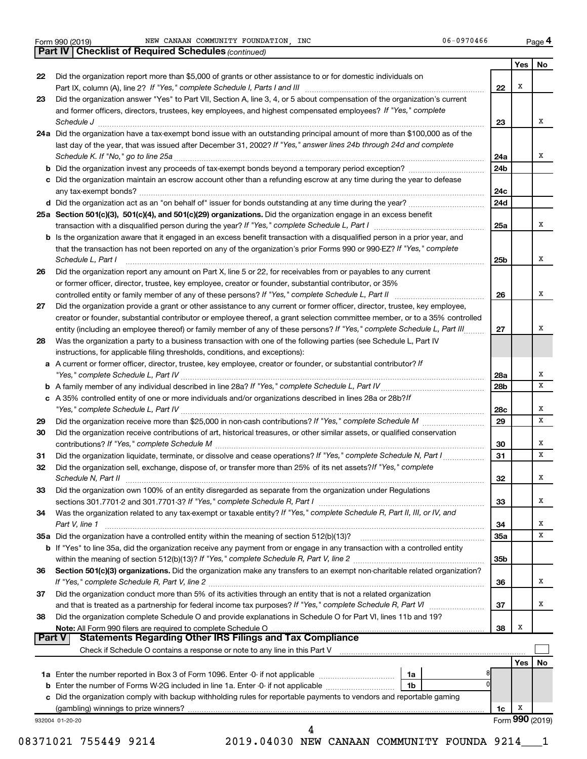Form 990 (2019) NEW CANAAN COMMUNITY FOUNDATION, INC 06-0970466

## Part IV | Checklist of Required Schedules *(continued)*

| | | | Yes | No |
|---|---|---|---|---|
| 22 | Did the organization report more than $5,000 of grants or other assistance to or for domestic individuals on Part IX, column (A), line 2? *If "Yes," complete Schedule I, Parts I and III* | 22 | X | |
| 23 | Did the organization answer "Yes" to Part VII, Section A, line 3, 4, or 5 about compensation of the organization's current and former officers, directors, trustees, key employees, and highest compensated employees? *If "Yes," complete Schedule J* | 23 | | X |
| 24a | Did the organization have a tax-exempt bond issue with an outstanding principal amount of more than $100,000 as of the last day of the year, that was issued after December 31, 2002? *If "Yes," answer lines 24b through 24d and complete Schedule K. If "No," go to line 25a* | 24a | | X |
| b | Did the organization invest any proceeds of tax-exempt bonds beyond a temporary period exception? | 24b | | |
| c | Did the organization maintain an escrow account other than a refunding escrow at any time during the year to defease any tax-exempt bonds? | 24c | | |
| d | Did the organization act as an "on behalf of" issuer for bonds outstanding at any time during the year? | 24d | | |
| 25a | **Section 501(c)(3), 501(c)(4), and 501(c)(29) organizations.** Did the organization engage in an excess benefit transaction with a disqualified person during the year? *If "Yes," complete Schedule L, Part I* | 25a | | X |
| b | Is the organization aware that it engaged in an excess benefit transaction with a disqualified person in a prior year, and that the transaction has not been reported on any of the organization's prior Forms 990 or 990-EZ? *If "Yes," complete Schedule L, Part I* | 25b | | X |
| 26 | Did the organization report any amount on Part X, line 5 or 22, for receivables from or payables to any current or former officer, director, trustee, key employee, creator or founder, substantial contributor, or 35% controlled entity or family member of any of these persons? *If "Yes," complete Schedule L, Part II* | 26 | | X |
| 27 | Did the organization provide a grant or other assistance to any current or former officer, director, trustee, key employee, creator or founder, substantial contributor or employee thereof, a grant selection committee member, or to a 35% controlled entity (including an employee thereof) or family member of any of these persons? *If "Yes," complete Schedule L, Part III* | 27 | | X |
| 28 | Was the organization a party to a business transaction with one of the following parties (see Schedule L, Part IV instructions, for applicable filing thresholds, conditions, and exceptions): | | | |
| a | A current or former officer, director, trustee, key employee, creator or founder, or substantial contributor? *If "Yes," complete Schedule L, Part IV* | 28a | | X |
| b | A family member of any individual described in line 28a? *If "Yes," complete Schedule L, Part IV* | 28b | | X |
| c | A 35% controlled entity of one or more individuals and/or organizations described in lines 28a or 28b? *If "Yes," complete Schedule L, Part IV* | 28c | | X |
| 29 | Did the organization receive more than $25,000 in non-cash contributions? *If "Yes," complete Schedule M* | 29 | | X |
| 30 | Did the organization receive contributions of art, historical treasures, or other similar assets, or qualified conservation contributions? *If "Yes," complete Schedule M* | 30 | | X |
| 31 | Did the organization liquidate, terminate, or dissolve and cease operations? *If "Yes," complete Schedule N, Part I* | 31 | | X |
| 32 | Did the organization sell, exchange, dispose of, or transfer more than 25% of its net assets? *If "Yes," complete Schedule N, Part II* | 32 | | X |
| 33 | Did the organization own 100% of an entity disregarded as separate from the organization under Regulations sections 301.7701-2 and 301.7701-3? *If "Yes," complete Schedule R, Part I* | 33 | | X |
| 34 | Was the organization related to any tax-exempt or taxable entity? *If "Yes," complete Schedule R, Part II, III, or IV, and Part V, line 1* | 34 | | X |
| 35a | Did the organization have a controlled entity within the meaning of section 512(b)(13)? | 35a | | X |
| b | If "Yes" to line 35a, did the organization receive any payment from or engage in any transaction with a controlled entity within the meaning of section 512(b)(13)? *If "Yes," complete Schedule R, Part V, line 2* | 35b | | |
| 36 | **Section 501(c)(3) organizations.** Did the organization make any transfers to an exempt non-charitable related organization? *If "Yes," complete Schedule R, Part V, line 2* | 36 | | X |
| 37 | Did the organization conduct more than 5% of its activities through an entity that is not a related organization and that is treated as a partnership for federal income tax purposes? *If "Yes," complete Schedule R, Part VI* | 37 | | X |
| 38 | Did the organization complete Schedule O and provide explanations in Schedule O for Part VI, lines 11b and 19? **Note:** All Form 990 filers are required to complete Schedule O | 38 | X | |

## Part V | Statements Regarding Other IRS Filings and Tax Compliance

Check if Schedule O contains a response or note to any line in this Part V

| | | | | | Yes | No |
|---|---|---|---|---|---|---|
| 1a | Enter the number reported in Box 3 of Form 1096. Enter -0- if not applicable | 1a | 8 | | | |
| b | Enter the number of Forms W-2G included in line 1a. Enter -0- if not applicable | 1b | 0 | | | |
| c | Did the organization comply with backup withholding rules for reportable payments to vendors and reportable gaming (gambling) winnings to prize winners? | | | 1c | X | |

932004 01-20-20

Form **990** (2019)

08371021 755449 9214 2019.04030 NEW CANAAN COMMUNITY FOUNDA 9214___1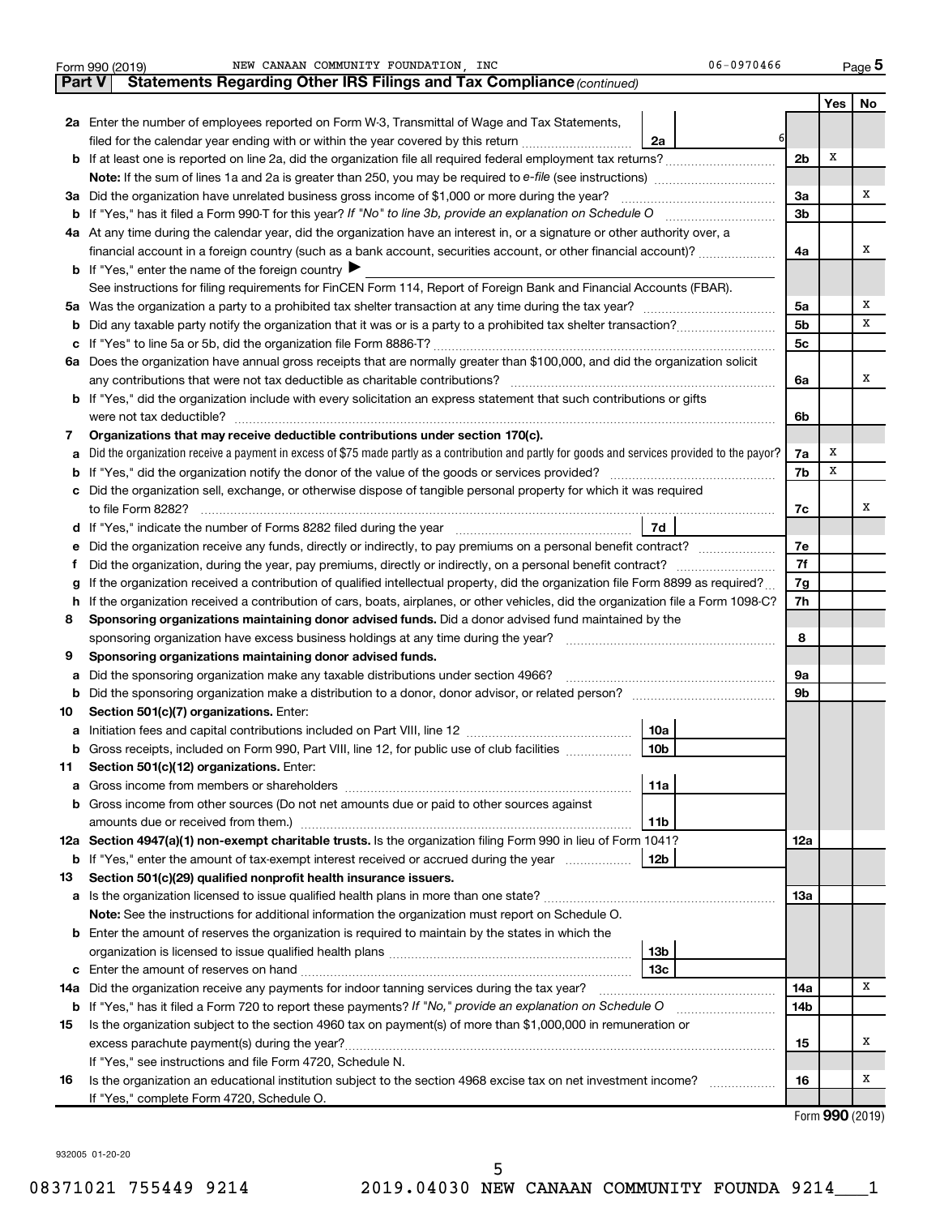Form 990 (2019) NEW CANAAN COMMUNITY FOUNDATION, INC 06-0970466 Page 5

## Part V Statements Regarding Other IRS Filings and Tax Compliance *(continued)*

| | | | | | Yes | No |
|---|---|---|---|---|---|---|
| **2a** | Enter the number of employees reported on Form W-3, Transmittal of Wage and Tax Statements, filed for the calendar year ending with or within the year covered by this return | 2a | 6 | | | |
| **b** | If at least one is reported on line 2a, did the organization file all required federal employment tax returns? | | | 2b | X | |
| | **Note:** If the sum of lines 1a and 2a is greater than 250, you may be required to *e-file* (see instructions) | | | | | |
| **3a** | Did the organization have unrelated business gross income of $1,000 or more during the year? | | | 3a | | X |
| **b** | If "Yes," has it filed a Form 990-T for this year? *If "No" to line 3b, provide an explanation on Schedule O* | | | 3b | | |
| **4a** | At any time during the calendar year, did the organization have an interest in, or a signature or other authority over, a financial account in a foreign country (such as a bank account, securities account, or other financial account)? | | | 4a | | X |
| **b** | If "Yes," enter the name of the foreign country ▶ | | | | | |
| | See instructions for filing requirements for FinCEN Form 114, Report of Foreign Bank and Financial Accounts (FBAR). | | | | | |
| **5a** | Was the organization a party to a prohibited tax shelter transaction at any time during the tax year? | | | 5a | | X |
| **b** | Did any taxable party notify the organization that it was or is a party to a prohibited tax shelter transaction? | | | 5b | | X |
| **c** | If "Yes" to line 5a or 5b, did the organization file Form 8886-T? | | | 5c | | |
| **6a** | Does the organization have annual gross receipts that are normally greater than $100,000, and did the organization solicit any contributions that were not tax deductible as charitable contributions? | | | 6a | | X |
| **b** | If "Yes," did the organization include with every solicitation an express statement that such contributions or gifts were not tax deductible? | | | 6b | | |
| **7** | **Organizations that may receive deductible contributions under section 170(c).** | | | | | |
| **a** | Did the organization receive a payment in excess of $75 made partly as a contribution and partly for goods and services provided to the payor? | | | 7a | X | |
| **b** | If "Yes," did the organization notify the donor of the value of the goods or services provided? | | | 7b | X | |
| **c** | Did the organization sell, exchange, or otherwise dispose of tangible personal property for which it was required to file Form 8282? | | | 7c | | X |
| **d** | If "Yes," indicate the number of Forms 8282 filed during the year | 7d | | | | |
| **e** | Did the organization receive any funds, directly or indirectly, to pay premiums on a personal benefit contract? | | | 7e | | |
| **f** | Did the organization, during the year, pay premiums, directly or indirectly, on a personal benefit contract? | | | 7f | | |
| **g** | If the organization received a contribution of qualified intellectual property, did the organization file Form 8899 as required? | | | 7g | | |
| **h** | If the organization received a contribution of cars, boats, airplanes, or other vehicles, did the organization file a Form 1098-C? | | | 7h | | |
| **8** | **Sponsoring organizations maintaining donor advised funds.** Did a donor advised fund maintained by the sponsoring organization have excess business holdings at any time during the year? | | | 8 | | |
| **9** | **Sponsoring organizations maintaining donor advised funds.** | | | | | |
| **a** | Did the sponsoring organization make any taxable distributions under section 4966? | | | 9a | | |
| **b** | Did the sponsoring organization make a distribution to a donor, donor advisor, or related person? | | | 9b | | |
| **10** | **Section 501(c)(7) organizations.** Enter: | | | | | |
| **a** | Initiation fees and capital contributions included on Part VIII, line 12 | 10a | | | | |
| **b** | Gross receipts, included on Form 990, Part VIII, line 12, for public use of club facilities | 10b | | | | |
| **11** | **Section 501(c)(12) organizations.** Enter: | | | | | |
| **a** | Gross income from members or shareholders | 11a | | | | |
| **b** | Gross income from other sources (Do not net amounts due or paid to other sources against amounts due or received from them.) | 11b | | | | |
| **12a** | **Section 4947(a)(1) non-exempt charitable trusts.** Is the organization filing Form 990 in lieu of Form 1041? | | | 12a | | |
| **b** | If "Yes," enter the amount of tax-exempt interest received or accrued during the year | 12b | | | | |
| **13** | **Section 501(c)(29) qualified nonprofit health insurance issuers.** | | | | | |
| **a** | Is the organization licensed to issue qualified health plans in more than one state? | | | 13a | | |
| | **Note:** See the instructions for additional information the organization must report on Schedule O. | | | | | |
| **b** | Enter the amount of reserves the organization is required to maintain by the states in which the organization is licensed to issue qualified health plans | 13b | | | | |
| **c** | Enter the amount of reserves on hand | 13c | | | | |
| **14a** | Did the organization receive any payments for indoor tanning services during the tax year? | | | 14a | | X |
| **b** | If "Yes," has it filed a Form 720 to report these payments? *If "No," provide an explanation on Schedule O* | | | 14b | | |
| **15** | Is the organization subject to the section 4960 tax on payment(s) of more than $1,000,000 in remuneration or excess parachute payment(s) during the year? | | | 15 | | X |
| | If "Yes," see instructions and file Form 4720, Schedule N. | | | | | |
| **16** | Is the organization an educational institution subject to the section 4968 excise tax on net investment income? | | | 16 | | X |
| | If "Yes," complete Form 4720, Schedule O. | | | | | |

Form **990** (2019)

932005 01-20-20

08371021 755449 9214 2019.04030 NEW CANAAN COMMUNITY FOUNDA 9214___1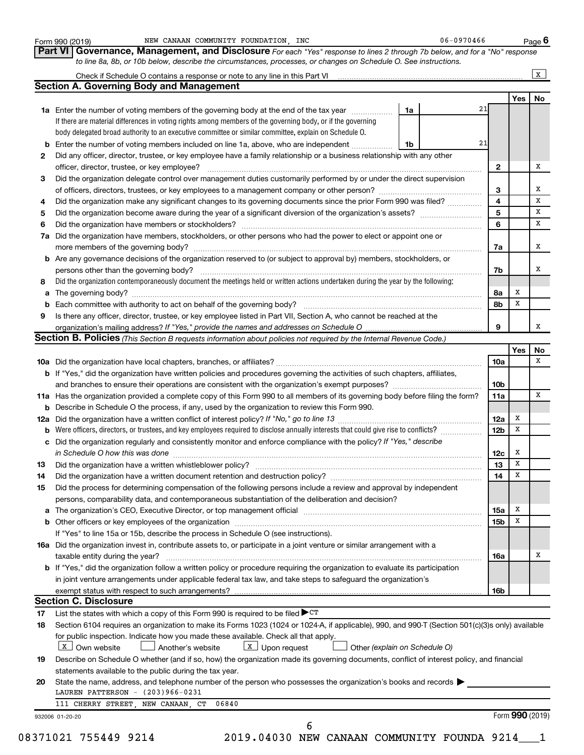Form 990 (2019) NEW CANAAN COMMUNITY FOUNDATION, INC 06-0970466 Page **6**

**Part VI** **Governance, Management, and Disclosure** *For each "Yes" response to lines 2 through 7b below, and for a "No" response to line 8a, 8b, or 10b below, describe the circumstances, processes, or changes on Schedule O. See instructions.*

Check if Schedule O contains a response or note to any line in this Part VI ☒

## Section A. Governing Body and Management

| | | | Yes | No |
|---|---|---|---|---|
| **1a** | Enter the number of voting members of the governing body at the end of the tax year **1a** 21. If there are material differences in voting rights among members of the governing body, or if the governing body delegated broad authority to an executive committee or similar committee, explain on Schedule O. | | | |
| **b** | Enter the number of voting members included on line 1a, above, who are independent **1b** 21 | | | |
| **2** | Did any officer, director, trustee, or key employee have a family relationship or a business relationship with any other officer, director, trustee, or key employee? | **2** | | X |
| **3** | Did the organization delegate control over management duties customarily performed by or under the direct supervision of officers, directors, trustees, or key employees to a management company or other person? | **3** | | X |
| **4** | Did the organization make any significant changes to its governing documents since the prior Form 990 was filed? | **4** | | X |
| **5** | Did the organization become aware during the year of a significant diversion of the organization's assets? | **5** | | X |
| **6** | Did the organization have members or stockholders? | **6** | | X |
| **7a** | Did the organization have members, stockholders, or other persons who had the power to elect or appoint one or more members of the governing body? | **7a** | | X |
| **b** | Are any governance decisions of the organization reserved to (or subject to approval by) members, stockholders, or persons other than the governing body? | **7b** | | X |
| **8** | Did the organization contemporaneously document the meetings held or written actions undertaken during the year by the following: | | | |
| **a** | The governing body? | **8a** | X | |
| **b** | Each committee with authority to act on behalf of the governing body? | **8b** | X | |
| **9** | Is there any officer, director, trustee, or key employee listed in Part VII, Section A, who cannot be reached at the organization's mailing address? *If "Yes," provide the names and addresses on Schedule O* | **9** | | X |

## Section B. Policies *(This Section B requests information about policies not required by the Internal Revenue Code.)*

| | | | Yes | No |
|---|---|---|---|---|
| **10a** | Did the organization have local chapters, branches, or affiliates? | **10a** | | X |
| **b** | If "Yes," did the organization have written policies and procedures governing the activities of such chapters, affiliates, and branches to ensure their operations are consistent with the organization's exempt purposes? | **10b** | | |
| **11a** | Has the organization provided a complete copy of this Form 990 to all members of its governing body before filing the form? | **11a** | | X |
| **b** | Describe in Schedule O the process, if any, used by the organization to review this Form 990. | | | |
| **12a** | Did the organization have a written conflict of interest policy? *If "No," go to line 13* | **12a** | X | |
| **b** | Were officers, directors, or trustees, and key employees required to disclose annually interests that could give rise to conflicts? | **12b** | X | |
| **c** | Did the organization regularly and consistently monitor and enforce compliance with the policy? *If "Yes," describe in Schedule O how this was done* | **12c** | X | |
| **13** | Did the organization have a written whistleblower policy? | **13** | X | |
| **14** | Did the organization have a written document retention and destruction policy? | **14** | X | |
| **15** | Did the process for determining compensation of the following persons include a review and approval by independent persons, comparability data, and contemporaneous substantiation of the deliberation and decision? | | | |
| **a** | The organization's CEO, Executive Director, or top management official | **15a** | X | |
| **b** | Other officers or key employees of the organization | **15b** | X | |
| | If "Yes" to line 15a or 15b, describe the process in Schedule O (see instructions). | | | |
| **16a** | Did the organization invest in, contribute assets to, or participate in a joint venture or similar arrangement with a taxable entity during the year? | **16a** | | X |
| **b** | If "Yes," did the organization follow a written policy or procedure requiring the organization to evaluate its participation in joint venture arrangements under applicable federal tax law, and take steps to safeguard the organization's exempt status with respect to such arrangements? | **16b** | | |

## Section C. Disclosure

**17** List the states with which a copy of this Form 990 is required to be filed ▶ CT

**18** Section 6104 requires an organization to make its Forms 1023 (1024 or 1024-A, if applicable), 990, and 990-T (Section 501(c)(3)s only) available for public inspection. Indicate how you made these available. Check all that apply.

☒ Own website ☐ Another's website ☒ Upon request ☐ Other *(explain on Schedule O)*

**19** Describe on Schedule O whether (and if so, how) the organization made its governing documents, conflict of interest policy, and financial statements available to the public during the tax year.

**20** State the name, address, and telephone number of the person who possesses the organization's books and records ▶

LAUREN PATTERSON - (203)966-0231

111 CHERRY STREET, NEW CANAAN, CT 06840

932006 01-20-20 Form **990** (2019)

08371021 755449 9214 2019.04030 NEW CANAAN COMMUNITY FOUNDA 9214___1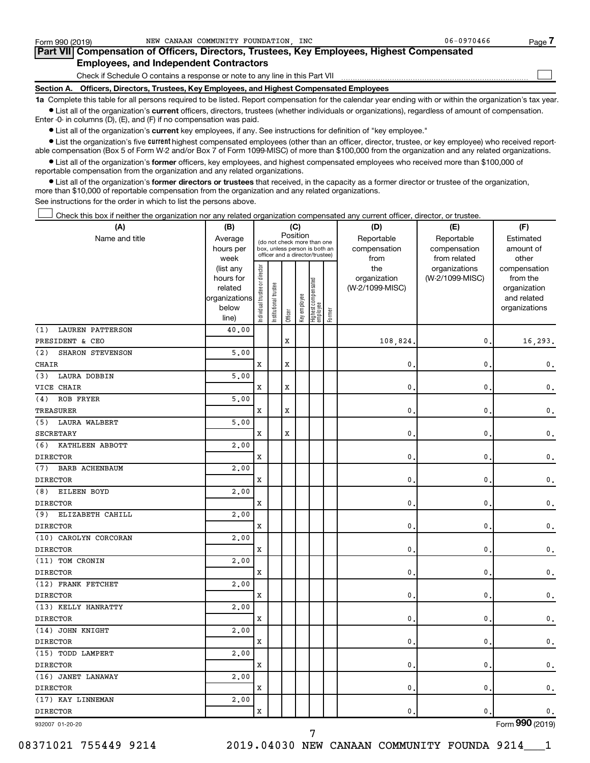Form 990 (2019) NEW CANAAN COMMUNITY FOUNDATION, INC 06-0970466

## Part VII Compensation of Officers, Directors, Trustees, Key Employees, Highest Compensated Employees, and Independent Contractors

Check if Schedule O contains a response or note to any line in this Part VII ☐

### Section A. Officers, Directors, Trustees, Key Employees, and Highest Compensated Employees

**1a** Complete this table for all persons required to be listed. Report compensation for the calendar year ending with or within the organization's tax year.

- List all of the organization's **current** officers, directors, trustees (whether individuals or organizations), regardless of amount of compensation. Enter -0- in columns (D), (E), and (F) if no compensation was paid.
- List all of the organization's **current** key employees, if any. See instructions for definition of "key employee."
- List the organization's five **current** highest compensated employees (other than an officer, director, trustee, or key employee) who received reportable compensation (Box 5 of Form W-2 and/or Box 7 of Form 1099-MISC) of more than $100,000 from the organization and any related organizations.
- List all of the organization's **former** officers, key employees, and highest compensated employees who received more than $100,000 of reportable compensation from the organization and any related organizations.
- List all of the organization's **former directors or trustees** that received, in the capacity as a former director or trustee of the organization, more than $10,000 of reportable compensation from the organization and any related organizations.

See instructions for the order in which to list the persons above.

☐ Check this box if neither the organization nor any related organization compensated any current officer, director, or trustee.

| (A) Name and title | (B) Average hours per week (list any hours for related organizations below line) | (C) Position: Individual trustee or director | Institutional trustee | Officer | Key employee | Highest compensated employee | Former | (D) Reportable compensation from the organization (W-2/1099-MISC) | (E) Reportable compensation from related organizations (W-2/1099-MISC) | (F) Estimated amount of other compensation from the organization and related organizations |
|---|---|---|---|---|---|---|---|---|---|---|
| (1) LAUREN PATTERSON<br>PRESIDENT & CEO | 40.00 | | | X | | | | 108,824. | 0. | 16,293. |
| (2) SHARON STEVENSON<br>CHAIR | 5.00 | X | | X | | | | 0. | 0. | 0. |
| (3) LAURA DOBBIN<br>VICE CHAIR | 5.00 | X | | X | | | | 0. | 0. | 0. |
| (4) ROB FRYER<br>TREASURER | 5.00 | X | | X | | | | 0. | 0. | 0. |
| (5) LAURA WALBERT<br>SECRETARY | 5.00 | X | | X | | | | 0. | 0. | 0. |
| (6) KATHLEEN ABBOTT<br>DIRECTOR | 2.00 | X | | | | | | 0. | 0. | 0. |
| (7) BARB ACHENBAUM<br>DIRECTOR | 2.00 | X | | | | | | 0. | 0. | 0. |
| (8) EILEEN BOYD<br>DIRECTOR | 2.00 | X | | | | | | 0. | 0. | 0. |
| (9) ELIZABETH CAHILL<br>DIRECTOR | 2.00 | X | | | | | | 0. | 0. | 0. |
| (10) CAROLYN CORCORAN<br>DIRECTOR | 2.00 | X | | | | | | 0. | 0. | 0. |
| (11) TOM CRONIN<br>DIRECTOR | 2.00 | X | | | | | | 0. | 0. | 0. |
| (12) FRANK FETCHET<br>DIRECTOR | 2.00 | X | | | | | | 0. | 0. | 0. |
| (13) KELLY HANRATTY<br>DIRECTOR | 2.00 | X | | | | | | 0. | 0. | 0. |
| (14) JOHN KNIGHT<br>DIRECTOR | 2.00 | X | | | | | | 0. | 0. | 0. |
| (15) TODD LAMPERT<br>DIRECTOR | 2.00 | X | | | | | | 0. | 0. | 0. |
| (16) JANET LANAWAY<br>DIRECTOR | 2.00 | X | | | | | | 0. | 0. | 0. |
| (17) KAY LINNEMAN<br>DIRECTOR | 2.00 | X | | | | | | 0. | 0. | 0. |

932007 01-20-20 Form **990** (2019)

08371021 755449 9214 2019.04030 NEW CANAAN COMMUNITY FOUNDA 9214___1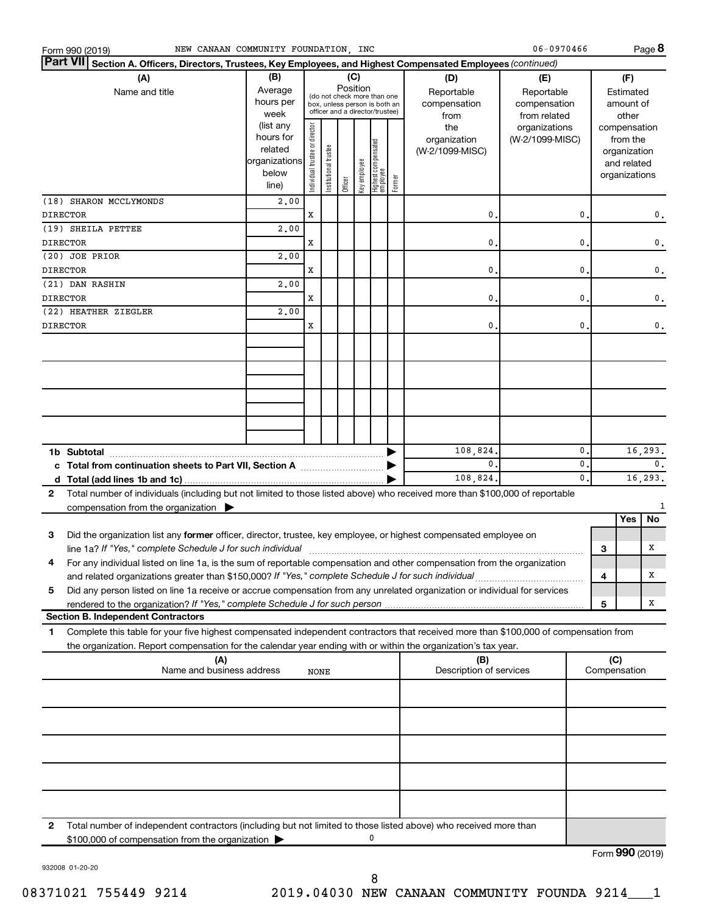Form 990 (2019) NEW CANAAN COMMUNITY FOUNDATION, INC 06-0970466

## Part VII Section A. Officers, Directors, Trustees, Key Employees, and Highest Compensated Employees *(continued)*

| (A) Name and title | (B) Average hours per week (list any hours for related organizations below line) | (C) Position: Individual trustee or director | Institutional trustee | Officer | Key employee | Highest compensated employee | Former | (D) Reportable compensation from the organization (W-2/1099-MISC) | (E) Reportable compensation from related organizations (W-2/1099-MISC) | (F) Estimated amount of other compensation from the organization and related organizations |
|---|---|---|---|---|---|---|---|---|---|---|
| (18) SHARON MCCLYMONDS DIRECTOR | 2.00 | X | | | | | | 0. | 0. | 0. |
| (19) SHEILA PETTEE DIRECTOR | 2.00 | X | | | | | | 0. | 0. | 0. |
| (20) JOE PRIOR DIRECTOR | 2.00 | X | | | | | | 0. | 0. | 0. |
| (21) DAN RASHIN DIRECTOR | 2.00 | X | | | | | | 0. | 0. | 0. |
| (22) HEATHER ZIEGLER DIRECTOR | 2.00 | X | | | | | | 0. | 0. | 0. |
| **1b Subtotal** | | | | | | | | 108,824. | 0. | 16,293. |
| **c Total from continuation sheets to Part VII, Section A** | | | | | | | | 0. | 0. | 0. |
| **d Total (add lines 1b and 1c)** | | | | | | | | 108,824. | 0. | 16,293. |

**2** Total number of individuals (including but not limited to those listed above) who received more than $100,000 of reportable compensation from the organization ▶ 1

| | | Yes | No |
|---|---|---|---|
| **3** Did the organization list any **former** officer, director, trustee, key employee, or highest compensated employee on line 1a? *If "Yes," complete Schedule J for such individual* | 3 | | X |
| **4** For any individual listed on line 1a, is the sum of reportable compensation and other compensation from the organization and related organizations greater than $150,000? *If "Yes," complete Schedule J for such individual* | 4 | | X |
| **5** Did any person listed on line 1a receive or accrue compensation from any unrelated organization or individual for services rendered to the organization? *If "Yes," complete Schedule J for such person* | 5 | | X |

### Section B. Independent Contractors

**1** Complete this table for your five highest compensated independent contractors that received more than $100,000 of compensation from the organization. Report compensation for the calendar year ending with or within the organization's tax year.

| (A) Name and business address | (B) Description of services | (C) Compensation |
|---|---|---|
| NONE | | |
| | | |
| | | |
| | | |
| | | |

**2** Total number of independent contractors (including but not limited to those listed above) who received more than $100,000 of compensation from the organization ▶ 0

Form **990** (2019)

932008 01-20-20

08371021 755449 9214 2019.04030 NEW CANAAN COMMUNITY FOUNDA 9214___1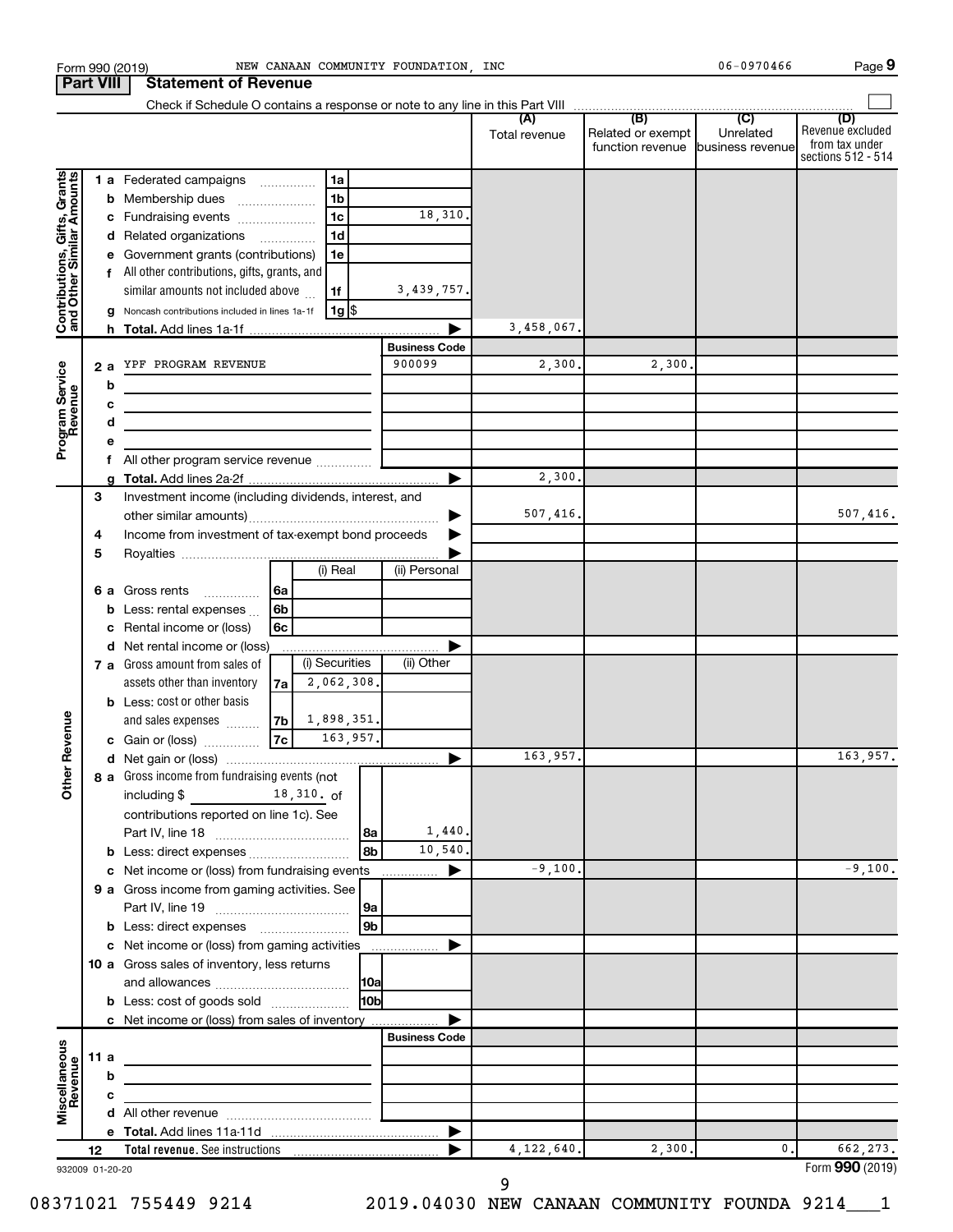Form 990 (2019) NEW CANAAN COMMUNITY FOUNDATION, INC 06-0970466

## Part VIII Statement of Revenue

Check if Schedule O contains a response or note to any line in this Part VIII

| | | | (A) Total revenue | (B) Related or exempt function revenue | (C) Unrelated business revenue | (D) Revenue excluded from tax under sections 512 - 514 |
|---|---|---|---|---|---|---|
| **Contributions, Gifts, Grants and Other Similar Amounts** | 1a Federated campaigns | 1a | | | | |
| | b Membership dues | 1b | | | | |
| | c Fundraising events | 1c 18,310. | | | | |
| | d Related organizations | 1d | | | | |
| | e Government grants (contributions) | 1e | | | | |
| | f All other contributions, gifts, grants, and similar amounts not included above | 1f 3,439,757. | | | | |
| | g Noncash contributions included in lines 1a-1f | 1g $ | | | | |
| | h **Total.** Add lines 1a-1f | | 3,458,067. | | | |
| **Program Service Revenue** | | Business Code | | | | |
| | 2a YPF PROGRAM REVENUE | 900099 | 2,300. | 2,300. | | |
| | b | | | | | |
| | c | | | | | |
| | d | | | | | |
| | e | | | | | |
| | f All other program service revenue | | | | | |
| | g **Total.** Add lines 2a-2f | | 2,300. | | | |
| **Other Revenue** | 3 Investment income (including dividends, interest, and other similar amounts) | | 507,416. | | | 507,416. |
| | 4 Income from investment of tax-exempt bond proceeds | | | | | |
| | 5 Royalties | | | | | |
| | | (i) Real / (ii) Personal | | | | |
| | 6a Gross rents | 6a | | | | |
| | b Less: rental expenses | 6b | | | | |
| | c Rental income or (loss) | 6c | | | | |
| | d Net rental income or (loss) | | | | | |
| | | (i) Securities / (ii) Other | | | | |
| | 7a Gross amount from sales of assets other than inventory | 7a 2,062,308. | | | | |
| | b Less: cost or other basis and sales expenses | 7b 1,898,351. | | | | |
| | c Gain or (loss) | 7c 163,957. | | | | |
| | d Net gain or (loss) | | 163,957. | | | 163,957. |
| | 8a Gross income from fundraising events (not including $ 18,310. of contributions reported on line 1c). See Part IV, line 18 | 8a 1,440. | | | | |
| | b Less: direct expenses | 8b 10,540. | | | | |
| | c Net income or (loss) from fundraising events | | -9,100. | | | -9,100. |
| | 9a Gross income from gaming activities. See Part IV, line 19 | 9a | | | | |
| | b Less: direct expenses | 9b | | | | |
| | c Net income or (loss) from gaming activities | | | | | |
| | 10a Gross sales of inventory, less returns and allowances | 10a | | | | |
| | b Less: cost of goods sold | 10b | | | | |
| | c Net income or (loss) from sales of inventory | | | | | |
| **Miscellaneous Revenue** | | Business Code | | | | |
| | 11a | | | | | |
| | b | | | | | |
| | c | | | | | |
| | d All other revenue | | | | | |
| | e **Total.** Add lines 11a-11d | | | | | |
| | 12 **Total revenue.** See instructions | | 4,122,640. | 2,300. | 0. | 662,273. |

932009 01-20-20

Form **990** (2019)

08371021 755449 9214 2019.04030 NEW CANAAN COMMUNITY FOUNDA 9214___1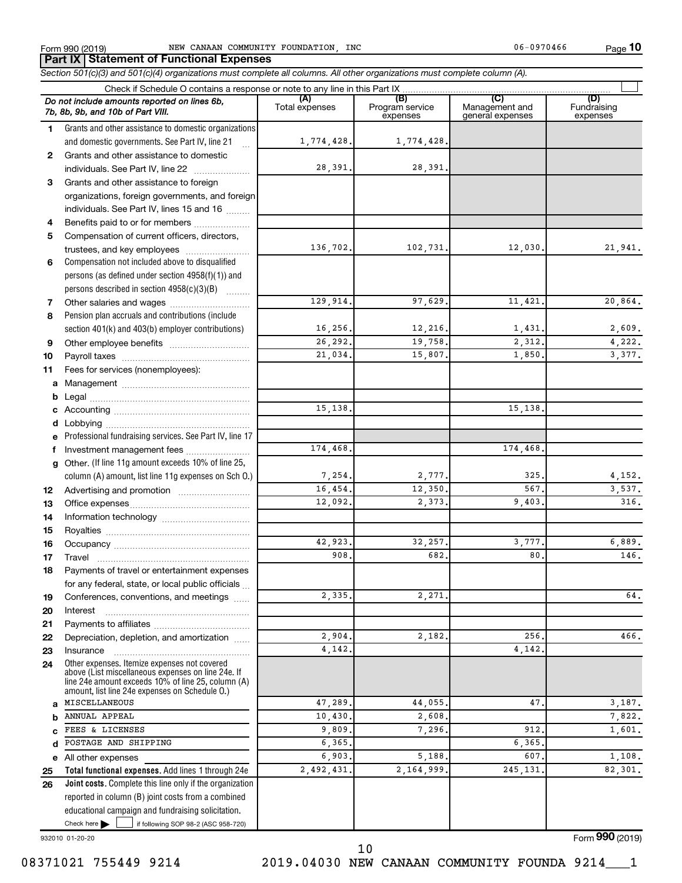Form 990 (2019) NEW CANAAN COMMUNITY FOUNDATION, INC 06-0970466

## Part IX | Statement of Functional Expenses

*Section 501(c)(3) and 501(c)(4) organizations must complete all columns. All other organizations must complete column (A).*

Check if Schedule O contains a response or note to any line in this Part IX

| | *Do not include amounts reported on lines 6b, 7b, 8b, 9b, and 10b of Part VIII.* | (A) Total expenses | (B) Program service expenses | (C) Management and general expenses | (D) Fundraising expenses |
|---|---|---|---|---|---|
| 1 | Grants and other assistance to domestic organizations and domestic governments. See Part IV, line 21 | 1,774,428. | 1,774,428. | | |
| 2 | Grants and other assistance to domestic individuals. See Part IV, line 22 | 28,391. | 28,391. | | |
| 3 | Grants and other assistance to foreign organizations, foreign governments, and foreign individuals. See Part IV, lines 15 and 16 | | | | |
| 4 | Benefits paid to or for members | | | | |
| 5 | Compensation of current officers, directors, trustees, and key employees | 136,702. | 102,731. | 12,030. | 21,941. |
| 6 | Compensation not included above to disqualified persons (as defined under section 4958(f)(1)) and persons described in section 4958(c)(3)(B) | | | | |
| 7 | Other salaries and wages | 129,914. | 97,629. | 11,421. | 20,864. |
| 8 | Pension plan accruals and contributions (include section 401(k) and 403(b) employer contributions) | 16,256. | 12,216. | 1,431. | 2,609. |
| 9 | Other employee benefits | 26,292. | 19,758. | 2,312. | 4,222. |
| 10 | Payroll taxes | 21,034. | 15,807. | 1,850. | 3,377. |
| 11 | Fees for services (nonemployees): | | | | |
| a | Management | | | | |
| b | Legal | | | | |
| c | Accounting | 15,138. | | 15,138. | |
| d | Lobbying | | | | |
| e | Professional fundraising services. See Part IV, line 17 | | | | |
| f | Investment management fees | 174,468. | | 174,468. | |
| g | Other. (If line 11g amount exceeds 10% of line 25, column (A) amount, list line 11g expenses on Sch O.) | 7,254. | 2,777. | 325. | 4,152. |
| 12 | Advertising and promotion | 16,454. | 12,350. | 567. | 3,537. |
| 13 | Office expenses | 12,092. | 2,373. | 9,403. | 316. |
| 14 | Information technology | | | | |
| 15 | Royalties | | | | |
| 16 | Occupancy | 42,923. | 32,257. | 3,777. | 6,889. |
| 17 | Travel | 908. | 682. | 80. | 146. |
| 18 | Payments of travel or entertainment expenses for any federal, state, or local public officials | | | | |
| 19 | Conferences, conventions, and meetings | 2,335. | 2,271. | | 64. |
| 20 | Interest | | | | |
| 21 | Payments to affiliates | | | | |
| 22 | Depreciation, depletion, and amortization | 2,904. | 2,182. | 256. | 466. |
| 23 | Insurance | 4,142. | | 4,142. | |
| 24 | Other expenses. Itemize expenses not covered above (List miscellaneous expenses on line 24e. If line 24e amount exceeds 10% of line 25, column (A) amount, list line 24e expenses on Schedule O.) | | | | |
| a | MISCELLANEOUS | 47,289. | 44,055. | 47. | 3,187. |
| b | ANNUAL APPEAL | 10,430. | 2,608. | | 7,822. |
| c | FEES & LICENSES | 9,809. | 7,296. | 912. | 1,601. |
| d | POSTAGE AND SHIPPING | 6,365. | | 6,365. | |
| e | All other expenses | 6,903. | 5,188. | 607. | 1,108. |
| 25 | **Total functional expenses.** Add lines 1 through 24e | 2,492,431. | 2,164,999. | 245,131. | 82,301. |
| 26 | **Joint costs.** Complete this line only if the organization reported in column (B) joint costs from a combined educational campaign and fundraising solicitation. Check here ☐ if following SOP 98-2 (ASC 958-720) | | | | |

932010 01-20-20

Form **990** (2019)

08371021 755449 9214 2019.04030 NEW CANAAN COMMUNITY FOUNDA 9214___1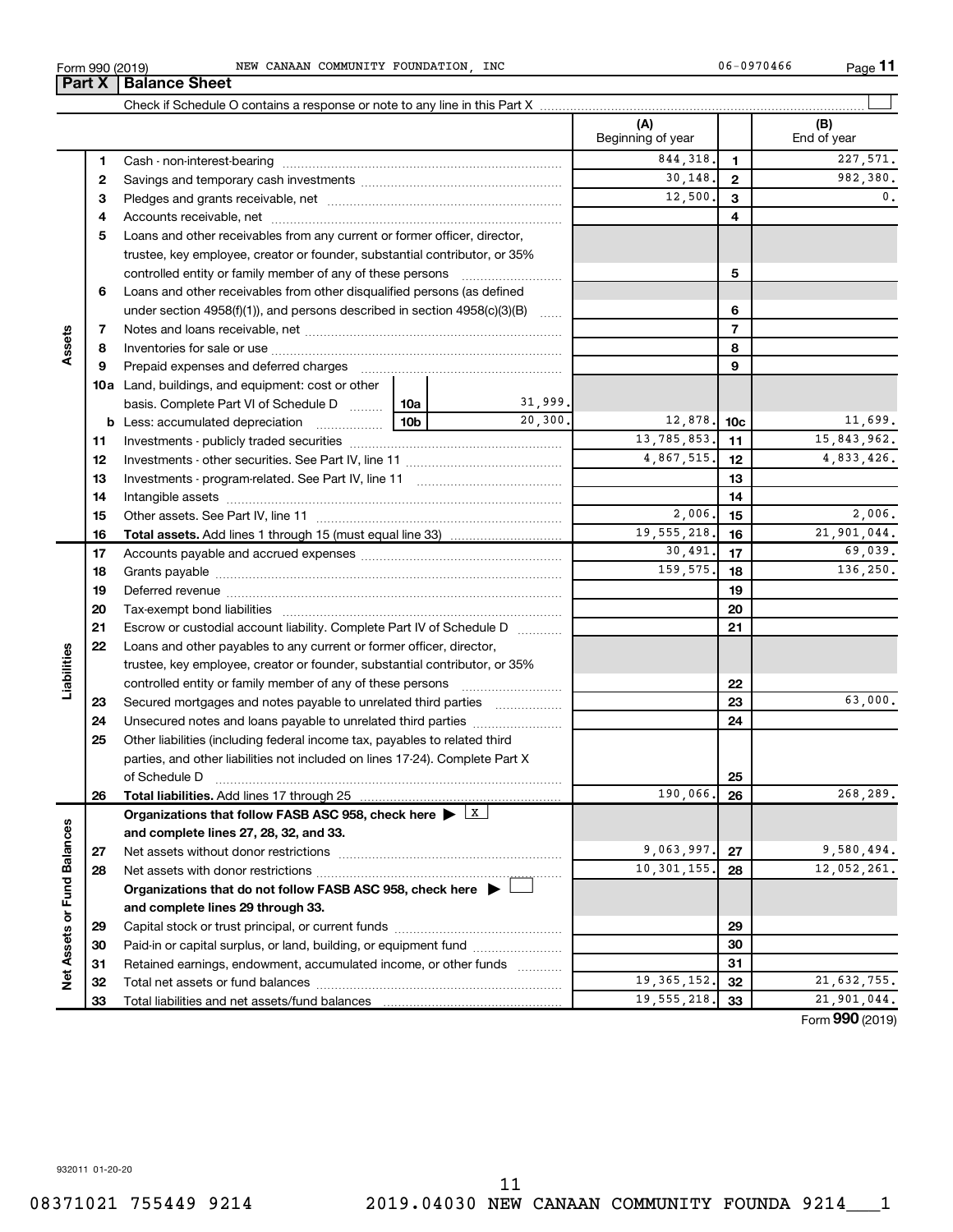Form 990 (2019) NEW CANAAN COMMUNITY FOUNDATION, INC 06-0970466

## Part X Balance Sheet

Check if Schedule O contains a response or note to any line in this Part X

| | | | | (A) Beginning of year | | (B) End of year |
|---|---|---|---|---|---|---|
| Assets | 1 | Cash - non-interest-bearing | | 844,318. | 1 | 227,571. |
| | 2 | Savings and temporary cash investments | | 30,148. | 2 | 982,380. |
| | 3 | Pledges and grants receivable, net | | 12,500. | 3 | 0. |
| | 4 | Accounts receivable, net | | | 4 | |
| | 5 | Loans and other receivables from any current or former officer, director, trustee, key employee, creator or founder, substantial contributor, or 35% controlled entity or family member of any of these persons | | | 5 | |
| | 6 | Loans and other receivables from other disqualified persons (as defined under section 4958(f)(1)), and persons described in section 4958(c)(3)(B) | | | 6 | |
| | 7 | Notes and loans receivable, net | | | 7 | |
| | 8 | Inventories for sale or use | | | 8 | |
| | 9 | Prepaid expenses and deferred charges | | | 9 | |
| | 10a | Land, buildings, and equipment: cost or other basis. Complete Part VI of Schedule D | 10a 31,999. | | | |
| | b | Less: accumulated depreciation | 10b 20,300. | 12,878. | 10c | 11,699. |
| | 11 | Investments - publicly traded securities | | 13,785,853. | 11 | 15,843,962. |
| | 12 | Investments - other securities. See Part IV, line 11 | | 4,867,515. | 12 | 4,833,426. |
| | 13 | Investments - program-related. See Part IV, line 11 | | | 13 | |
| | 14 | Intangible assets | | | 14 | |
| | 15 | Other assets. See Part IV, line 11 | | 2,006. | 15 | 2,006. |
| | 16 | **Total assets.** Add lines 1 through 15 (must equal line 33) | | 19,555,218. | 16 | 21,901,044. |
| Liabilities | 17 | Accounts payable and accrued expenses | | 30,491. | 17 | 69,039. |
| | 18 | Grants payable | | 159,575. | 18 | 136,250. |
| | 19 | Deferred revenue | | | 19 | |
| | 20 | Tax-exempt bond liabilities | | | 20 | |
| | 21 | Escrow or custodial account liability. Complete Part IV of Schedule D | | | 21 | |
| | 22 | Loans and other payables to any current or former officer, director, trustee, key employee, creator or founder, substantial contributor, or 35% controlled entity or family member of any of these persons | | | 22 | |
| | 23 | Secured mortgages and notes payable to unrelated third parties | | | 23 | 63,000. |
| | 24 | Unsecured notes and loans payable to unrelated third parties | | | 24 | |
| | 25 | Other liabilities (including federal income tax, payables to related third parties, and other liabilities not included on lines 17-24). Complete Part X of Schedule D | | | 25 | |
| | 26 | **Total liabilities.** Add lines 17 through 25 | | 190,066. | 26 | 268,289. |
| Net Assets or Fund Balances | | **Organizations that follow FASB ASC 958, check here** ▶ X **and complete lines 27, 28, 32, and 33.** | | | | |
| | 27 | Net assets without donor restrictions | | 9,063,997. | 27 | 9,580,494. |
| | 28 | Net assets with donor restrictions | | 10,301,155. | 28 | 12,052,261. |
| | | **Organizations that do not follow FASB ASC 958, check here** ▶ ☐ **and complete lines 29 through 33.** | | | | |
| | 29 | Capital stock or trust principal, or current funds | | | 29 | |
| | 30 | Paid-in or capital surplus, or land, building, or equipment fund | | | 30 | |
| | 31 | Retained earnings, endowment, accumulated income, or other funds | | | 31 | |
| | 32 | Total net assets or fund balances | | 19,365,152. | 32 | 21,632,755. |
| | 33 | Total liabilities and net assets/fund balances | | 19,555,218. | 33 | 21,901,044. |

Form **990** (2019)

932011 01-20-20

08371021 755449 9214 2019.04030 NEW CANAAN COMMUNITY FOUNDA 9214___1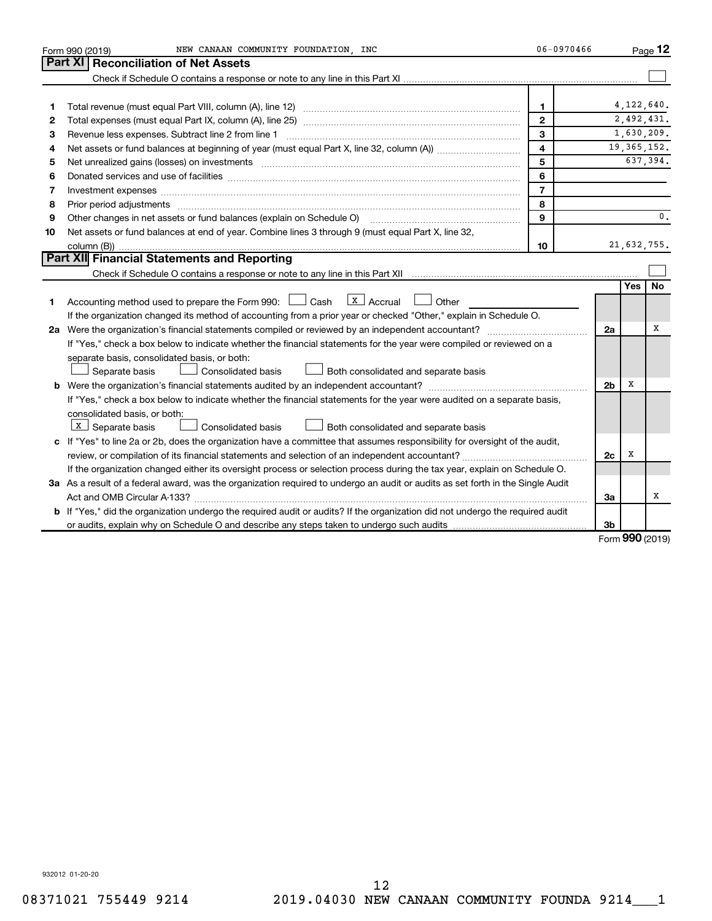Form 990 (2019) NEW CANAAN COMMUNITY FOUNDATION, INC 06-0970466

## Part XI Reconciliation of Net Assets

Check if Schedule O contains a response or note to any line in this Part XI ☐

| | | | |
|---|---|---|---|
| 1 | Total revenue (must equal Part VIII, column (A), line 12) | 1 | 4,122,640. |
| 2 | Total expenses (must equal Part IX, column (A), line 25) | 2 | 2,492,431. |
| 3 | Revenue less expenses. Subtract line 2 from line 1 | 3 | 1,630,209. |
| 4 | Net assets or fund balances at beginning of year (must equal Part X, line 32, column (A)) | 4 | 19,365,152. |
| 5 | Net unrealized gains (losses) on investments | 5 | 637,394. |
| 6 | Donated services and use of facilities | 6 | |
| 7 | Investment expenses | 7 | |
| 8 | Prior period adjustments | 8 | |
| 9 | Other changes in net assets or fund balances (explain on Schedule O) | 9 | 0. |
| 10 | Net assets or fund balances at end of year. Combine lines 3 through 9 (must equal Part X, line 32, column (B)) | 10 | 21,632,755. |

## Part XII Financial Statements and Reporting

Check if Schedule O contains a response or note to any line in this Part XII ☐

| | | | Yes | No |
|---|---|---|---|---|
| 1 | Accounting method used to prepare the Form 990: ☐ Cash ☒ Accrual ☐ Other<br>If the organization changed its method of accounting from a prior year or checked "Other," explain in Schedule O. | | | |
| 2a | Were the organization's financial statements compiled or reviewed by an independent accountant?<br>If "Yes," check a box below to indicate whether the financial statements for the year were compiled or reviewed on a separate basis, consolidated basis, or both:<br>☐ Separate basis ☐ Consolidated basis ☐ Both consolidated and separate basis | 2a | | X |
| b | Were the organization's financial statements audited by an independent accountant?<br>If "Yes," check a box below to indicate whether the financial statements for the year were audited on a separate basis, consolidated basis, or both:<br>☒ Separate basis ☐ Consolidated basis ☐ Both consolidated and separate basis | 2b | X | |
| c | If "Yes" to line 2a or 2b, does the organization have a committee that assumes responsibility for oversight of the audit, review, or compilation of its financial statements and selection of an independent accountant?<br>If the organization changed either its oversight process or selection process during the tax year, explain on Schedule O. | 2c | X | |
| 3a | As a result of a federal award, was the organization required to undergo an audit or audits as set forth in the Single Audit Act and OMB Circular A-133? | 3a | | X |
| b | If "Yes," did the organization undergo the required audit or audits? If the organization did not undergo the required audit or audits, explain why on Schedule O and describe any steps taken to undergo such audits | 3b | | |

Form **990** (2019)

932012 01-20-20

08371021 755449 9214 2019.04030 NEW CANAAN COMMUNITY FOUNDA 9214___1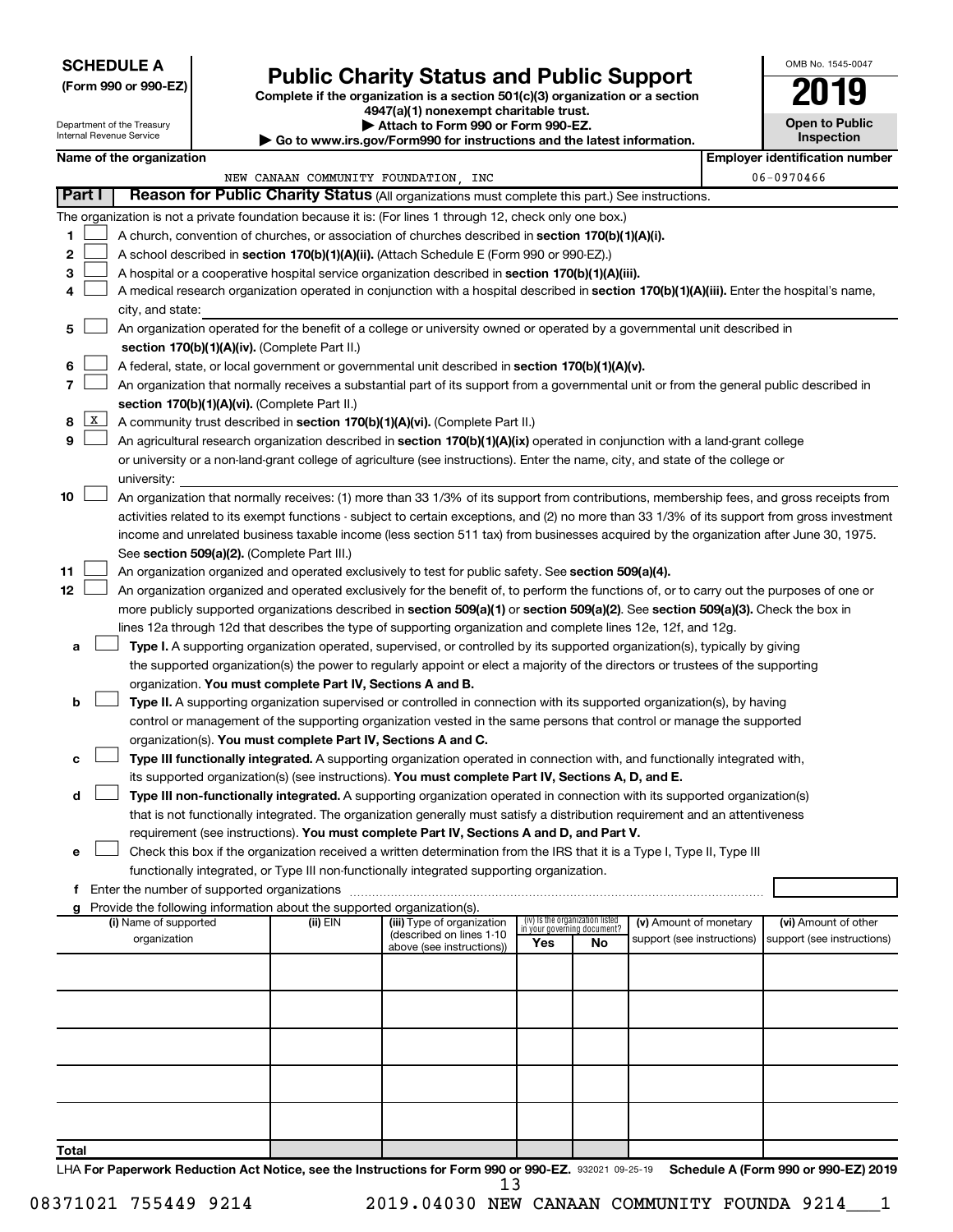**SCHEDULE A**
**(Form 990 or 990-EZ)**

Department of the Treasury
Internal Revenue Service

# Public Charity Status and Public Support

**Complete if the organization is a section 501(c)(3) organization or a section 4947(a)(1) nonexempt charitable trust.**
**▶ Attach to Form 990 or Form 990-EZ.**
**▶ Go to www.irs.gov/Form990 for instructions and the latest information.**

OMB No. 1545-0047
**2019**
**Open to Public Inspection**

**Name of the organization:** NEW CANAAN COMMUNITY FOUNDATION, INC
**Employer identification number:** 06-0970466

## Part I — Reason for Public Charity Status (All organizations must complete this part.) See instructions.

The organization is not a private foundation because it is: (For lines 1 through 12, check only one box.)

1. ☐ A church, convention of churches, or association of churches described in **section 170(b)(1)(A)(i).**
2. ☐ A school described in **section 170(b)(1)(A)(ii).** (Attach Schedule E (Form 990 or 990-EZ).)
3. ☐ A hospital or a cooperative hospital service organization described in **section 170(b)(1)(A)(iii).**
4. ☐ A medical research organization operated in conjunction with a hospital described in **section 170(b)(1)(A)(iii).** Enter the hospital's name, city, and state:
5. ☐ An organization operated for the benefit of a college or university owned or operated by a governmental unit described in **section 170(b)(1)(A)(iv).** (Complete Part II.)
6. ☐ A federal, state, or local government or governmental unit described in **section 170(b)(1)(A)(v).**
7. ☐ An organization that normally receives a substantial part of its support from a governmental unit or from the general public described in **section 170(b)(1)(A)(vi).** (Complete Part II.)
8. ☒ A community trust described in **section 170(b)(1)(A)(vi).** (Complete Part II.)
9. ☐ An agricultural research organization described in **section 170(b)(1)(A)(ix)** operated in conjunction with a land-grant college or university or a non-land-grant college of agriculture (see instructions). Enter the name, city, and state of the college or university:
10. ☐ An organization that normally receives: (1) more than 33 1/3% of its support from contributions, membership fees, and gross receipts from activities related to its exempt functions - subject to certain exceptions, and (2) no more than 33 1/3% of its support from gross investment income and unrelated business taxable income (less section 511 tax) from businesses acquired by the organization after June 30, 1975. See **section 509(a)(2).** (Complete Part III.)
11. ☐ An organization organized and operated exclusively to test for public safety. See **section 509(a)(4).**
12. ☐ An organization organized and operated exclusively for the benefit of, to perform the functions of, or to carry out the purposes of one or more publicly supported organizations described in **section 509(a)(1)** or **section 509(a)(2).** See **section 509(a)(3).** Check the box in lines 12a through 12d that describes the type of supporting organization and complete lines 12e, 12f, and 12g.
   - **a** ☐ **Type I.** A supporting organization operated, supervised, or controlled by its supported organization(s), typically by giving the supported organization(s) the power to regularly appoint or elect a majority of the directors or trustees of the supporting organization. **You must complete Part IV, Sections A and B.**
   - **b** ☐ **Type II.** A supporting organization supervised or controlled in connection with its supported organization(s), by having control or management of the supporting organization vested in the same persons that control or manage the supported organization(s). **You must complete Part IV, Sections A and C.**
   - **c** ☐ **Type III functionally integrated.** A supporting organization operated in connection with, and functionally integrated with, its supported organization(s) (see instructions). **You must complete Part IV, Sections A, D, and E.**
   - **d** ☐ **Type III non-functionally integrated.** A supporting organization operated in connection with its supported organization(s) that is not functionally integrated. The organization generally must satisfy a distribution requirement and an attentiveness requirement (see instructions). **You must complete Part IV, Sections A and D, and Part V.**
   - **e** ☐ Check this box if the organization received a written determination from the IRS that it is a Type I, Type II, Type III functionally integrated, or Type III non-functionally integrated supporting organization.
   - **f** Enter the number of supported organizations
   - **g** Provide the following information about the supported organization(s).

| (i) Name of supported organization | (ii) EIN | (iii) Type of organization (described on lines 1-10 above (see instructions)) | (iv) Is the organization listed in your governing document? Yes | No | (v) Amount of monetary support (see instructions) | (vi) Amount of other support (see instructions) |
|---|---|---|---|---|---|---|
| | | | | | | |
| | | | | | | |
| | | | | | | |
| | | | | | | |
| | | | | | | |
| **Total** | | | | | | |

LHA **For Paperwork Reduction Act Notice, see the Instructions for Form 990 or 990-EZ.** 932021 09-25-19 **Schedule A (Form 990 or 990-EZ) 2019**

08371021 755449 9214 2019.04030 NEW CANAAN COMMUNITY FOUNDA 9214___1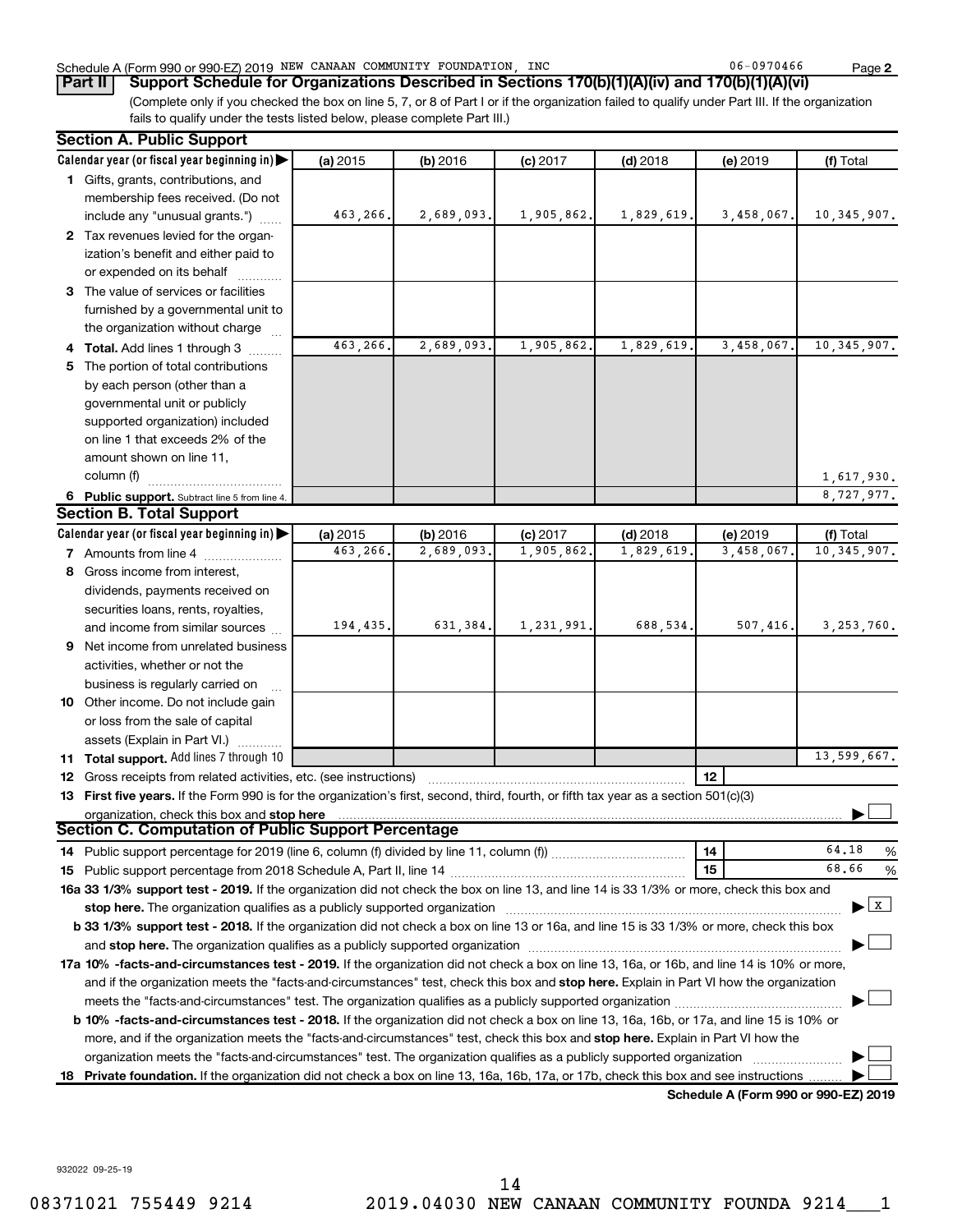Schedule A (Form 990 or 990-EZ) 2019 NEW CANAAN COMMUNITY FOUNDATION, INC 06-0970466

**Part II** **Support Schedule for Organizations Described in Sections 170(b)(1)(A)(iv) and 170(b)(1)(A)(vi)**

(Complete only if you checked the box on line 5, 7, or 8 of Part I or if the organization failed to qualify under Part III. If the organization fails to qualify under the tests listed below, please complete Part III.)

## Section A. Public Support

| Calendar year (or fiscal year beginning in) | (a) 2015 | (b) 2016 | (c) 2017 | (d) 2018 | (e) 2019 | (f) Total |
|---|---|---|---|---|---|---|
| 1 Gifts, grants, contributions, and membership fees received. (Do not include any "unusual grants.") | 463,266. | 2,689,093. | 1,905,862. | 1,829,619. | 3,458,067. | 10,345,907. |
| 2 Tax revenues levied for the organization's benefit and either paid to or expended on its behalf | | | | | | |
| 3 The value of services or facilities furnished by a governmental unit to the organization without charge | | | | | | |
| 4 **Total.** Add lines 1 through 3 | 463,266. | 2,689,093. | 1,905,862. | 1,829,619. | 3,458,067. | 10,345,907. |
| 5 The portion of total contributions by each person (other than a governmental unit or publicly supported organization) included on line 1 that exceeds 2% of the amount shown on line 11, column (f) | | | | | | 1,617,930. |
| 6 **Public support.** Subtract line 5 from line 4. | | | | | | 8,727,977. |

## Section B. Total Support

| Calendar year (or fiscal year beginning in) | (a) 2015 | (b) 2016 | (c) 2017 | (d) 2018 | (e) 2019 | (f) Total |
|---|---|---|---|---|---|---|
| 7 Amounts from line 4 | 463,266. | 2,689,093. | 1,905,862. | 1,829,619. | 3,458,067. | 10,345,907. |
| 8 Gross income from interest, dividends, payments received on securities loans, rents, royalties, and income from similar sources | 194,435. | 631,384. | 1,231,991. | 688,534. | 507,416. | 3,253,760. |
| 9 Net income from unrelated business activities, whether or not the business is regularly carried on | | | | | | |
| 10 Other income. Do not include gain or loss from the sale of capital assets (Explain in Part VI.) | | | | | | |
| 11 **Total support.** Add lines 7 through 10 | | | | | | 13,599,667. |

12 Gross receipts from related activities, etc. (see instructions) | 12 |

13 **First five years.** If the Form 990 is for the organization's first, second, third, fourth, or fifth tax year as a section 501(c)(3) organization, check this box and **stop here** ☐

## Section C. Computation of Public Support Percentage

14 Public support percentage for 2019 (line 6, column (f) divided by line 11, column (f)) | 14 | 64.18 %

15 Public support percentage from 2018 Schedule A, Part II, line 14 | 15 | 68.66 %

**16a 33 1/3% support test - 2019.** If the organization did not check the box on line 13, and line 14 is 33 1/3% or more, check this box and **stop here.** The organization qualifies as a publicly supported organization ☒

**b 33 1/3% support test - 2018.** If the organization did not check a box on line 13 or 16a, and line 15 is 33 1/3% or more, check this box and **stop here.** The organization qualifies as a publicly supported organization ☐

**17a 10% -facts-and-circumstances test - 2019.** If the organization did not check a box on line 13, 16a, or 16b, and line 14 is 10% or more, and if the organization meets the "facts-and-circumstances" test, check this box and **stop here.** Explain in Part VI how the organization meets the "facts-and-circumstances" test. The organization qualifies as a publicly supported organization ☐

**b 10% -facts-and-circumstances test - 2018.** If the organization did not check a box on line 13, 16a, 16b, or 17a, and line 15 is 10% or more, and if the organization meets the "facts-and-circumstances" test, check this box and **stop here.** Explain in Part VI how the organization meets the "facts-and-circumstances" test. The organization qualifies as a publicly supported organization ☐

**18 Private foundation.** If the organization did not check a box on line 13, 16a, 16b, 17a, or 17b, check this box and see instructions ☐

**Schedule A (Form 990 or 990-EZ) 2019**

932022 09-25-19

08371021 755449 9214 2019.04030 NEW CANAAN COMMUNITY FOUNDA 9214___1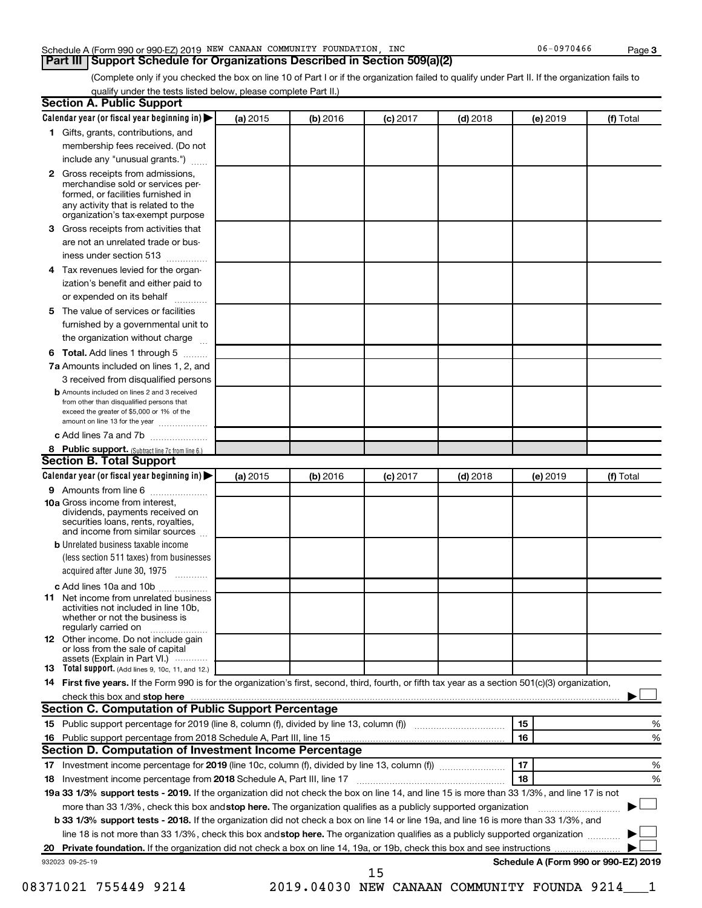Schedule A (Form 990 or 990-EZ) 2019 NEW CANAAN COMMUNITY FOUNDATION, INC 06-0970466 Page 3

## Part III Support Schedule for Organizations Described in Section 509(a)(2)

(Complete only if you checked the box on line 10 of Part I or if the organization failed to qualify under Part II. If the organization fails to qualify under the tests listed below, please complete Part II.)

### Section A. Public Support

| Calendar year (or fiscal year beginning in) ▶ | (a) 2015 | (b) 2016 | (c) 2017 | (d) 2018 | (e) 2019 | (f) Total |
|---|---|---|---|---|---|---|
| **1** Gifts, grants, contributions, and membership fees received. (Do not include any "unusual grants.") | | | | | | |
| **2** Gross receipts from admissions, merchandise sold or services performed, or facilities furnished in any activity that is related to the organization's tax-exempt purpose | | | | | | |
| **3** Gross receipts from activities that are not an unrelated trade or business under section 513 | | | | | | |
| **4** Tax revenues levied for the organization's benefit and either paid to or expended on its behalf | | | | | | |
| **5** The value of services or facilities furnished by a governmental unit to the organization without charge | | | | | | |
| **6 Total.** Add lines 1 through 5 | | | | | | |
| **7a** Amounts included on lines 1, 2, and 3 received from disqualified persons | | | | | | |
| **b** Amounts included on lines 2 and 3 received from other than disqualified persons that exceed the greater of $5,000 or 1% of the amount on line 13 for the year | | | | | | |
| **c** Add lines 7a and 7b | | | | | | |
| **8 Public support.** (Subtract line 7c from line 6.) | | | | | | |

### Section B. Total Support

| Calendar year (or fiscal year beginning in) ▶ | (a) 2015 | (b) 2016 | (c) 2017 | (d) 2018 | (e) 2019 | (f) Total |
|---|---|---|---|---|---|---|
| **9** Amounts from line 6 | | | | | | |
| **10a** Gross income from interest, dividends, payments received on securities loans, rents, royalties, and income from similar sources | | | | | | |
| **b** Unrelated business taxable income (less section 511 taxes) from businesses acquired after June 30, 1975 | | | | | | |
| **c** Add lines 10a and 10b | | | | | | |
| **11** Net income from unrelated business activities not included in line 10b, whether or not the business is regularly carried on | | | | | | |
| **12** Other income. Do not include gain or loss from the sale of capital assets (Explain in Part VI.) | | | | | | |
| **13 Total support.** (Add lines 9, 10c, 11, and 12.) | | | | | | |

**14 First five years.** If the Form 990 is for the organization's first, second, third, fourth, or fifth tax year as a section 501(c)(3) organization, check this box and **stop here** ▶ ☐

### Section C. Computation of Public Support Percentage

| | | | |
|---|---|---|---|
| **15** Public support percentage for 2019 (line 8, column (f), divided by line 13, column (f)) | 15 | | % |
| **16** Public support percentage from 2018 Schedule A, Part III, line 15 | 16 | | % |

### Section D. Computation of Investment Income Percentage

| | | | |
|---|---|---|---|
| **17** Investment income percentage for **2019** (line 10c, column (f), divided by line 13, column (f)) | 17 | | % |
| **18** Investment income percentage from **2018** Schedule A, Part III, line 17 | 18 | | % |

**19a 33 1/3% support tests - 2019.** If the organization did not check the box on line 14, and line 15 is more than 33 1/3%, and line 17 is not more than 33 1/3%, check this box and **stop here.** The organization qualifies as a publicly supported organization ▶ ☐

**b 33 1/3% support tests - 2018.** If the organization did not check a box on line 14 or line 19a, and line 16 is more than 33 1/3%, and line 18 is not more than 33 1/3%, check this box and **stop here.** The organization qualifies as a publicly supported organization ▶ ☐

**20 Private foundation.** If the organization did not check a box on line 14, 19a, or 19b, check this box and see instructions ▶ ☐

932023 09-25-19 **Schedule A (Form 990 or 990-EZ) 2019**

08371021 755449 9214 2019.04030 NEW CANAAN COMMUNITY FOUNDA 9214___1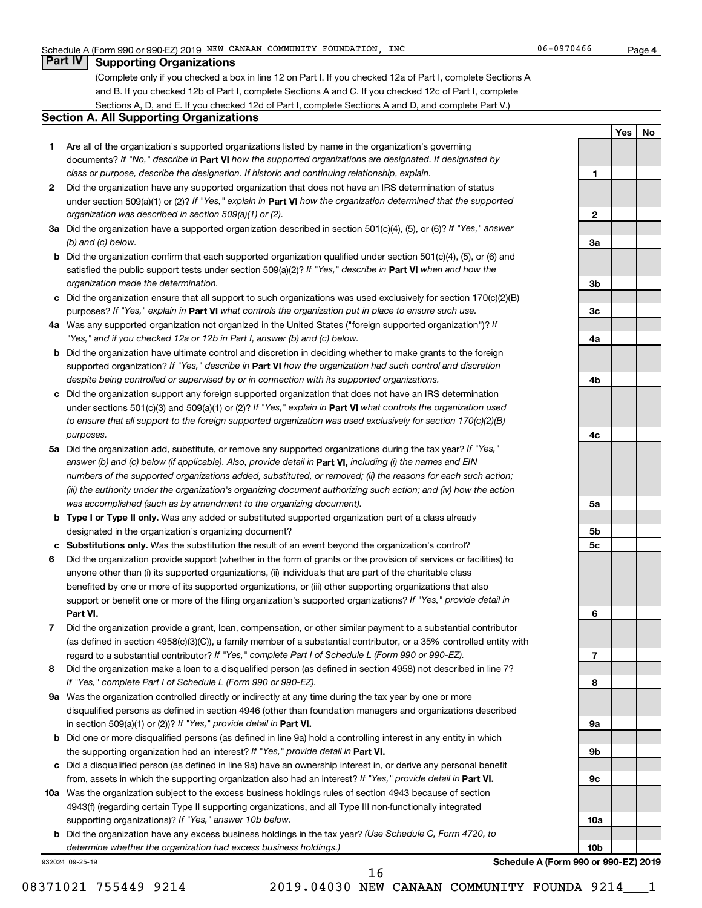Schedule A (Form 990 or 990-EZ) 2019 NEW CANAAN COMMUNITY FOUNDATION, INC 06-0970466 Page 4

## Part IV Supporting Organizations

(Complete only if you checked a box in line 12 on Part I. If you checked 12a of Part I, complete Sections A and B. If you checked 12b of Part I, complete Sections A and C. If you checked 12c of Part I, complete Sections A, D, and E. If you checked 12d of Part I, complete Sections A and D, and complete Part V.)

### Section A. All Supporting Organizations

| | | | Yes | No |
|---|---|---|---|---|
| **1** | Are all of the organization's supported organizations listed by name in the organization's governing documents? *If "No," describe in* **Part VI** *how the supported organizations are designated. If designated by class or purpose, describe the designation. If historic and continuing relationship, explain.* | 1 | | |
| **2** | Did the organization have any supported organization that does not have an IRS determination of status under section 509(a)(1) or (2)? *If "Yes," explain in* **Part VI** *how the organization determined that the supported organization was described in section 509(a)(1) or (2).* | 2 | | |
| **3a** | Did the organization have a supported organization described in section 501(c)(4), (5), or (6)? *If "Yes," answer (b) and (c) below.* | 3a | | |
| **b** | Did the organization confirm that each supported organization qualified under section 501(c)(4), (5), or (6) and satisfied the public support tests under section 509(a)(2)? *If "Yes," describe in* **Part VI** *when and how the organization made the determination.* | 3b | | |
| **c** | Did the organization ensure that all support to such organizations was used exclusively for section 170(c)(2)(B) purposes? *If "Yes," explain in* **Part VI** *what controls the organization put in place to ensure such use.* | 3c | | |
| **4a** | Was any supported organization not organized in the United States ("foreign supported organization")? *If "Yes," and if you checked 12a or 12b in Part I, answer (b) and (c) below.* | 4a | | |
| **b** | Did the organization have ultimate control and discretion in deciding whether to make grants to the foreign supported organization? *If "Yes," describe in* **Part VI** *how the organization had such control and discretion despite being controlled or supervised by or in connection with its supported organizations.* | 4b | | |
| **c** | Did the organization support any foreign supported organization that does not have an IRS determination under sections 501(c)(3) and 509(a)(1) or (2)? *If "Yes," explain in* **Part VI** *what controls the organization used to ensure that all support to the foreign supported organization was used exclusively for section 170(c)(2)(B) purposes.* | 4c | | |
| **5a** | Did the organization add, substitute, or remove any supported organizations during the tax year? *If "Yes," answer (b) and (c) below (if applicable). Also, provide detail in* **Part VI,** *including (i) the names and EIN numbers of the supported organizations added, substituted, or removed; (ii) the reasons for each such action; (iii) the authority under the organization's organizing document authorizing such action; and (iv) how the action was accomplished (such as by amendment to the organizing document).* | 5a | | |
| **b** | **Type I or Type II only.** Was any added or substituted supported organization part of a class already designated in the organization's organizing document? | 5b | | |
| **c** | **Substitutions only.** Was the substitution the result of an event beyond the organization's control? | 5c | | |
| **6** | Did the organization provide support (whether in the form of grants or the provision of services or facilities) to anyone other than (i) its supported organizations, (ii) individuals that are part of the charitable class benefited by one or more of its supported organizations, or (iii) other supporting organizations that also support or benefit one or more of the filing organization's supported organizations? *If "Yes," provide detail in* **Part VI.** | 6 | | |
| **7** | Did the organization provide a grant, loan, compensation, or other similar payment to a substantial contributor (as defined in section 4958(c)(3)(C)), a family member of a substantial contributor, or a 35% controlled entity with regard to a substantial contributor? *If "Yes," complete Part I of Schedule L (Form 990 or 990-EZ).* | 7 | | |
| **8** | Did the organization make a loan to a disqualified person (as defined in section 4958) not described in line 7? *If "Yes," complete Part I of Schedule L (Form 990 or 990-EZ).* | 8 | | |
| **9a** | Was the organization controlled directly or indirectly at any time during the tax year by one or more disqualified persons as defined in section 4946 (other than foundation managers and organizations described in section 509(a)(1) or (2))? *If "Yes," provide detail in* **Part VI.** | 9a | | |
| **b** | Did one or more disqualified persons (as defined in line 9a) hold a controlling interest in any entity in which the supporting organization had an interest? *If "Yes," provide detail in* **Part VI.** | 9b | | |
| **c** | Did a disqualified person (as defined in line 9a) have an ownership interest in, or derive any personal benefit from, assets in which the supporting organization also had an interest? *If "Yes," provide detail in* **Part VI.** | 9c | | |
| **10a** | Was the organization subject to the excess business holdings rules of section 4943 because of section 4943(f) (regarding certain Type II supporting organizations, and all Type III non-functionally integrated supporting organizations)? *If "Yes," answer 10b below.* | 10a | | |
| **b** | Did the organization have any excess business holdings in the tax year? *(Use Schedule C, Form 4720, to determine whether the organization had excess business holdings.)* | 10b | | |

932024 09-25-19 **Schedule A (Form 990 or 990-EZ) 2019**

08371021 755449 9214 2019.04030 NEW CANAAN COMMUNITY FOUNDA 9214___1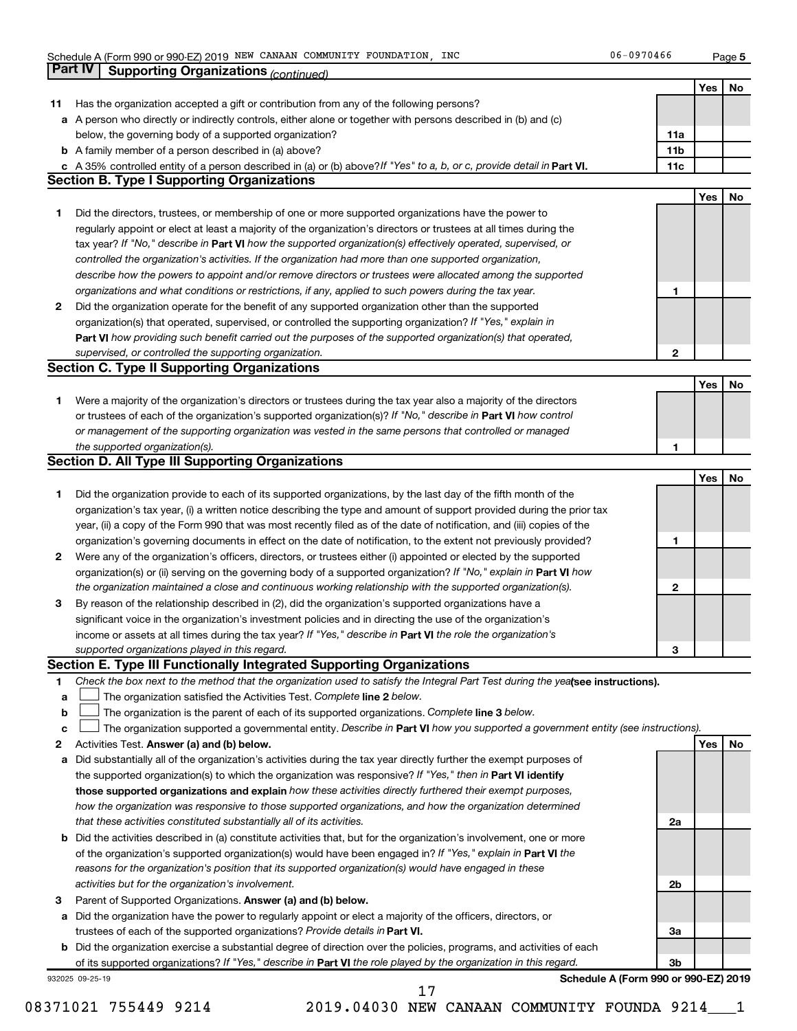Schedule A (Form 990 or 990-EZ) 2019 NEW CANAAN COMMUNITY FOUNDATION, INC 06-0970466 Page 5

## Part IV Supporting Organizations *(continued)*

| | | | Yes | No |
|---|---|---|---|---|
| **11** | Has the organization accepted a gift or contribution from any of the following persons? | | | |
| **a** | A person who directly or indirectly controls, either alone or together with persons described in (b) and (c) below, the governing body of a supported organization? | 11a | | |
| **b** | A family member of a person described in (a) above? | 11b | | |
| **c** | A 35% controlled entity of a person described in (a) or (b) above? *If "Yes" to a, b, or c, provide detail in* **Part VI.** | 11c | | |

### Section B. Type I Supporting Organizations

| | | | Yes | No |
|---|---|---|---|---|
| **1** | Did the directors, trustees, or membership of one or more supported organizations have the power to regularly appoint or elect at least a majority of the organization's directors or trustees at all times during the tax year? *If "No," describe in* **Part VI** *how the supported organization(s) effectively operated, supervised, or controlled the organization's activities. If the organization had more than one supported organization, describe how the powers to appoint and/or remove directors or trustees were allocated among the supported organizations and what conditions or restrictions, if any, applied to such powers during the tax year.* | 1 | | |
| **2** | Did the organization operate for the benefit of any supported organization other than the supported organization(s) that operated, supervised, or controlled the supporting organization? *If "Yes," explain in* **Part VI** *how providing such benefit carried out the purposes of the supported organization(s) that operated, supervised, or controlled the supporting organization.* | 2 | | |

### Section C. Type II Supporting Organizations

| | | | Yes | No |
|---|---|---|---|---|
| **1** | Were a majority of the organization's directors or trustees during the tax year also a majority of the directors or trustees of each of the organization's supported organization(s)? *If "No," describe in* **Part VI** *how control or management of the supporting organization was vested in the same persons that controlled or managed the supported organization(s).* | 1 | | |

### Section D. All Type III Supporting Organizations

| | | | Yes | No |
|---|---|---|---|---|
| **1** | Did the organization provide to each of its supported organizations, by the last day of the fifth month of the organization's tax year, (i) a written notice describing the type and amount of support provided during the prior tax year, (ii) a copy of the Form 990 that was most recently filed as of the date of notification, and (iii) copies of the organization's governing documents in effect on the date of notification, to the extent not previously provided? | 1 | | |
| **2** | Were any of the organization's officers, directors, or trustees either (i) appointed or elected by the supported organization(s) or (ii) serving on the governing body of a supported organization? *If "No," explain in* **Part VI** *how the organization maintained a close and continuous working relationship with the supported organization(s).* | 2 | | |
| **3** | By reason of the relationship described in (2), did the organization's supported organizations have a significant voice in the organization's investment policies and in directing the use of the organization's income or assets at all times during the tax year? *If "Yes," describe in* **Part VI** *the role the organization's supported organizations played in this regard.* | 3 | | |

### Section E. Type III Functionally Integrated Supporting Organizations

**1** *Check the box next to the method that the organization used to satisfy the Integral Part Test during the year* **(see instructions).**

- **a** ☐ The organization satisfied the Activities Test. *Complete* **line 2** *below.*
- **b** ☐ The organization is the parent of each of its supported organizations. *Complete* **line 3** *below.*
- **c** ☐ The organization supported a governmental entity. *Describe in* **Part VI** *how you supported a government entity (see instructions).*

| | | | Yes | No |
|---|---|---|---|---|
| **2** | Activities Test. **Answer (a) and (b) below.** | | | |
| **a** | Did substantially all of the organization's activities during the tax year directly further the exempt purposes of the supported organization(s) to which the organization was responsive? *If "Yes," then in* **Part VI identify those supported organizations and explain** *how these activities directly furthered their exempt purposes, how the organization was responsive to those supported organizations, and how the organization determined that these activities constituted substantially all of its activities.* | 2a | | |
| **b** | Did the activities described in (a) constitute activities that, but for the organization's involvement, one or more of the organization's supported organization(s) would have been engaged in? *If "Yes," explain in* **Part VI** *the reasons for the organization's position that its supported organization(s) would have engaged in these activities but for the organization's involvement.* | 2b | | |
| **3** | Parent of Supported Organizations. **Answer (a) and (b) below.** | | | |
| **a** | Did the organization have the power to regularly appoint or elect a majority of the officers, directors, or trustees of each of the supported organizations? *Provide details in* **Part VI.** | 3a | | |
| **b** | Did the organization exercise a substantial degree of direction over the policies, programs, and activities of each of its supported organizations? *If "Yes," describe in* **Part VI** *the role played by the organization in this regard.* | 3b | | |

932025 09-25-19 **Schedule A (Form 990 or 990-EZ) 2019**

08371021 755449 9214 2019.04030 NEW CANAAN COMMUNITY FOUNDA 9214___1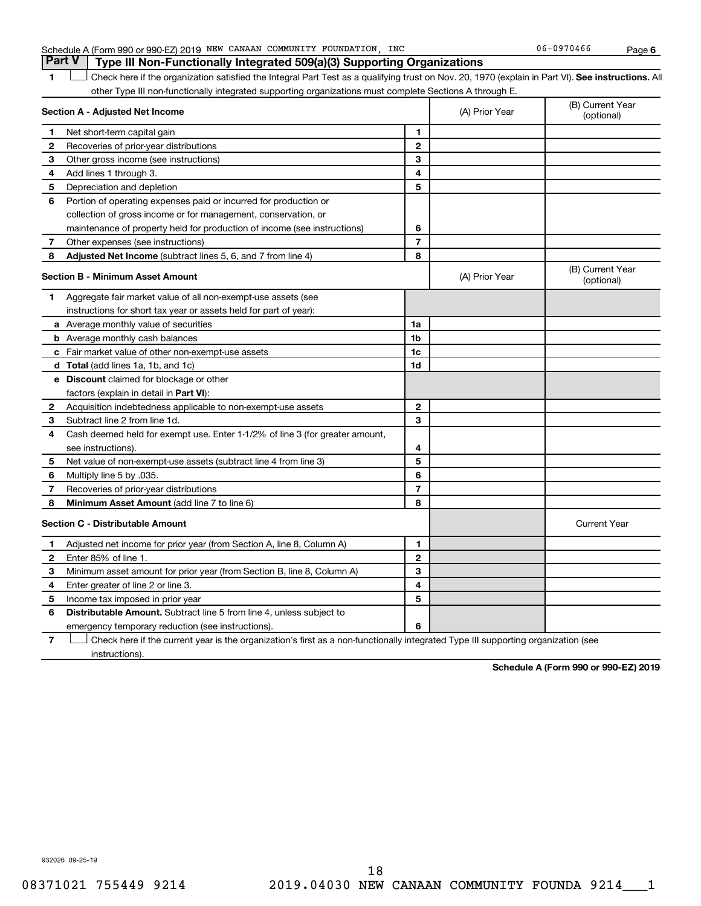Schedule A (Form 990 or 990-EZ) 2019 NEW CANAAN COMMUNITY FOUNDATION, INC 06-0970466

## Part V Type III Non-Functionally Integrated 509(a)(3) Supporting Organizations

1 ☐ Check here if the organization satisfied the Integral Part Test as a qualifying trust on Nov. 20, 1970 (explain in Part VI). **See instructions.** All other Type III non-functionally integrated supporting organizations must complete Sections A through E.

| **Section A - Adjusted Net Income** | | (A) Prior Year | (B) Current Year (optional) |
|---|---|---|---|
| **1** Net short-term capital gain | 1 | | |
| **2** Recoveries of prior-year distributions | 2 | | |
| **3** Other gross income (see instructions) | 3 | | |
| **4** Add lines 1 through 3. | 4 | | |
| **5** Depreciation and depletion | 5 | | |
| **6** Portion of operating expenses paid or incurred for production or collection of gross income or for management, conservation, or maintenance of property held for production of income (see instructions) | 6 | | |
| **7** Other expenses (see instructions) | 7 | | |
| **8** **Adjusted Net Income** (subtract lines 5, 6, and 7 from line 4) | 8 | | |

| **Section B - Minimum Asset Amount** | | (A) Prior Year | (B) Current Year (optional) |
|---|---|---|---|
| **1** Aggregate fair market value of all non-exempt-use assets (see instructions for short tax year or assets held for part of year): | | | |
| **a** Average monthly value of securities | 1a | | |
| **b** Average monthly cash balances | 1b | | |
| **c** Fair market value of other non-exempt-use assets | 1c | | |
| **d** **Total** (add lines 1a, 1b, and 1c) | 1d | | |
| **e** **Discount** claimed for blockage or other factors (explain in detail in **Part VI**): | | | |
| **2** Acquisition indebtedness applicable to non-exempt-use assets | 2 | | |
| **3** Subtract line 2 from line 1d. | 3 | | |
| **4** Cash deemed held for exempt use. Enter 1-1/2% of line 3 (for greater amount, see instructions). | 4 | | |
| **5** Net value of non-exempt-use assets (subtract line 4 from line 3) | 5 | | |
| **6** Multiply line 5 by .035. | 6 | | |
| **7** Recoveries of prior-year distributions | 7 | | |
| **8** **Minimum Asset Amount** (add line 7 to line 6) | 8 | | |

| **Section C - Distributable Amount** | | | Current Year |
|---|---|---|---|
| **1** Adjusted net income for prior year (from Section A, line 8, Column A) | 1 | | |
| **2** Enter 85% of line 1. | 2 | | |
| **3** Minimum asset amount for prior year (from Section B, line 8, Column A) | 3 | | |
| **4** Enter greater of line 2 or line 3. | 4 | | |
| **5** Income tax imposed in prior year | 5 | | |
| **6** **Distributable Amount.** Subtract line 5 from line 4, unless subject to emergency temporary reduction (see instructions). | 6 | | |

7 ☐ Check here if the current year is the organization's first as a non-functionally integrated Type III supporting organization (see instructions).

**Schedule A (Form 990 or 990-EZ) 2019**

932026 09-25-19

08371021 755449 9214 2019.04030 NEW CANAAN COMMUNITY FOUNDA 9214___1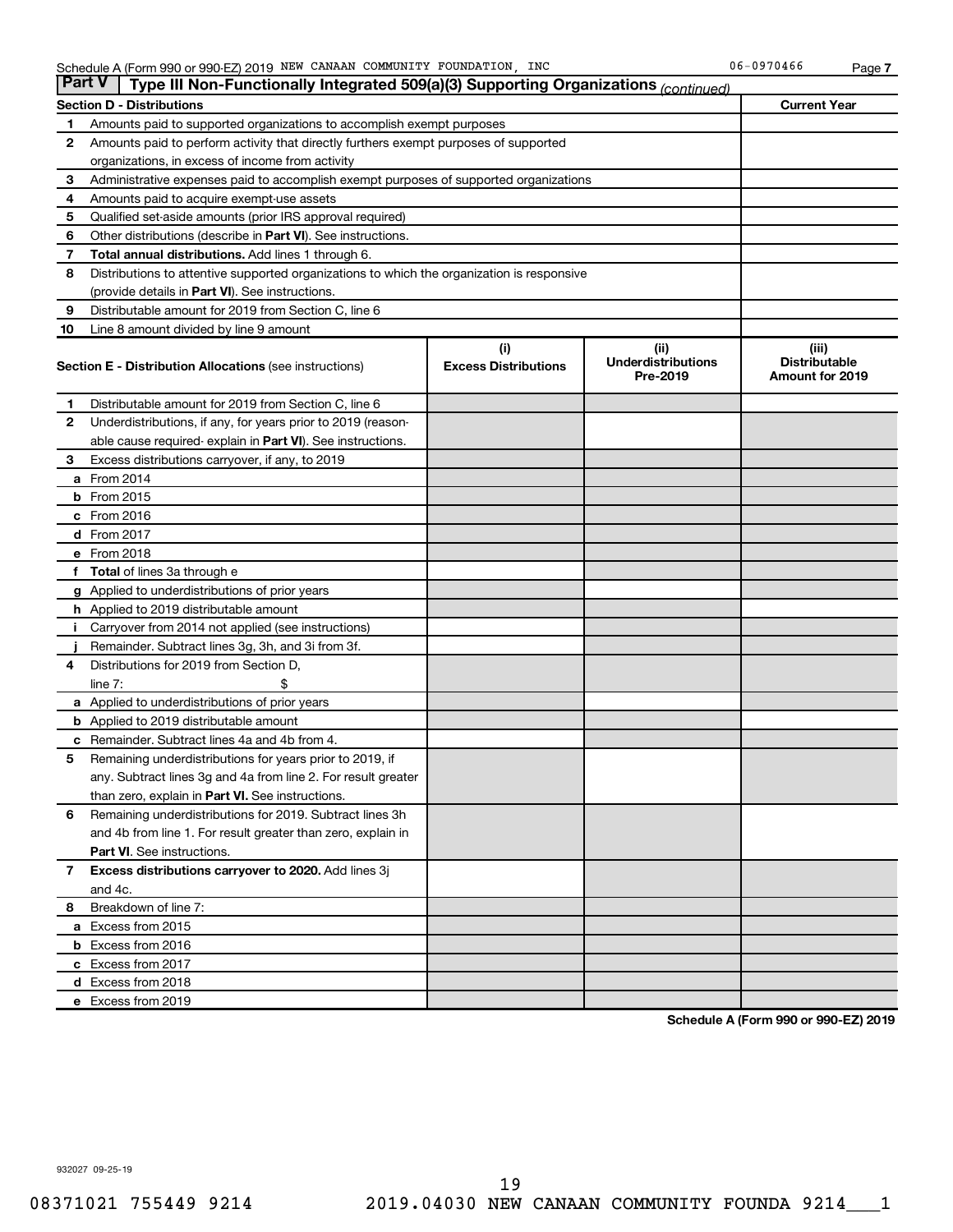Schedule A (Form 990 or 990-EZ) 2019 NEW CANAAN COMMUNITY FOUNDATION, INC 06-0970466 Page 7

## Part V Type III Non-Functionally Integrated 509(a)(3) Supporting Organizations *(continued)*

| Section D - Distributions | | Current Year |
|---|---|---|
| 1 | Amounts paid to supported organizations to accomplish exempt purposes | |
| 2 | Amounts paid to perform activity that directly furthers exempt purposes of supported organizations, in excess of income from activity | |
| 3 | Administrative expenses paid to accomplish exempt purposes of supported organizations | |
| 4 | Amounts paid to acquire exempt-use assets | |
| 5 | Qualified set-aside amounts (prior IRS approval required) | |
| 6 | Other distributions (describe in **Part VI**). See instructions. | |
| 7 | **Total annual distributions.** Add lines 1 through 6. | |
| 8 | Distributions to attentive supported organizations to which the organization is responsive (provide details in **Part VI**). See instructions. | |
| 9 | Distributable amount for 2019 from Section C, line 6 | |
| 10 | Line 8 amount divided by line 9 amount | |

| Section E - Distribution Allocations (see instructions) | | (i) Excess Distributions | (ii) Underdistributions Pre-2019 | (iii) Distributable Amount for 2019 |
|---|---|---|---|---|
| 1 | Distributable amount for 2019 from Section C, line 6 | | | |
| 2 | Underdistributions, if any, for years prior to 2019 (reasonable cause required- explain in **Part VI**). See instructions. | | | |
| 3 | Excess distributions carryover, if any, to 2019 | | | |
| a | From 2014 | | | |
| b | From 2015 | | | |
| c | From 2016 | | | |
| d | From 2017 | | | |
| e | From 2018 | | | |
| f | **Total** of lines 3a through e | | | |
| g | Applied to underdistributions of prior years | | | |
| h | Applied to 2019 distributable amount | | | |
| i | Carryover from 2014 not applied (see instructions) | | | |
| j | Remainder. Subtract lines 3g, 3h, and 3i from 3f. | | | |
| 4 | Distributions for 2019 from Section D, line 7: $ | | | |
| a | Applied to underdistributions of prior years | | | |
| b | Applied to 2019 distributable amount | | | |
| c | Remainder. Subtract lines 4a and 4b from 4. | | | |
| 5 | Remaining underdistributions for years prior to 2019, if any. Subtract lines 3g and 4a from line 2. For result greater than zero, explain in **Part VI.** See instructions. | | | |
| 6 | Remaining underdistributions for 2019. Subtract lines 3h and 4b from line 1. For result greater than zero, explain in **Part VI**. See instructions. | | | |
| 7 | **Excess distributions carryover to 2020.** Add lines 3j and 4c. | | | |
| 8 | Breakdown of line 7: | | | |
| a | Excess from 2015 | | | |
| b | Excess from 2016 | | | |
| c | Excess from 2017 | | | |
| d | Excess from 2018 | | | |
| e | Excess from 2019 | | | |

**Schedule A (Form 990 or 990-EZ) 2019**

932027 09-25-19

08371021 755449 9214 2019.04030 NEW CANAAN COMMUNITY FOUNDA 9214___1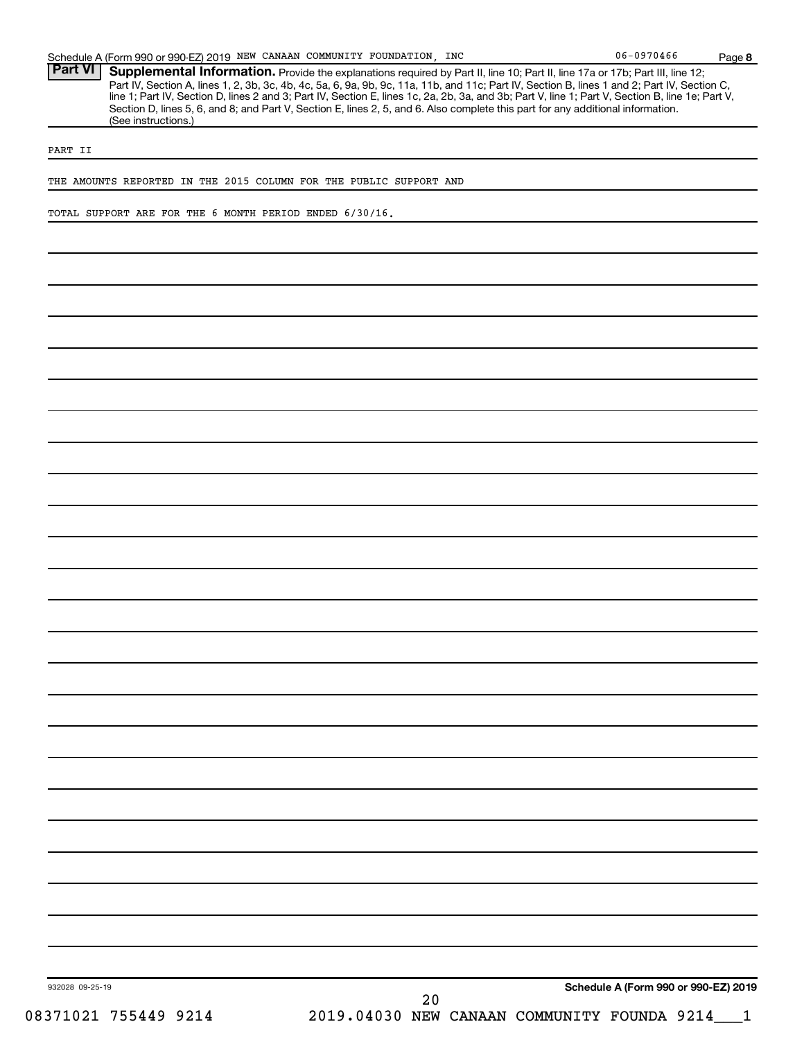Schedule A (Form 990 or 990-EZ) 2019 NEW CANAAN COMMUNITY FOUNDATION, INC 06-0970466 Page 8

## Part VI Supplemental Information.

Provide the explanations required by Part II, line 10; Part II, line 17a or 17b; Part III, line 12; Part IV, Section A, lines 1, 2, 3b, 3c, 4b, 4c, 5a, 6, 9a, 9b, 9c, 11a, 11b, and 11c; Part IV, Section B, lines 1 and 2; Part IV, Section C, line 1; Part IV, Section D, lines 2 and 3; Part IV, Section E, lines 1c, 2a, 2b, 3a, and 3b; Part V, line 1; Part V, Section B, line 1e; Part V, Section D, lines 5, 6, and 8; and Part V, Section E, lines 2, 5, and 6. Also complete this part for any additional information. (See instructions.)

PART II

THE AMOUNTS REPORTED IN THE 2015 COLUMN FOR THE PUBLIC SUPPORT AND

TOTAL SUPPORT ARE FOR THE 6 MONTH PERIOD ENDED 6/30/16.

932028 09-25-19 **Schedule A (Form 990 or 990-EZ) 2019**

08371021 755449 9214 2019.04030 NEW CANAAN COMMUNITY FOUNDA 9214___1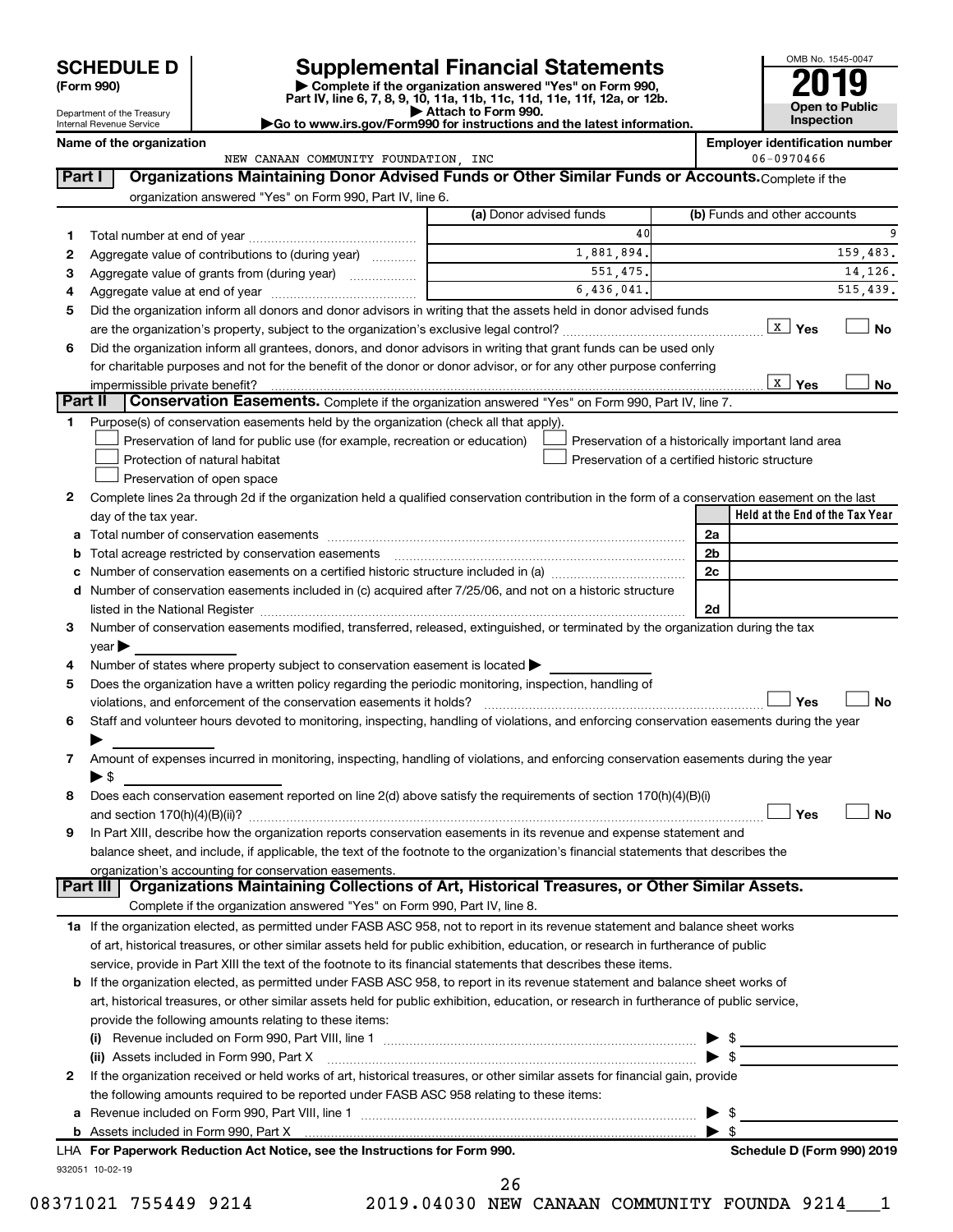# SCHEDULE D (Form 990)

Department of the Treasury
Internal Revenue Service

## Supplemental Financial Statements

▶ Complete if the organization answered "Yes" on Form 990, Part IV, line 6, 7, 8, 9, 10, 11a, 11b, 11c, 11d, 11e, 11f, 12a, or 12b.
▶ Attach to Form 990.
▶Go to www.irs.gov/Form990 for instructions and the latest information.

OMB No. 1545-0047

**2019**

**Open to Public Inspection**

**Name of the organization:** NEW CANAAN COMMUNITY FOUNDATION, INC

**Employer identification number:** 06-0970466

## Part I Organizations Maintaining Donor Advised Funds or Other Similar Funds or Accounts.

Complete if the organization answered "Yes" on Form 990, Part IV, line 6.

| | | (a) Donor advised funds | (b) Funds and other accounts |
|---|---|---|---|
| 1 | Total number at end of year | 40 | 9 |
| 2 | Aggregate value of contributions to (during year) | 1,881,894. | 159,483. |
| 3 | Aggregate value of grants from (during year) | 551,475. | 14,126. |
| 4 | Aggregate value at end of year | 6,436,041. | 515,439. |

5 Did the organization inform all donors and donor advisors in writing that the assets held in donor advised funds are the organization's property, subject to the organization's exclusive legal control? [X] Yes [ ] No

6 Did the organization inform all grantees, donors, and donor advisors in writing that grant funds can be used only for charitable purposes and not for the benefit of the donor or donor advisor, or for any other purpose conferring impermissible private benefit? [X] Yes [ ] No

## Part II Conservation Easements.

Complete if the organization answered "Yes" on Form 990, Part IV, line 7.

1 Purpose(s) of conservation easements held by the organization (check all that apply).

- [ ] Preservation of land for public use (for example, recreation or education)
- [ ] Protection of natural habitat
- [ ] Preservation of open space
- [ ] Preservation of a historically important land area
- [ ] Preservation of a certified historic structure

2 Complete lines 2a through 2d if the organization held a qualified conservation contribution in the form of a conservation easement on the last day of the tax year.

| | | | Held at the End of the Tax Year |
|---|---|---|---|
| a | Total number of conservation easements | 2a | |
| b | Total acreage restricted by conservation easements | 2b | |
| c | Number of conservation easements on a certified historic structure included in (a) | 2c | |
| d | Number of conservation easements included in (c) acquired after 7/25/06, and not on a historic structure listed in the National Register | 2d | |

3 Number of conservation easements modified, transferred, released, extinguished, or terminated by the organization during the tax year ▶

4 Number of states where property subject to conservation easement is located ▶

5 Does the organization have a written policy regarding the periodic monitoring, inspection, handling of violations, and enforcement of the conservation easements it holds? [ ] Yes [ ] No

6 Staff and volunteer hours devoted to monitoring, inspecting, handling of violations, and enforcing conservation easements during the year ▶

7 Amount of expenses incurred in monitoring, inspecting, handling of violations, and enforcing conservation easements during the year ▶ $

8 Does each conservation easement reported on line 2(d) above satisfy the requirements of section 170(h)(4)(B)(i) and section 170(h)(4)(B)(ii)? [ ] Yes [ ] No

9 In Part XIII, describe how the organization reports conservation easements in its revenue and expense statement and balance sheet, and include, if applicable, the text of the footnote to the organization's financial statements that describes the organization's accounting for conservation easements.

## Part III Organizations Maintaining Collections of Art, Historical Treasures, or Other Similar Assets.

Complete if the organization answered "Yes" on Form 990, Part IV, line 8.

1a If the organization elected, as permitted under FASB ASC 958, not to report in its revenue statement and balance sheet works of art, historical treasures, or other similar assets held for public exhibition, education, or research in furtherance of public service, provide in Part XIII the text of the footnote to its financial statements that describes these items.

b If the organization elected, as permitted under FASB ASC 958, to report in its revenue statement and balance sheet works of art, historical treasures, or other similar assets held for public exhibition, education, or research in furtherance of public service, provide the following amounts relating to these items:

(i) Revenue included on Form 990, Part VIII, line 1 ▶ $

(ii) Assets included in Form 990, Part X ▶ $

2 If the organization received or held works of art, historical treasures, or other similar assets for financial gain, provide the following amounts required to be reported under FASB ASC 958 relating to these items:

a Revenue included on Form 990, Part VIII, line 1 ▶ $

b Assets included in Form 990, Part X ▶ $

LHA For Paperwork Reduction Act Notice, see the Instructions for Form 990.

Schedule D (Form 990) 2019

932051 10-02-19

08371021 755449 9214 2019.04030 NEW CANAAN COMMUNITY FOUNDA 9214___1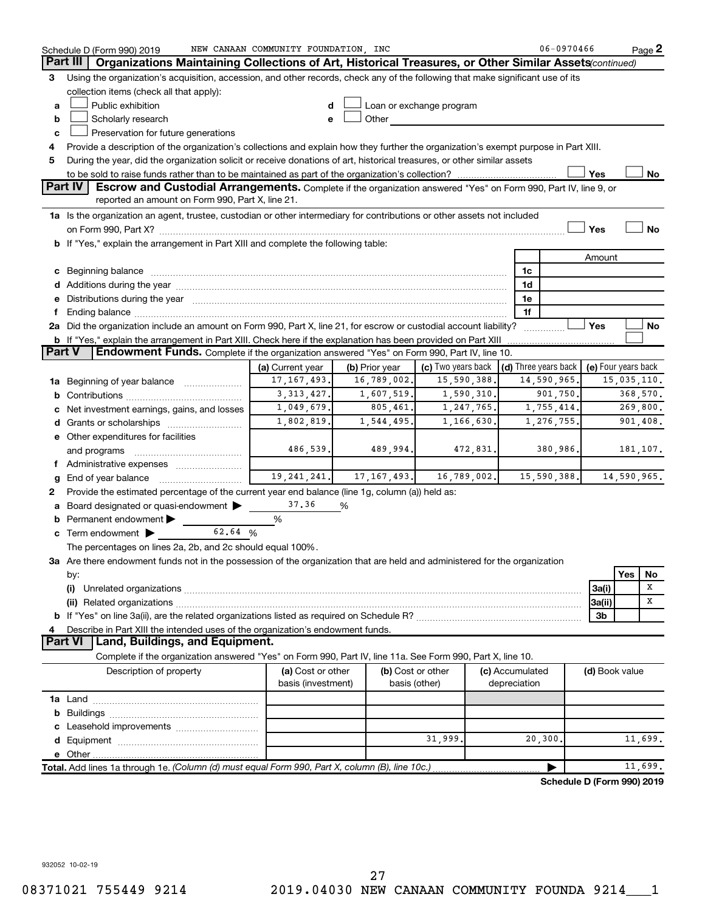Schedule D (Form 990) 2019 NEW CANAAN COMMUNITY FOUNDATION, INC 06-0970466 Page 2

## Part III Organizations Maintaining Collections of Art, Historical Treasures, or Other Similar Assets *(continued)*

**3** Using the organization's acquisition, accession, and other records, check any of the following that make significant use of its collection items (check all that apply):

- **a** ☐ Public exhibition
- **b** ☐ Scholarly research
- **c** ☐ Preservation for future generations
- **d** ☐ Loan or exchange program
- **e** ☐ Other

**4** Provide a description of the organization's collections and explain how they further the organization's exempt purpose in Part XIII.

**5** During the year, did the organization solicit or receive donations of art, historical treasures, or other similar assets to be sold to raise funds rather than to be maintained as part of the organization's collection? ☐ Yes ☐ No

## Part IV Escrow and Custodial Arrangements.

Complete if the organization answered "Yes" on Form 990, Part IV, line 9, or reported an amount on Form 990, Part X, line 21.

**1a** Is the organization an agent, trustee, custodian or other intermediary for contributions or other assets not included on Form 990, Part X? ☐ Yes ☐ No

**b** If "Yes," explain the arrangement in Part XIII and complete the following table:

| | | Amount |
|---|---|---|
| **c** Beginning balance | 1c | |
| **d** Additions during the year | 1d | |
| **e** Distributions during the year | 1e | |
| **f** Ending balance | 1f | |

**2a** Did the organization include an amount on Form 990, Part X, line 21, for escrow or custodial account liability? ☐ Yes ☐ No

**b** If "Yes," explain the arrangement in Part XIII. Check here if the explanation has been provided on Part XIII ☐

## Part V Endowment Funds.

Complete if the organization answered "Yes" on Form 990, Part IV, line 10.

| | (a) Current year | (b) Prior year | (c) Two years back | (d) Three years back | (e) Four years back |
|---|---|---|---|---|---|
| **1a** Beginning of year balance | 17,167,493. | 16,789,002. | 15,590,388. | 14,590,965. | 15,035,110. |
| **b** Contributions | 3,313,427. | 1,607,519. | 1,590,310. | 901,750. | 368,570. |
| **c** Net investment earnings, gains, and losses | 1,049,679. | 805,461. | 1,247,765. | 1,755,414. | 269,800. |
| **d** Grants or scholarships | 1,802,819. | 1,544,495. | 1,166,630. | 1,276,755. | 901,408. |
| **e** Other expenditures for facilities and programs | 486,539. | 489,994. | 472,831. | 380,986. | 181,107. |
| **f** Administrative expenses | | | | | |
| **g** End of year balance | 19,241,241. | 17,167,493. | 16,789,002. | 15,590,388. | 14,590,965. |

**2** Provide the estimated percentage of the current year end balance (line 1g, column (a)) held as:

- **a** Board designated or quasi-endowment ▶ 37.36 %
- **b** Permanent endowment ▶ %
- **c** Term endowment ▶ 62.64 %

The percentages on lines 2a, 2b, and 2c should equal 100%.

**3a** Are there endowment funds not in the possession of the organization that are held and administered for the organization by:

| | | Yes | No |
|---|---|---|---|
| **(i)** Unrelated organizations | 3a(i) | | X |
| **(ii)** Related organizations | 3a(ii) | | X |
| **b** If "Yes" on line 3a(ii), are the related organizations listed as required on Schedule R? | 3b | | |

**4** Describe in Part XIII the intended uses of the organization's endowment funds.

## Part VI Land, Buildings, and Equipment.

Complete if the organization answered "Yes" on Form 990, Part IV, line 11a. See Form 990, Part X, line 10.

| Description of property | (a) Cost or other basis (investment) | (b) Cost or other basis (other) | (c) Accumulated depreciation | (d) Book value |
|---|---|---|---|---|
| **1a** Land | | | | |
| **b** Buildings | | | | |
| **c** Leasehold improvements | | | | |
| **d** Equipment | | 31,999. | 20,300. | 11,699. |
| **e** Other | | | | |
| **Total.** Add lines 1a through 1e. *(Column (d) must equal Form 990, Part X, column (B), line 10c.)* | | | ▶ | 11,699. |

**Schedule D (Form 990) 2019**

932052 10-02-19

08371021 755449 9214 2019.04030 NEW CANAAN COMMUNITY FOUNDA 9214___1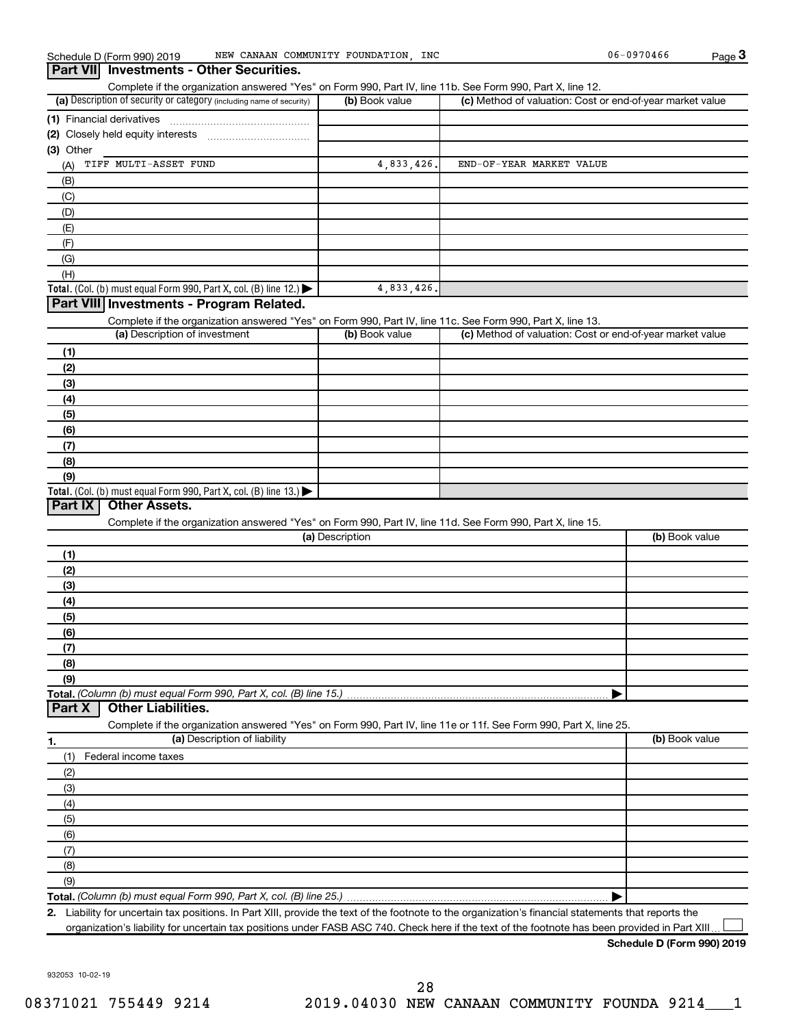Schedule D (Form 990) 2019 NEW CANAAN COMMUNITY FOUNDATION, INC 06-0970466

## Part VII Investments - Other Securities.

Complete if the organization answered "Yes" on Form 990, Part IV, line 11b. See Form 990, Part X, line 12.

| (a) Description of security or category (including name of security) | (b) Book value | (c) Method of valuation: Cost or end-of-year market value |
|---|---|---|
| (1) Financial derivatives | | |
| (2) Closely held equity interests | | |
| (3) Other | | |
| (A) TIFF MULTI-ASSET FUND | 4,833,426. | END-OF-YEAR MARKET VALUE |
| (B) | | |
| (C) | | |
| (D) | | |
| (E) | | |
| (F) | | |
| (G) | | |
| (H) | | |
| **Total.** (Col. (b) must equal Form 990, Part X, col. (B) line 12.) | 4,833,426. | |

## Part VIII Investments - Program Related.

Complete if the organization answered "Yes" on Form 990, Part IV, line 11c. See Form 990, Part X, line 13.

| (a) Description of investment | (b) Book value | (c) Method of valuation: Cost or end-of-year market value |
|---|---|---|
| (1) | | |
| (2) | | |
| (3) | | |
| (4) | | |
| (5) | | |
| (6) | | |
| (7) | | |
| (8) | | |
| (9) | | |
| **Total.** (Col. (b) must equal Form 990, Part X, col. (B) line 13.) | | |

## Part IX Other Assets.

Complete if the organization answered "Yes" on Form 990, Part IV, line 11d. See Form 990, Part X, line 15.

| (a) Description | (b) Book value |
|---|---|
| (1) | |
| (2) | |
| (3) | |
| (4) | |
| (5) | |
| (6) | |
| (7) | |
| (8) | |
| (9) | |
| **Total.** *(Column (b) must equal Form 990, Part X, col. (B) line 15.)* | |

## Part X Other Liabilities.

Complete if the organization answered "Yes" on Form 990, Part IV, line 11e or 11f. See Form 990, Part X, line 25.

| 1. (a) Description of liability | (b) Book value |
|---|---|
| (1) Federal income taxes | |
| (2) | |
| (3) | |
| (4) | |
| (5) | |
| (6) | |
| (7) | |
| (8) | |
| (9) | |
| **Total.** *(Column (b) must equal Form 990, Part X, col. (B) line 25.)* | |

**2.** Liability for uncertain tax positions. In Part XIII, provide the text of the footnote to the organization's financial statements that reports the organization's liability for uncertain tax positions under FASB ASC 740. Check here if the text of the footnote has been provided in Part XIII ☐

**Schedule D (Form 990) 2019**

932053 10-02-19

08371021 755449 9214 2019.04030 NEW CANAAN COMMUNITY FOUNDA 9214___1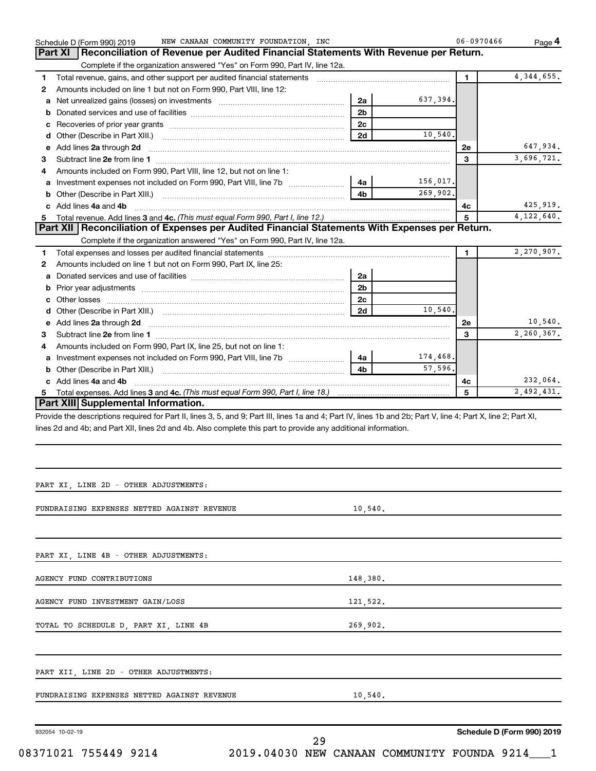Schedule D (Form 990) 2019 NEW CANAAN COMMUNITY FOUNDATION, INC 06-0970466 Page 4

## Part XI Reconciliation of Revenue per Audited Financial Statements With Revenue per Return.

Complete if the organization answered "Yes" on Form 990, Part IV, line 12a.

| | | | | | |
|---|---|---|---|---|---|
| 1 | Total revenue, gains, and other support per audited financial statements | | | 1 | 4,344,655. |
| 2 | Amounts included on line 1 but not on Form 990, Part VIII, line 12: | | | | |
| a | Net unrealized gains (losses) on investments | 2a | 637,394. | | |
| b | Donated services and use of facilities | 2b | | | |
| c | Recoveries of prior year grants | 2c | | | |
| d | Other (Describe in Part XIII.) | 2d | 10,540. | | |
| e | Add lines **2a** through **2d** | | | 2e | 647,934. |
| 3 | Subtract line **2e** from line **1** | | | 3 | 3,696,721. |
| 4 | Amounts included on Form 990, Part VIII, line 12, but not on line 1: | | | | |
| a | Investment expenses not included on Form 990, Part VIII, line 7b | 4a | 156,017. | | |
| b | Other (Describe in Part XIII.) | 4b | 269,902. | | |
| c | Add lines **4a** and **4b** | | | 4c | 425,919. |
| 5 | Total revenue. Add lines **3** and **4c.** *(This must equal Form 990, Part I, line 12.)* | | | 5 | 4,122,640. |

## Part XII Reconciliation of Expenses per Audited Financial Statements With Expenses per Return.

Complete if the organization answered "Yes" on Form 990, Part IV, line 12a.

| | | | | | |
|---|---|---|---|---|---|
| 1 | Total expenses and losses per audited financial statements | | | 1 | 2,270,907. |
| 2 | Amounts included on line 1 but not on Form 990, Part IX, line 25: | | | | |
| a | Donated services and use of facilities | 2a | | | |
| b | Prior year adjustments | 2b | | | |
| c | Other losses | 2c | | | |
| d | Other (Describe in Part XIII.) | 2d | 10,540. | | |
| e | Add lines **2a** through **2d** | | | 2e | 10,540. |
| 3 | Subtract line **2e** from line **1** | | | 3 | 2,260,367. |
| 4 | Amounts included on Form 990, Part IX, line 25, but not on line 1: | | | | |
| a | Investment expenses not included on Form 990, Part VIII, line 7b | 4a | 174,468. | | |
| b | Other (Describe in Part XIII.) | 4b | 57,596. | | |
| c | Add lines **4a** and **4b** | | | 4c | 232,064. |
| 5 | Total expenses. Add lines **3** and **4c.** *(This must equal Form 990, Part I, line 18.)* | | | 5 | 2,492,431. |

## Part XIII Supplemental Information.

Provide the descriptions required for Part II, lines 3, 5, and 9; Part III, lines 1a and 4; Part IV, lines 1b and 2b; Part V, line 4; Part X, line 2; Part XI, lines 2d and 4b; and Part XII, lines 2d and 4b. Also complete this part to provide any additional information.

PART XI, LINE 2D - OTHER ADJUSTMENTS:

| | |
|---|---|
| FUNDRAISING EXPENSES NETTED AGAINST REVENUE | 10,540. |

PART XI, LINE 4B - OTHER ADJUSTMENTS:

| | |
|---|---|
| AGENCY FUND CONTRIBUTIONS | 148,380. |
| AGENCY FUND INVESTMENT GAIN/LOSS | 121,522. |
| TOTAL TO SCHEDULE D, PART XI, LINE 4B | 269,902. |

PART XII, LINE 2D - OTHER ADJUSTMENTS:

| | |
|---|---|
| FUNDRAISING EXPENSES NETTED AGAINST REVENUE | 10,540. |

932054 10-02-19 **Schedule D (Form 990) 2019**

08371021 755449 9214 2019.04030 NEW CANAAN COMMUNITY FOUNDA 9214___1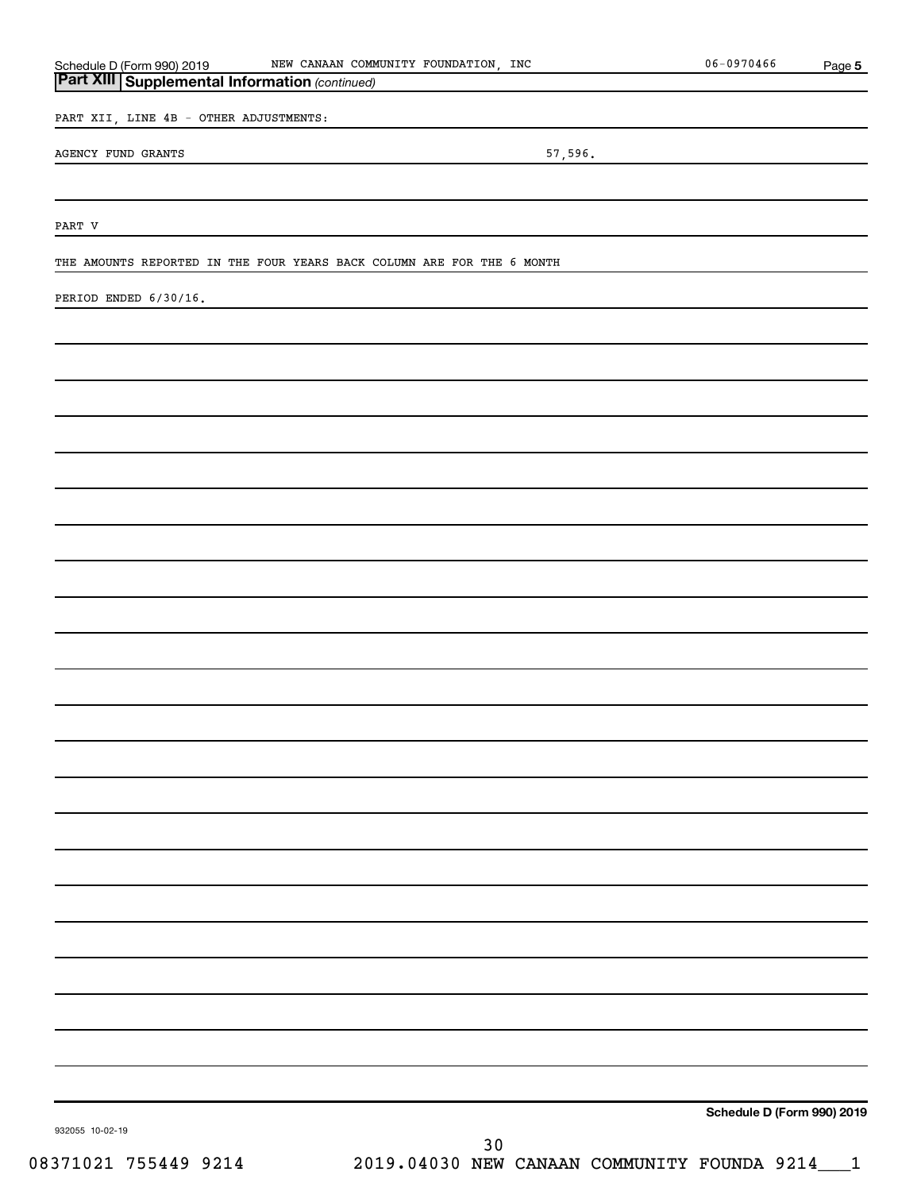## Part XIII Supplemental Information *(continued)*

PART XII, LINE 4B - OTHER ADJUSTMENTS:

AGENCY FUND GRANTS 57,596.

PART V

THE AMOUNTS REPORTED IN THE FOUR YEARS BACK COLUMN ARE FOR THE 6 MONTH

PERIOD ENDED 6/30/16.

**Schedule D (Form 990) 2019**

932055 10-02-19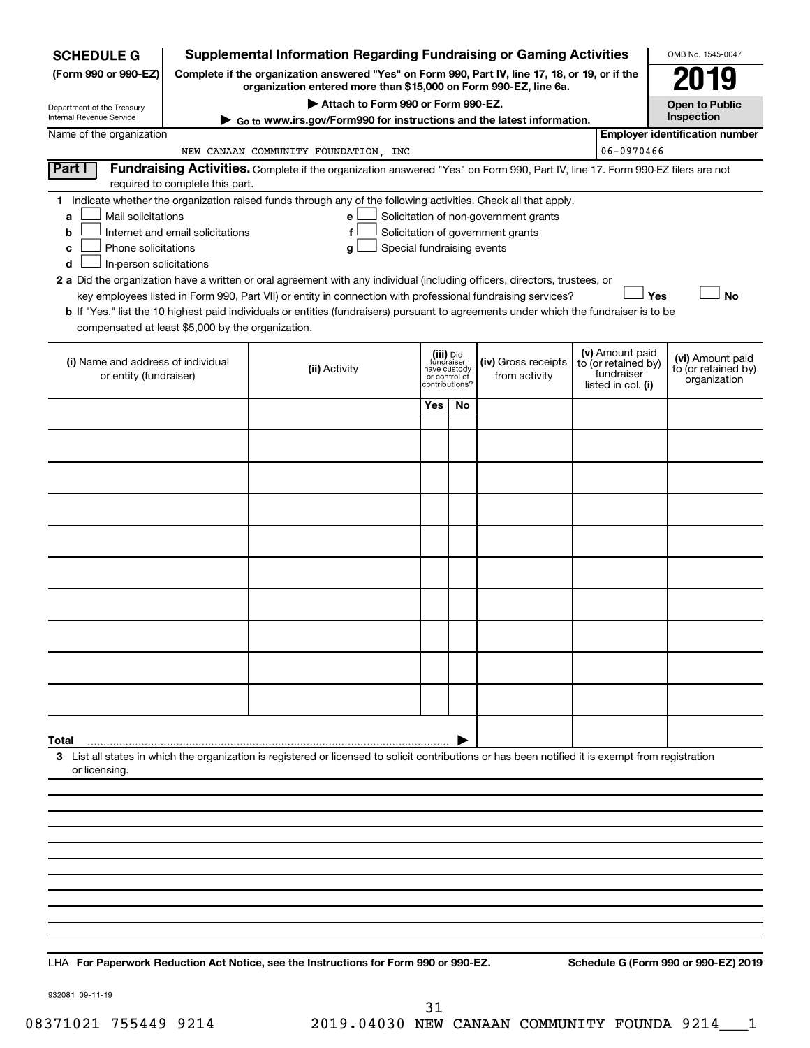**SCHEDULE G** (Form 990 or 990-EZ)

Department of the Treasury
Internal Revenue Service

# Supplemental Information Regarding Fundraising or Gaming Activities

**Complete if the organization answered "Yes" on Form 990, Part IV, line 17, 18, or 19, or if the organization entered more than $15,000 on Form 990-EZ, line 6a.**

▶ **Attach to Form 990 or Form 990-EZ.**

▶ **Go to www.irs.gov/Form990 for instructions and the latest information.**

OMB No. 1545-0047

**2019**

**Open to Public Inspection**

Name of the organization: NEW CANAAN COMMUNITY FOUNDATION, INC

Employer identification number: 06-0970466

## Part I Fundraising Activities.

Complete if the organization answered "Yes" on Form 990, Part IV, line 17. Form 990-EZ filers are not required to complete this part.

**1** Indicate whether the organization raised funds through any of the following activities. Check all that apply.

- **a** ☐ Mail solicitations
- **b** ☐ Internet and email solicitations
- **c** ☐ Phone solicitations
- **d** ☐ In-person solicitations
- **e** ☐ Solicitation of non-government grants
- **f** ☐ Solicitation of government grants
- **g** ☐ Special fundraising events

**2 a** Did the organization have a written or oral agreement with any individual (including officers, directors, trustees, or key employees listed in Form 990, Part VII) or entity in connection with professional fundraising services? ☐ Yes ☐ No

**b** If "Yes," list the 10 highest paid individuals or entities (fundraisers) pursuant to agreements under which the fundraiser is to be compensated at least $5,000 by the organization.

| (i) Name and address of individual or entity (fundraiser) | (ii) Activity | (iii) Did fundraiser have custody or control of contributions? Yes | No | (iv) Gross receipts from activity | (v) Amount paid to (or retained by) fundraiser listed in col. (i) | (vi) Amount paid to (or retained by) organization |
|---|---|---|---|---|---|---|
| | | | | | | |
| | | | | | | |
| | | | | | | |
| | | | | | | |
| | | | | | | |
| | | | | | | |
| | | | | | | |
| | | | | | | |
| | | | | | | |
| | | | | | | |
| **Total** ▶ | | | | | | |

**3** List all states in which the organization is registered or licensed to solicit contributions or has been notified it is exempt from registration or licensing.

LHA **For Paperwork Reduction Act Notice, see the Instructions for Form 990 or 990-EZ.** **Schedule G (Form 990 or 990-EZ) 2019**

932081 09-11-19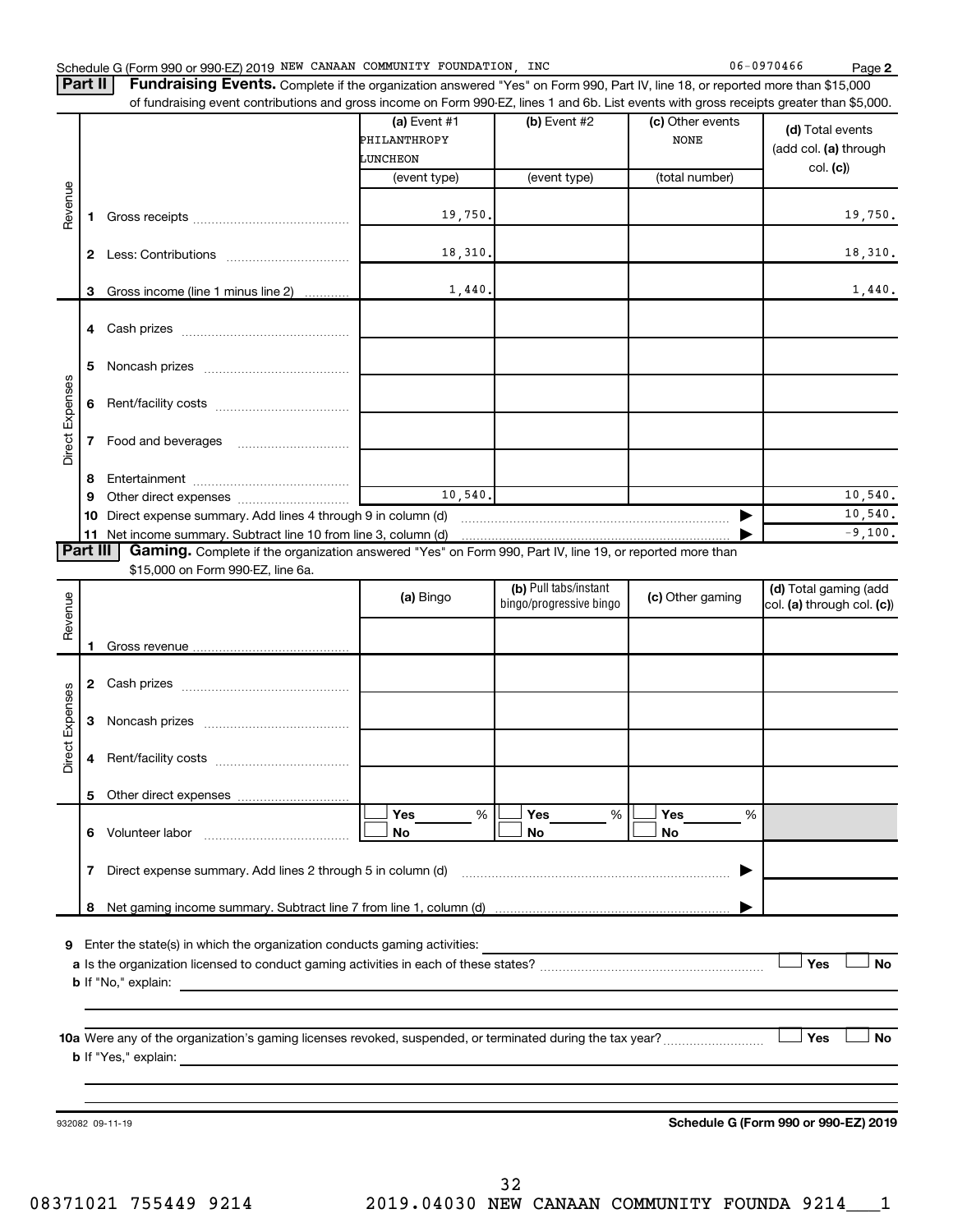Schedule G (Form 990 or 990-EZ) 2019 NEW CANAAN COMMUNITY FOUNDATION, INC 06-0970466 Page 2

**Part II** **Fundraising Events.** Complete if the organization answered "Yes" on Form 990, Part IV, line 18, or reported more than $15,000 of fundraising event contributions and gross income on Form 990-EZ, lines 1 and 6b. List events with gross receipts greater than $5,000.

| | | (a) Event #1 PHILANTHROPY LUNCHEON (event type) | (b) Event #2 (event type) | (c) Other events NONE (total number) | (d) Total events (add col. (a) through col. (c)) |
|---|---|---|---|---|---|
| Revenue | 1 Gross receipts | 19,750. | | | 19,750. |
| | 2 Less: Contributions | 18,310. | | | 18,310. |
| | 3 Gross income (line 1 minus line 2) | 1,440. | | | 1,440. |
| Direct Expenses | 4 Cash prizes | | | | |
| | 5 Noncash prizes | | | | |
| | 6 Rent/facility costs | | | | |
| | 7 Food and beverages | | | | |
| | 8 Entertainment | | | | |
| | 9 Other direct expenses | 10,540. | | | 10,540. |
| | 10 Direct expense summary. Add lines 4 through 9 in column (d) | | | ▶ | 10,540. |
| | 11 Net income summary. Subtract line 10 from line 3, column (d) | | | ▶ | -9,100. |

**Part III** **Gaming.** Complete if the organization answered "Yes" on Form 990, Part IV, line 19, or reported more than $15,000 on Form 990-EZ, line 6a.

| | | (a) Bingo | (b) Pull tabs/instant bingo/progressive bingo | (c) Other gaming | (d) Total gaming (add col. (a) through col. (c)) |
|---|---|---|---|---|---|
| Revenue | 1 Gross revenue | | | | |
| Direct Expenses | 2 Cash prizes | | | | |
| | 3 Noncash prizes | | | | |
| | 4 Rent/facility costs | | | | |
| | 5 Other direct expenses | | | | |
| | 6 Volunteer labor | ☐ Yes ___ % ☐ No | ☐ Yes ___ % ☐ No | ☐ Yes ___ % ☐ No | |
| | 7 Direct expense summary. Add lines 2 through 5 in column (d) | | | ▶ | |
| | 8 Net gaming income summary. Subtract line 7 from line 1, column (d) | | | ▶ | |

9 Enter the state(s) in which the organization conducts gaming activities:

a Is the organization licensed to conduct gaming activities in each of these states? ☐ Yes ☐ No

b If "No," explain:

10a Were any of the organization's gaming licenses revoked, suspended, or terminated during the tax year? ☐ Yes ☐ No

b If "Yes," explain:

932082 09-11-19 **Schedule G (Form 990 or 990-EZ) 2019**

08371021 755449 9214 2019.04030 NEW CANAAN COMMUNITY FOUNDA 9214___1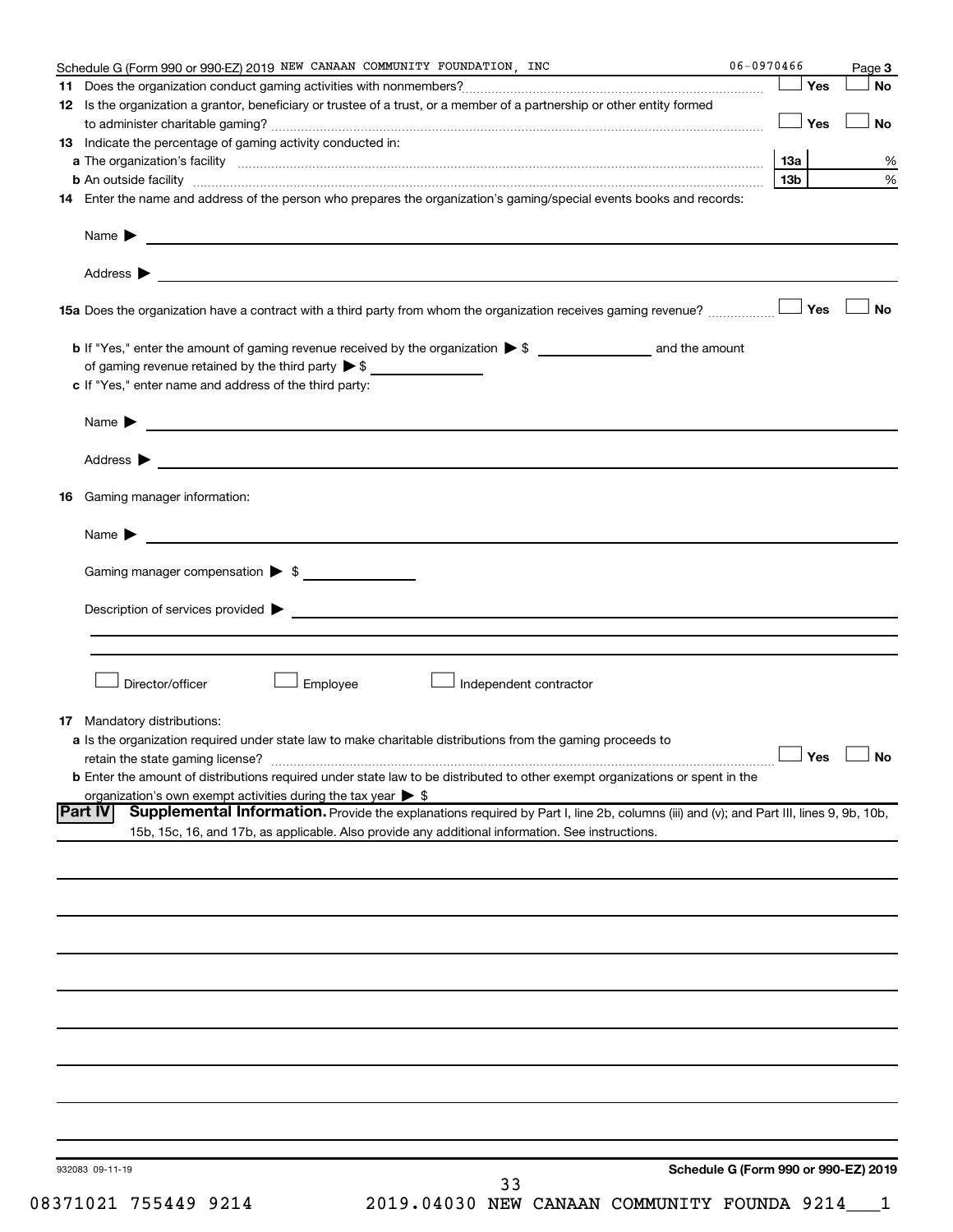Schedule G (Form 990 or 990-EZ) 2019 NEW CANAAN COMMUNITY FOUNDATION, INC 06-0970466 Page 3

**11** Does the organization conduct gaming activities with nonmembers? ☐ Yes ☐ No

**12** Is the organization a grantor, beneficiary or trustee of a trust, or a member of a partnership or other entity formed to administer charitable gaming? ☐ Yes ☐ No

**13** Indicate the percentage of gaming activity conducted in:

**a** The organization's facility **13a** %

**b** An outside facility **13b** %

**14** Enter the name and address of the person who prepares the organization's gaming/special events books and records:

Name ▶

Address ▶

**15a** Does the organization have a contract with a third party from whom the organization receives gaming revenue? ☐ Yes ☐ No

**b** If "Yes," enter the amount of gaming revenue received by the organization ▶ $ ______ and the amount of gaming revenue retained by the third party ▶ $ ______

**c** If "Yes," enter name and address of the third party:

Name ▶

Address ▶

**16** Gaming manager information:

Name ▶

Gaming manager compensation ▶ $

Description of services provided ▶

☐ Director/officer ☐ Employee ☐ Independent contractor

**17** Mandatory distributions:

**a** Is the organization required under state law to make charitable distributions from the gaming proceeds to retain the state gaming license? ☐ Yes ☐ No

**b** Enter the amount of distributions required under state law to be distributed to other exempt organizations or spent in the organization's own exempt activities during the tax year ▶ $

**Part IV** **Supplemental Information.** Provide the explanations required by Part I, line 2b, columns (iii) and (v); and Part III, lines 9, 9b, 10b, 15b, 15c, 16, and 17b, as applicable. Also provide any additional information. See instructions.

932083 09-11-19 **Schedule G (Form 990 or 990-EZ) 2019**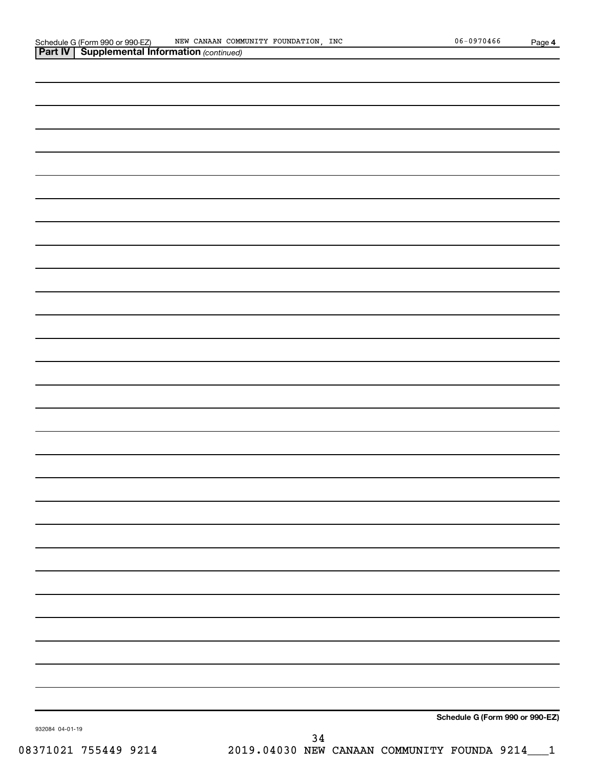Schedule G (Form 990 or 990-EZ) NEW CANAAN COMMUNITY FOUNDATION, INC 06-0970466 Page 4

**Part IV | Supplemental Information** *(continued)*

**Schedule G (Form 990 or 990-EZ)**

932084 04-01-19

08371021 755449 9214 2019.04030 NEW CANAAN COMMUNITY FOUNDA 9214___1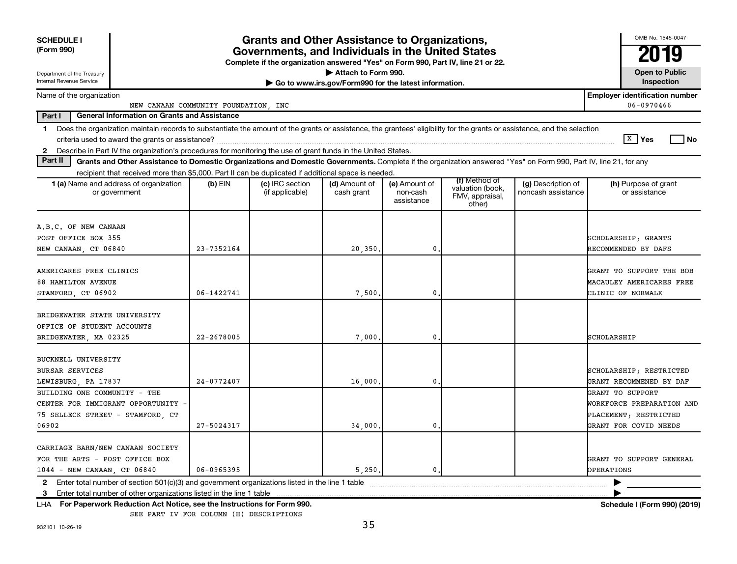**SCHEDULE I (Form 990)**

Department of the Treasury
Internal Revenue Service

# Grants and Other Assistance to Organizations, Governments, and Individuals in the United States

**Complete if the organization answered "Yes" on Form 990, Part IV, line 21 or 22.**

▶ Attach to Form 990.

▶ Go to www.irs.gov/Form990 for the latest information.

OMB No. 1545-0047

**2019**

**Open to Public Inspection**

Name of the organization: NEW CANAAN COMMUNITY FOUNDATION, INC

**Employer identification number:** 06-0970466

**Part I — General Information on Grants and Assistance**

1 Does the organization maintain records to substantiate the amount of the grants or assistance, the grantees' eligibility for the grants or assistance, and the selection criteria used to award the grants or assistance? [X] Yes [ ] No

2 Describe in Part IV the organization's procedures for monitoring the use of grant funds in the United States.

**Part II — Grants and Other Assistance to Domestic Organizations and Domestic Governments.** Complete if the organization answered "Yes" on Form 990, Part IV, line 21, for any recipient that received more than $5,000. Part II can be duplicated if additional space is needed.

| 1 (a) Name and address of organization or government | (b) EIN | (c) IRC section (if applicable) | (d) Amount of cash grant | (e) Amount of non-cash assistance | (f) Method of valuation (book, FMV, appraisal, other) | (g) Description of noncash assistance | (h) Purpose of grant or assistance |
|---|---|---|---|---|---|---|---|
| A.B.C. OF NEW CANAAN<br>POST OFFICE BOX 355<br>NEW CANAAN, CT 06840 | 23-7352164 | | 20,350. | 0. | | | SCHOLARSHIP; GRANTS RECOMMENDED BY DAFS |
| AMERICARES FREE CLINICS<br>88 HAMILTON AVENUE<br>STAMFORD, CT 06902 | 06-1422741 | | 7,500. | 0. | | | GRANT TO SUPPORT THE BOB MACAULEY AMERICARES FREE CLINIC OF NORWALK |
| BRIDGEWATER STATE UNIVERSITY<br>OFFICE OF STUDENT ACCOUNTS<br>BRIDGEWATER, MA 02325 | 22-2678005 | | 7,000. | 0. | | | SCHOLARSHIP |
| BUCKNELL UNIVERSITY<br>BURSAR SERVICES<br>LEWISBURG, PA 17837 | 24-0772407 | | 16,000. | 0. | | | SCHOLARSHIP; RESTRICTED GRANT RECOMMENED BY DAF |
| BUILDING ONE COMMUNITY - THE CENTER FOR IMMIGRANT OPPORTUNITY - 75 SELLECK STREET - STAMFORD, CT 06902 | 27-5024317 | | 34,000. | 0. | | | GRANT TO SUPPORT WORKFORCE PREPARATION AND PLACEMENT; RESTRICTED GRANT FOR COVID NEEDS |
| CARRIAGE BARN/NEW CANAAN SOCIETY FOR THE ARTS - POST OFFICE BOX 1044 - NEW CANAAN, CT 06840 | 06-0965395 | | 5,250. | 0. | | | GRANT TO SUPPORT GENERAL OPERATIONS |

2 Enter total number of section 501(c)(3) and government organizations listed in the line 1 table ▶

3 Enter total number of other organizations listed in the line 1 table ▶

**LHA For Paperwork Reduction Act Notice, see the Instructions for Form 990.** **Schedule I (Form 990) (2019)**

SEE PART IV FOR COLUMN (H) DESCRIPTIONS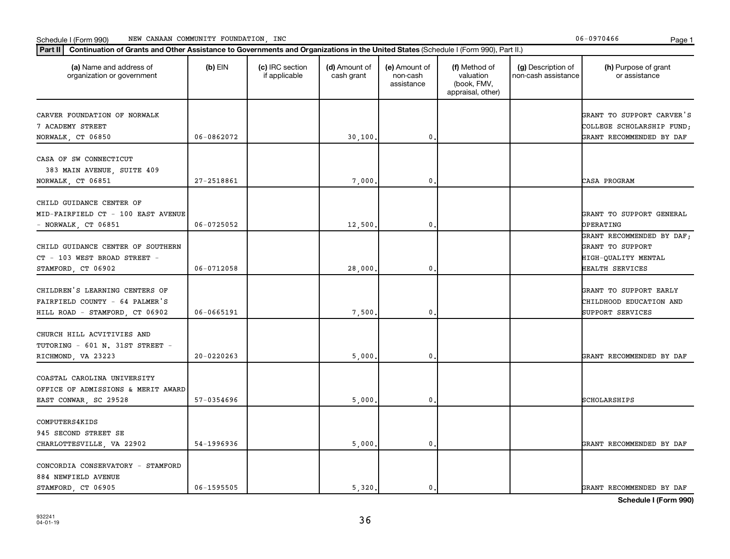Schedule I (Form 990) NEW CANAAN COMMUNITY FOUNDATION, INC 06-0970466

**Part II** **Continuation of Grants and Other Assistance to Governments and Organizations in the United States** (Schedule I (Form 990), Part II.)

| (a) Name and address of organization or government | (b) EIN | (c) IRC section if applicable | (d) Amount of cash grant | (e) Amount of non-cash assistance | (f) Method of valuation (book, FMV, appraisal, other) | (g) Description of non-cash assistance | (h) Purpose of grant or assistance |
|---|---|---|---|---|---|---|---|
| CARVER FOUNDATION OF NORWALK 7 ACADEMY STREET NORWALK, CT 06850 | 06-0862072 | | 30,100. | 0. | | | GRANT TO SUPPORT CARVER'S COLLEGE SCHOLARSHIP FUND; GRANT RECOMMENDED BY DAF |
| CASA OF SW CONNECTICUT 383 MAIN AVENUE, SUITE 409 NORWALK, CT 06851 | 27-2518861 | | 7,000. | 0. | | | CASA PROGRAM |
| CHILD GUIDANCE CENTER OF MID-FAIRFIELD CT - 100 EAST AVENUE - NORWALK, CT 06851 | 06-0725052 | | 12,500. | 0. | | | GRANT TO SUPPORT GENERAL OPERATING |
| CHILD GUIDANCE CENTER OF SOUTHERN CT - 103 WEST BROAD STREET - STAMFORD, CT 06902 | 06-0712058 | | 28,000. | 0. | | | GRANT RECOMMENDED BY DAF; GRANT TO SUPPORT HIGH-QUALITY MENTAL HEALTH SERVICES |
| CHILDREN'S LEARNING CENTERS OF FAIRFIELD COUNTY - 64 PALMER'S HILL ROAD - STAMFORD, CT 06902 | 06-0665191 | | 7,500. | 0. | | | GRANT TO SUPPORT EARLY CHILDHOOD EDUCATION AND SUPPORT SERVICES |
| CHURCH HILL ACVITIVIES AND TUTORING - 601 N. 31ST STREET - RICHMOND, VA 23223 | 20-0220263 | | 5,000. | 0. | | | GRANT RECOMMENDED BY DAF |
| COASTAL CAROLINA UNIVERSITY OFFICE OF ADMISSIONS & MERIT AWARD EAST CONWAR, SC 29528 | 57-0354696 | | 5,000. | 0. | | | SCHOLARSHIPS |
| COMPUTERS4KIDS 945 SECOND STREET SE CHARLOTTESVILLE, VA 22902 | 54-1996936 | | 5,000. | 0. | | | GRANT RECOMMENDED BY DAF |
| CONCORDIA CONSERVATORY - STAMFORD 884 NEWFIELD AVENUE STAMFORD, CT 06905 | 06-1595505 | | 5,320. | 0. | | | GRANT RECOMMENDED BY DAF |

**Schedule I (Form 990)**

932241 04-01-19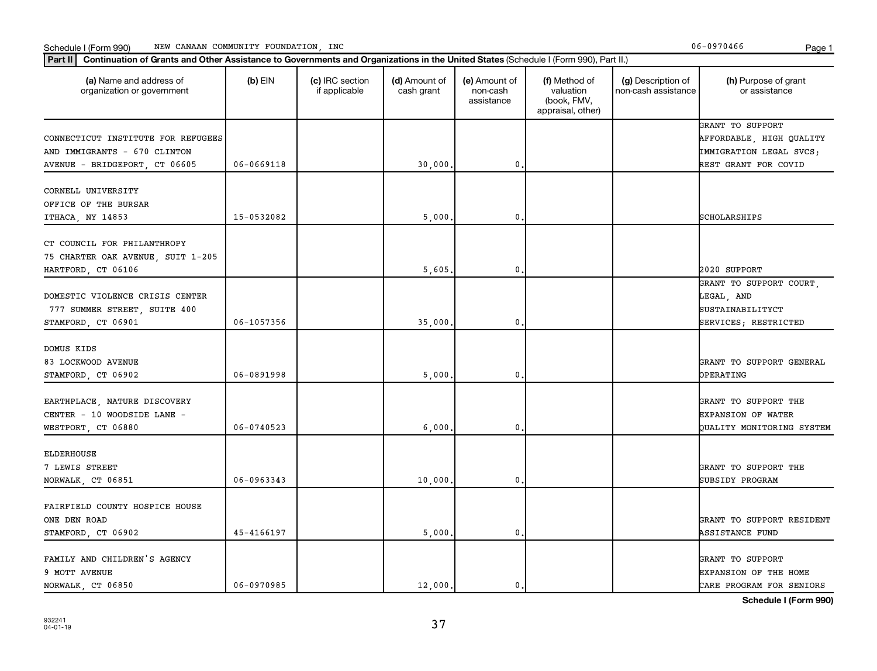Schedule I (Form 990) NEW CANAAN COMMUNITY FOUNDATION, INC 06-0970466

**Part II** **Continuation of Grants and Other Assistance to Governments and Organizations in the United States** (Schedule I (Form 990), Part II.)

| (a) Name and address of organization or government | (b) EIN | (c) IRC section if applicable | (d) Amount of cash grant | (e) Amount of non-cash assistance | (f) Method of valuation (book, FMV, appraisal, other) | (g) Description of non-cash assistance | (h) Purpose of grant or assistance |
|---|---|---|---|---|---|---|---|
| CONNECTICUT INSTITUTE FOR REFUGEES AND IMMIGRANTS - 670 CLINTON AVENUE - BRIDGEPORT, CT 06605 | 06-0669118 | | 30,000. | 0. | | | GRANT TO SUPPORT AFFORDABLE, HIGH QUALITY IMMIGRATION LEGAL SVCS; REST GRANT FOR COVID |
| CORNELL UNIVERSITY OFFICE OF THE BURSAR ITHACA, NY 14853 | 15-0532082 | | 5,000. | 0. | | | SCHOLARSHIPS |
| CT COUNCIL FOR PHILANTHROPY 75 CHARTER OAK AVENUE, SUIT 1-205 HARTFORD, CT 06106 | | | 5,605. | 0. | | | 2020 SUPPORT |
| DOMESTIC VIOLENCE CRISIS CENTER 777 SUMMER STREET, SUITE 400 STAMFORD, CT 06901 | 06-1057356 | | 35,000. | 0. | | | GRANT TO SUPPORT COURT, LEGAL, AND SUSTAINABILITYCT SERVICES; RESTRICTED |
| DOMUS KIDS 83 LOCKWOOD AVENUE STAMFORD, CT 06902 | 06-0891998 | | 5,000. | 0. | | | GRANT TO SUPPORT GENERAL OPERATING |
| EARTHPLACE, NATURE DISCOVERY CENTER - 10 WOODSIDE LANE - WESTPORT, CT 06880 | 06-0740523 | | 6,000. | 0. | | | GRANT TO SUPPORT THE EXPANSION OF WATER QUALITY MONITORING SYSTEM |
| ELDERHOUSE 7 LEWIS STREET NORWALK, CT 06851 | 06-0963343 | | 10,000. | 0. | | | GRANT TO SUPPORT THE SUBSIDY PROGRAM |
| FAIRFIELD COUNTY HOSPICE HOUSE ONE DEN ROAD STAMFORD, CT 06902 | 45-4166197 | | 5,000. | 0. | | | GRANT TO SUPPORT RESIDENT ASSISTANCE FUND |
| FAMILY AND CHILDREN'S AGENCY 9 MOTT AVENUE NORWALK, CT 06850 | 06-0970985 | | 12,000. | 0. | | | GRANT TO SUPPORT EXPANSION OF THE HOME CARE PROGRAM FOR SENIORS |

**Schedule I (Form 990)**

932241 04-01-19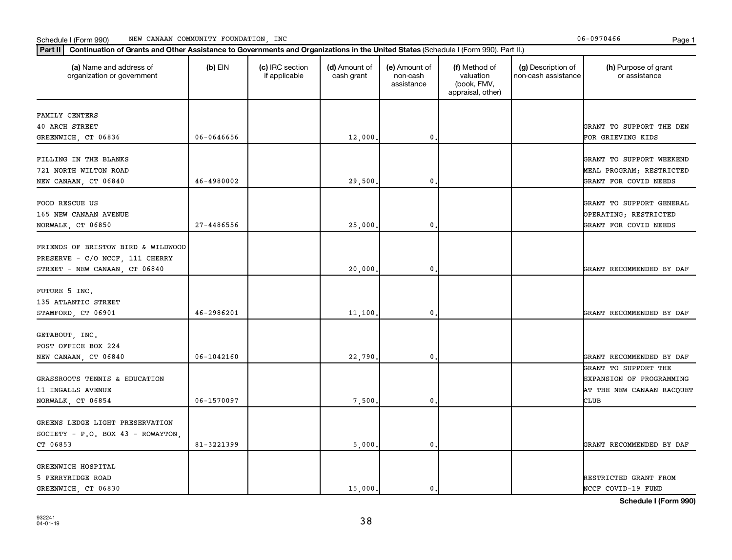Schedule I (Form 990) NEW CANAAN COMMUNITY FOUNDATION, INC 06-0970466

**Part II** **Continuation of Grants and Other Assistance to Governments and Organizations in the United States** (Schedule I (Form 990), Part II.)

| (a) Name and address of organization or government | (b) EIN | (c) IRC section if applicable | (d) Amount of cash grant | (e) Amount of non-cash assistance | (f) Method of valuation (book, FMV, appraisal, other) | (g) Description of non-cash assistance | (h) Purpose of grant or assistance |
|---|---|---|---|---|---|---|---|
| FAMILY CENTERS<br>40 ARCH STREET<br>GREENWICH, CT 06836 | 06-0646656 | | 12,000. | 0. | | | GRANT TO SUPPORT THE DEN FOR GRIEVING KIDS |
| FILLING IN THE BLANKS<br>721 NORTH WILTON ROAD<br>NEW CANAAN, CT 06840 | 46-4980002 | | 29,500. | 0. | | | GRANT TO SUPPORT WEEKEND MEAL PROGRAM; RESTRICTED GRANT FOR COVID NEEDS |
| FOOD RESCUE US<br>165 NEW CANAAN AVENUE<br>NORWALK, CT 06850 | 27-4486556 | | 25,000. | 0. | | | GRANT TO SUPPORT GENERAL OPERATING; RESTRICTED GRANT FOR COVID NEEDS |
| FRIENDS OF BRISTOW BIRD & WILDWOOD PRESERVE - C/O NCCF, 111 CHERRY STREET - NEW CANAAN, CT 06840 | | | 20,000. | 0. | | | GRANT RECOMMENDED BY DAF |
| FUTURE 5 INC.<br>135 ATLANTIC STREET<br>STAMFORD, CT 06901 | 46-2986201 | | 11,100. | 0. | | | GRANT RECOMMENDED BY DAF |
| GETABOUT, INC.<br>POST OFFICE BOX 224<br>NEW CANAAN, CT 06840 | 06-1042160 | | 22,790. | 0. | | | GRANT RECOMMENDED BY DAF |
| GRASSROOTS TENNIS & EDUCATION<br>11 INGALLS AVENUE<br>NORWALK, CT 06854 | 06-1570097 | | 7,500. | 0. | | | GRANT TO SUPPORT THE EXPANSION OF PROGRAMMING AT THE NEW CANAAN RACQUET CLUB |
| GREENS LEDGE LIGHT PRESERVATION SOCIETY - P.O. BOX 43 - ROWAYTON, CT 06853 | 81-3221399 | | 5,000. | 0. | | | GRANT RECOMMENDED BY DAF |
| GREENWICH HOSPITAL<br>5 PERRYRIDGE ROAD<br>GREENWICH, CT 06830 | | | 15,000. | 0. | | | RESTRICTED GRANT FROM NCCF COVID-19 FUND |

**Schedule I (Form 990)**

932241
04-01-19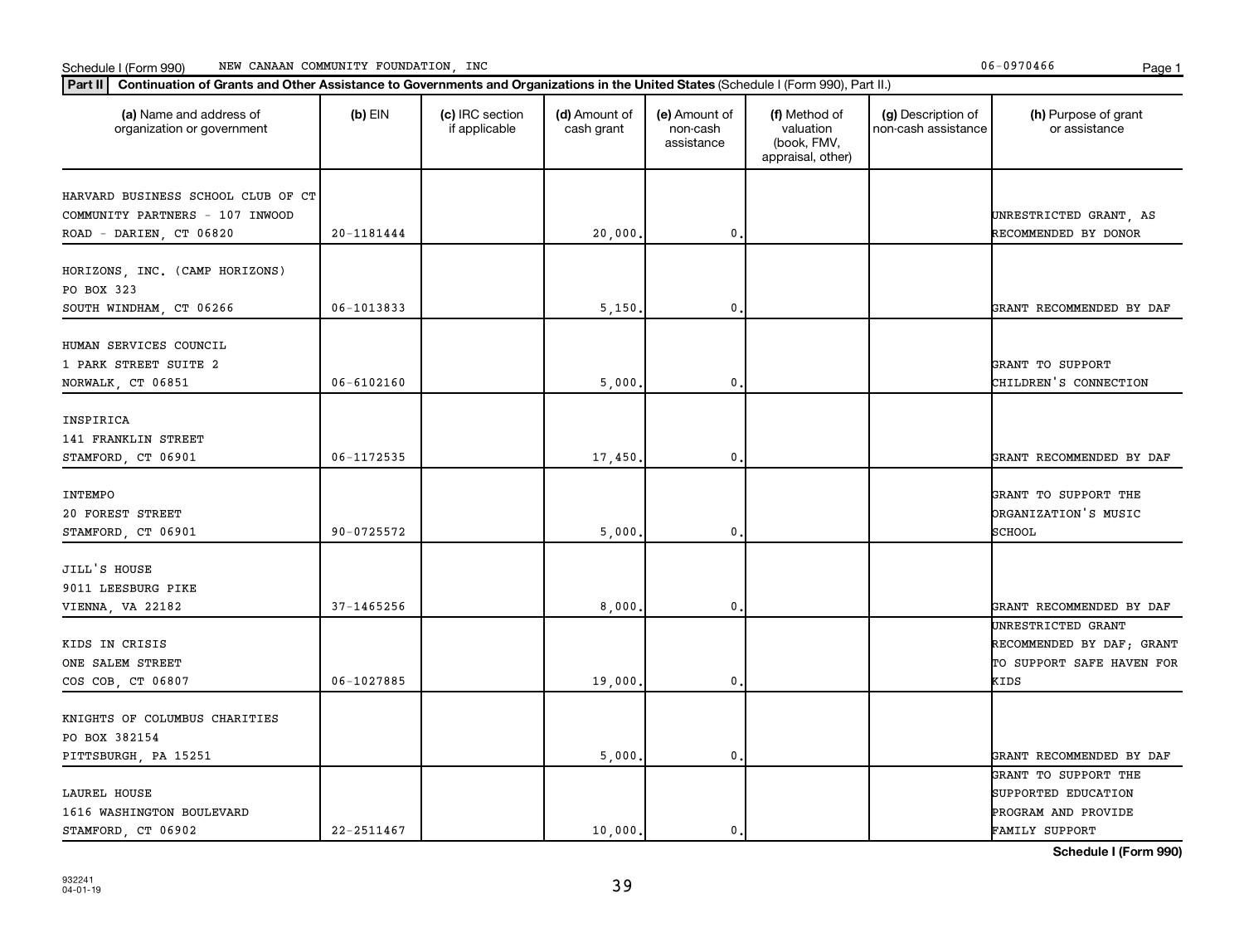Schedule I (Form 990) NEW CANAAN COMMUNITY FOUNDATION, INC 06-0970466

**Part II** Continuation of Grants and Other Assistance to Governments and Organizations in the United States (Schedule I (Form 990), Part II.)

| (a) Name and address of organization or government | (b) EIN | (c) IRC section if applicable | (d) Amount of cash grant | (e) Amount of non-cash assistance | (f) Method of valuation (book, FMV, appraisal, other) | (g) Description of non-cash assistance | (h) Purpose of grant or assistance |
|---|---|---|---|---|---|---|---|
| HARVARD BUSINESS SCHOOL CLUB OF CT COMMUNITY PARTNERS - 107 INWOOD ROAD - DARIEN, CT 06820 | 20-1181444 | | 20,000. | 0. | | | UNRESTRICTED GRANT, AS RECOMMENDED BY DONOR |
| HORIZONS, INC. (CAMP HORIZONS) PO BOX 323 SOUTH WINDHAM, CT 06266 | 06-1013833 | | 5,150. | 0. | | | GRANT RECOMMENDED BY DAF |
| HUMAN SERVICES COUNCIL 1 PARK STREET SUITE 2 NORWALK, CT 06851 | 06-6102160 | | 5,000. | 0. | | | GRANT TO SUPPORT CHILDREN'S CONNECTION |
| INSPIRICA 141 FRANKLIN STREET STAMFORD, CT 06901 | 06-1172535 | | 17,450. | 0. | | | GRANT RECOMMENDED BY DAF |
| INTEMPO 20 FOREST STREET STAMFORD, CT 06901 | 90-0725572 | | 5,000. | 0. | | | GRANT TO SUPPORT THE ORGANIZATION'S MUSIC SCHOOL |
| JILL'S HOUSE 9011 LEESBURG PIKE VIENNA, VA 22182 | 37-1465256 | | 8,000. | 0. | | | GRANT RECOMMENDED BY DAF |
| KIDS IN CRISIS ONE SALEM STREET COS COB, CT 06807 | 06-1027885 | | 19,000. | 0. | | | UNRESTRICTED GRANT RECOMMENDED BY DAF; GRANT TO SUPPORT SAFE HAVEN FOR KIDS |
| KNIGHTS OF COLUMBUS CHARITIES PO BOX 382154 PITTSBURGH, PA 15251 | | | 5,000. | 0. | | | GRANT RECOMMENDED BY DAF |
| LAUREL HOUSE 1616 WASHINGTON BOULEVARD STAMFORD, CT 06902 | 22-2511467 | | 10,000. | 0. | | | GRANT TO SUPPORT THE SUPPORTED EDUCATION PROGRAM AND PROVIDE FAMILY SUPPORT |

**Schedule I (Form 990)**

932241
04-01-19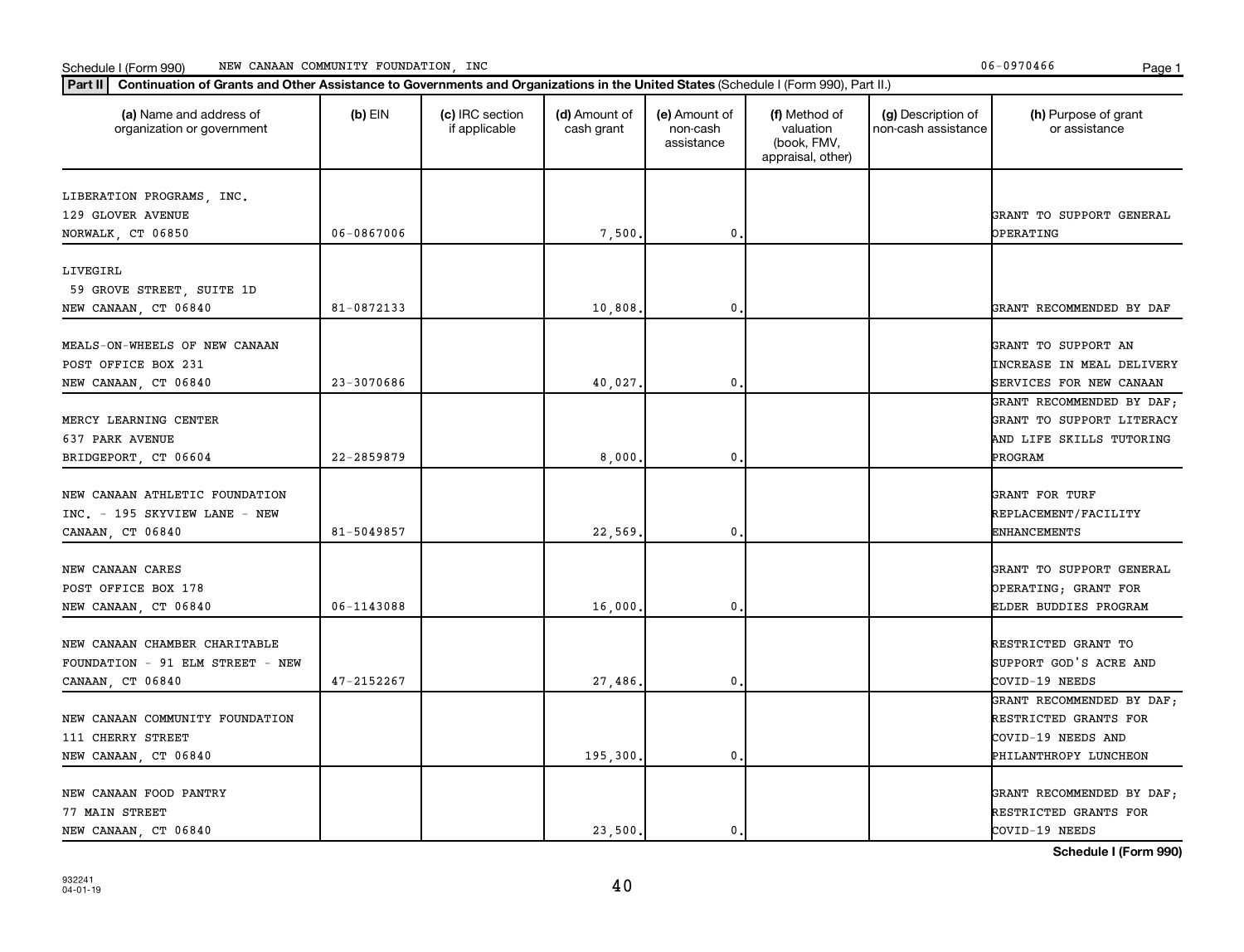Schedule I (Form 990) NEW CANAAN COMMUNITY FOUNDATION, INC 06-0970466

**Part II** **Continuation of Grants and Other Assistance to Governments and Organizations in the United States** (Schedule I (Form 990), Part II.)

| (a) Name and address of organization or government | (b) EIN | (c) IRC section if applicable | (d) Amount of cash grant | (e) Amount of non-cash assistance | (f) Method of valuation (book, FMV, appraisal, other) | (g) Description of non-cash assistance | (h) Purpose of grant or assistance |
|---|---|---|---|---|---|---|---|
| LIBERATION PROGRAMS, INC. 129 GLOVER AVENUE NORWALK, CT 06850 | 06-0867006 | | 7,500. | 0. | | | GRANT TO SUPPORT GENERAL OPERATING |
| LIVEGIRL 59 GROVE STREET, SUITE 1D NEW CANAAN, CT 06840 | 81-0872133 | | 10,808. | 0. | | | GRANT RECOMMENDED BY DAF |
| MEALS-ON-WHEELS OF NEW CANAAN POST OFFICE BOX 231 NEW CANAAN, CT 06840 | 23-3070686 | | 40,027. | 0. | | | GRANT TO SUPPORT AN INCREASE IN MEAL DELIVERY SERVICES FOR NEW CANAAN |
| MERCY LEARNING CENTER 637 PARK AVENUE BRIDGEPORT, CT 06604 | 22-2859879 | | 8,000. | 0. | | | GRANT RECOMMENDED BY DAF; GRANT TO SUPPORT LITERACY AND LIFE SKILLS TUTORING PROGRAM |
| NEW CANAAN ATHLETIC FOUNDATION INC. - 195 SKYVIEW LANE - NEW CANAAN, CT 06840 | 81-5049857 | | 22,569. | 0. | | | GRANT FOR TURF REPLACEMENT/FACILITY ENHANCEMENTS |
| NEW CANAAN CARES POST OFFICE BOX 178 NEW CANAAN, CT 06840 | 06-1143088 | | 16,000. | 0. | | | GRANT TO SUPPORT GENERAL OPERATING; GRANT FOR ELDER BUDDIES PROGRAM |
| NEW CANAAN CHAMBER CHARITABLE FOUNDATION - 91 ELM STREET - NEW CANAAN, CT 06840 | 47-2152267 | | 27,486. | 0. | | | RESTRICTED GRANT TO SUPPORT GOD'S ACRE AND COVID-19 NEEDS |
| NEW CANAAN COMMUNITY FOUNDATION 111 CHERRY STREET NEW CANAAN, CT 06840 | | | 195,300. | 0. | | | GRANT RECOMMENDED BY DAF; RESTRICTED GRANTS FOR COVID-19 NEEDS AND PHILANTHROPY LUNCHEON |
| NEW CANAAN FOOD PANTRY 77 MAIN STREET NEW CANAAN, CT 06840 | | | 23,500. | 0. | | | GRANT RECOMMENDED BY DAF; RESTRICTED GRANTS FOR COVID-19 NEEDS |

**Schedule I (Form 990)**

932241 04-01-19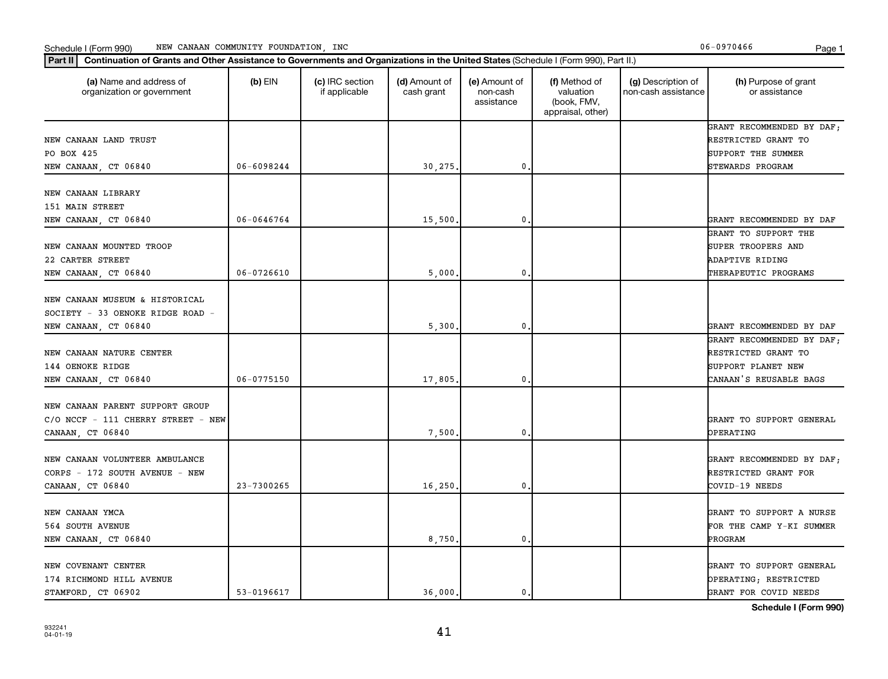Schedule I (Form 990) NEW CANAAN COMMUNITY FOUNDATION, INC 06-0970466

**Part II** **Continuation of Grants and Other Assistance to Governments and Organizations in the United States** (Schedule I (Form 990), Part II.)

| (a) Name and address of organization or government | (b) EIN | (c) IRC section if applicable | (d) Amount of cash grant | (e) Amount of non-cash assistance | (f) Method of valuation (book, FMV, appraisal, other) | (g) Description of non-cash assistance | (h) Purpose of grant or assistance |
|---|---|---|---|---|---|---|---|
| NEW CANAAN LAND TRUST PO BOX 425 NEW CANAAN, CT 06840 | 06-6098244 | | 30,275. | 0. | | | GRANT RECOMMENDED BY DAF; RESTRICTED GRANT TO SUPPORT THE SUMMER STEWARDS PROGRAM |
| NEW CANAAN LIBRARY 151 MAIN STREET NEW CANAAN, CT 06840 | 06-0646764 | | 15,500. | 0. | | | GRANT RECOMMENDED BY DAF |
| NEW CANAAN MOUNTED TROOP 22 CARTER STREET NEW CANAAN, CT 06840 | 06-0726610 | | 5,000. | 0. | | | GRANT TO SUPPORT THE SUPER TROOPERS AND ADAPTIVE RIDING THERAPEUTIC PROGRAMS |
| NEW CANAAN MUSEUM & HISTORICAL SOCIETY - 33 OENOKE RIDGE ROAD - NEW CANAAN, CT 06840 | | | 5,300. | 0. | | | GRANT RECOMMENDED BY DAF |
| NEW CANAAN NATURE CENTER 144 OENOKE RIDGE NEW CANAAN, CT 06840 | 06-0775150 | | 17,805. | 0. | | | GRANT RECOMMENDED BY DAF; RESTRICTED GRANT TO SUPPORT PLANET NEW CANAAN'S REUSABLE BAGS |
| NEW CANAAN PARENT SUPPORT GROUP C/O NCCF - 111 CHERRY STREET - NEW CANAAN, CT 06840 | | | 7,500. | 0. | | | GRANT TO SUPPORT GENERAL OPERATING |
| NEW CANAAN VOLUNTEER AMBULANCE CORPS - 172 SOUTH AVENUE - NEW CANAAN, CT 06840 | 23-7300265 | | 16,250. | 0. | | | GRANT RECOMMENDED BY DAF; RESTRICTED GRANT FOR COVID-19 NEEDS |
| NEW CANAAN YMCA 564 SOUTH AVENUE NEW CANAAN, CT 06840 | | | 8,750. | 0. | | | GRANT TO SUPPORT A NURSE FOR THE CAMP Y-KI SUMMER PROGRAM |
| NEW COVENANT CENTER 174 RICHMOND HILL AVENUE STAMFORD, CT 06902 | 53-0196617 | | 36,000. | 0. | | | GRANT TO SUPPORT GENERAL OPERATING; RESTRICTED GRANT FOR COVID NEEDS |

**Schedule I (Form 990)**

932241 04-01-19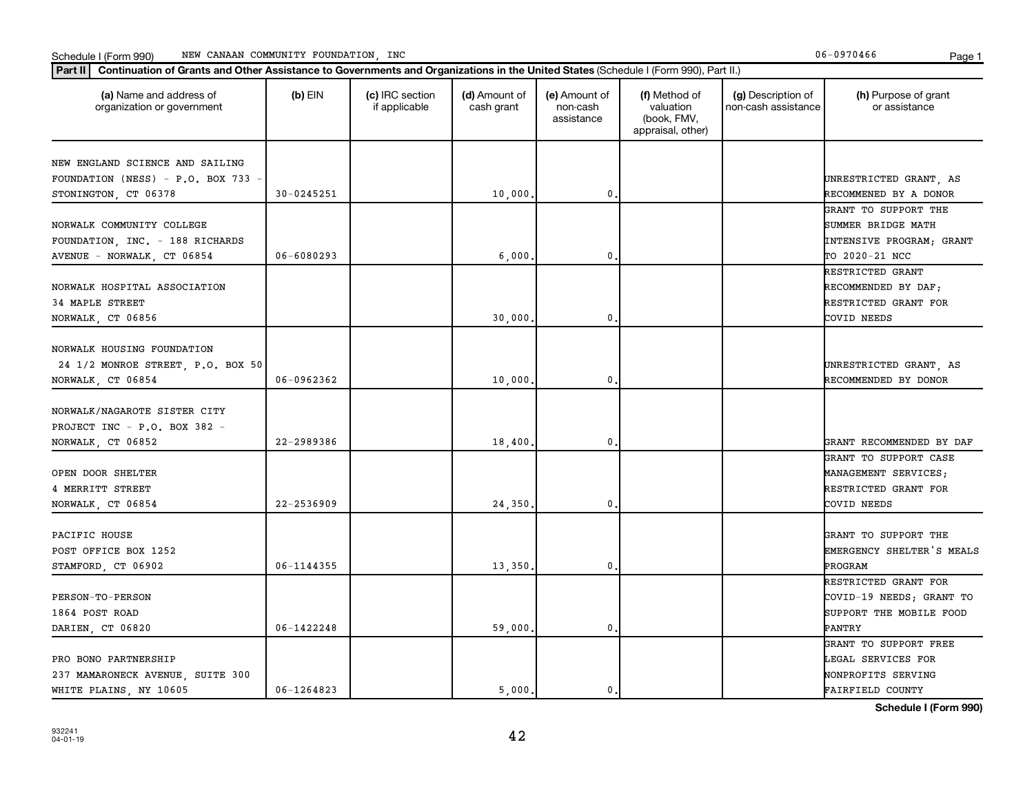Schedule I (Form 990) NEW CANAAN COMMUNITY FOUNDATION, INC 06-0970466

**Part II** **Continuation of Grants and Other Assistance to Governments and Organizations in the United States** (Schedule I (Form 990), Part II.)

| (a) Name and address of organization or government | (b) EIN | (c) IRC section if applicable | (d) Amount of cash grant | (e) Amount of non-cash assistance | (f) Method of valuation (book, FMV, appraisal, other) | (g) Description of non-cash assistance | (h) Purpose of grant or assistance |
|---|---|---|---|---|---|---|---|
| NEW ENGLAND SCIENCE AND SAILING FOUNDATION (NESS) - P.O. BOX 733 - STONINGTON, CT 06378 | 30-0245251 | | 10,000. | 0. | | | UNRESTRICTED GRANT, AS RECOMMENED BY A DONOR |
| NORWALK COMMUNITY COLLEGE FOUNDATION, INC. - 188 RICHARDS AVENUE - NORWALK, CT 06854 | 06-6080293 | | 6,000. | 0. | | | GRANT TO SUPPORT THE SUMMER BRIDGE MATH INTENSIVE PROGRAM; GRANT TO 2020-21 NCC |
| NORWALK HOSPITAL ASSOCIATION 34 MAPLE STREET NORWALK, CT 06856 | | | 30,000. | 0. | | | RESTRICTED GRANT RECOMMENDED BY DAF; RESTRICTED GRANT FOR COVID NEEDS |
| NORWALK HOUSING FOUNDATION 24 1/2 MONROE STREET, P.O. BOX 50 NORWALK, CT 06854 | 06-0962362 | | 10,000. | 0. | | | UNRESTRICTED GRANT, AS RECOMMENDED BY DONOR |
| NORWALK/NAGAROTE SISTER CITY PROJECT INC - P.O. BOX 382 - NORWALK, CT 06852 | 22-2989386 | | 18,400. | 0. | | | GRANT RECOMMENDED BY DAF |
| OPEN DOOR SHELTER 4 MERRITT STREET NORWALK, CT 06854 | 22-2536909 | | 24,350. | 0. | | | GRANT TO SUPPORT CASE MANAGEMENT SERVICES; RESTRICTED GRANT FOR COVID NEEDS |
| PACIFIC HOUSE POST OFFICE BOX 1252 STAMFORD, CT 06902 | 06-1144355 | | 13,350. | 0. | | | GRANT TO SUPPORT THE EMERGENCY SHELTER'S MEALS PROGRAM |
| PERSON-TO-PERSON 1864 POST ROAD DARIEN, CT 06820 | 06-1422248 | | 59,000. | 0. | | | RESTRICTED GRANT FOR COVID-19 NEEDS; GRANT TO SUPPORT THE MOBILE FOOD PANTRY |
| PRO BONO PARTNERSHIP 237 MAMARONECK AVENUE, SUITE 300 WHITE PLAINS, NY 10605 | 06-1264823 | | 5,000. | 0. | | | GRANT TO SUPPORT FREE LEGAL SERVICES FOR NONPROFITS SERVING FAIRFIELD COUNTY |

**Schedule I (Form 990)**

932241 04-01-19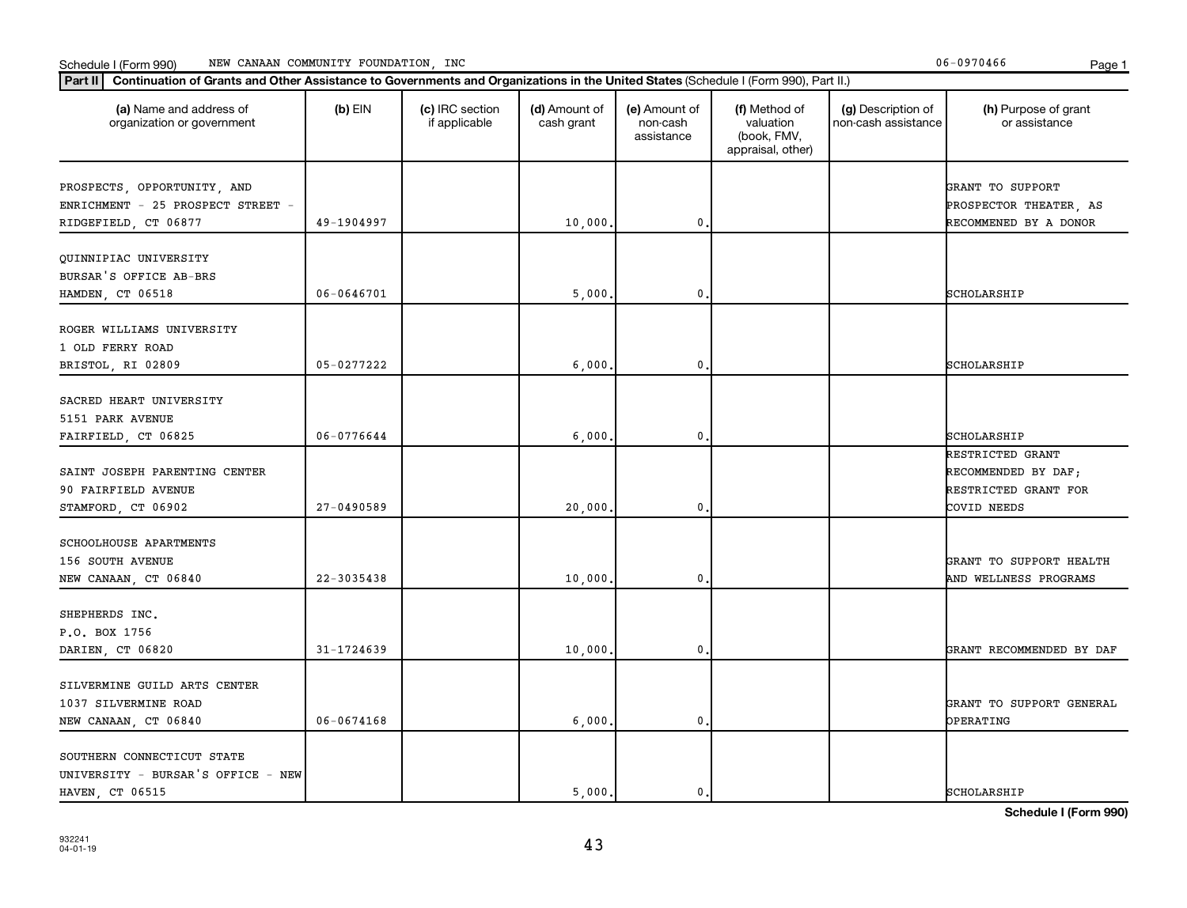Schedule I (Form 990) NEW CANAAN COMMUNITY FOUNDATION, INC 06-0970466

**Part II** **Continuation of Grants and Other Assistance to Governments and Organizations in the United States** (Schedule I (Form 990), Part II.)

| (a) Name and address of organization or government | (b) EIN | (c) IRC section if applicable | (d) Amount of cash grant | (e) Amount of non-cash assistance | (f) Method of valuation (book, FMV, appraisal, other) | (g) Description of non-cash assistance | (h) Purpose of grant or assistance |
|---|---|---|---|---|---|---|---|
| PROSPECTS, OPPORTUNITY, AND ENRICHMENT - 25 PROSPECT STREET - RIDGEFIELD, CT 06877 | 49-1904997 | | 10,000. | 0. | | | GRANT TO SUPPORT PROSPECTOR THEATER, AS RECOMMENED BY A DONOR |
| QUINNIPIAC UNIVERSITY BURSAR'S OFFICE AB-BRS HAMDEN, CT 06518 | 06-0646701 | | 5,000. | 0. | | | SCHOLARSHIP |
| ROGER WILLIAMS UNIVERSITY 1 OLD FERRY ROAD BRISTOL, RI 02809 | 05-0277222 | | 6,000. | 0. | | | SCHOLARSHIP |
| SACRED HEART UNIVERSITY 5151 PARK AVENUE FAIRFIELD, CT 06825 | 06-0776644 | | 6,000. | 0. | | | SCHOLARSHIP |
| SAINT JOSEPH PARENTING CENTER 90 FAIRFIELD AVENUE STAMFORD, CT 06902 | 27-0490589 | | 20,000. | 0. | | | RESTRICTED GRANT RECOMMENDED BY DAF; RESTRICTED GRANT FOR COVID NEEDS |
| SCHOOLHOUSE APARTMENTS 156 SOUTH AVENUE NEW CANAAN, CT 06840 | 22-3035438 | | 10,000. | 0. | | | GRANT TO SUPPORT HEALTH AND WELLNESS PROGRAMS |
| SHEPHERDS INC. P.O. BOX 1756 DARIEN, CT 06820 | 31-1724639 | | 10,000. | 0. | | | GRANT RECOMMENDED BY DAF |
| SILVERMINE GUILD ARTS CENTER 1037 SILVERMINE ROAD NEW CANAAN, CT 06840 | 06-0674168 | | 6,000. | 0. | | | GRANT TO SUPPORT GENERAL OPERATING |
| SOUTHERN CONNECTICUT STATE UNIVERSITY - BURSAR'S OFFICE - NEW HAVEN, CT 06515 | | | 5,000. | 0. | | | SCHOLARSHIP |

**Schedule I (Form 990)**

932241 04-01-19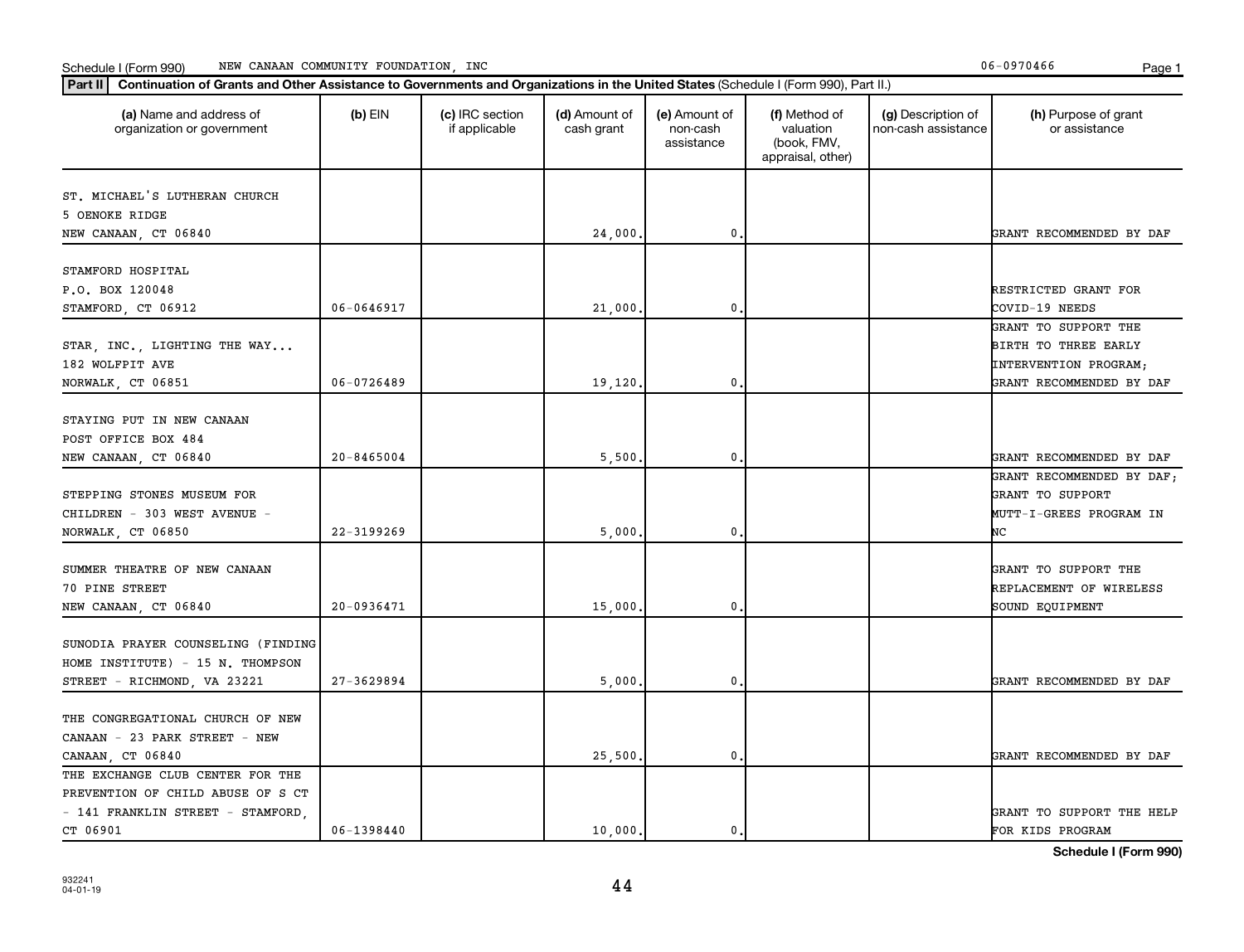Schedule I (Form 990) NEW CANAAN COMMUNITY FOUNDATION, INC 06-0970466

**Part II** **Continuation of Grants and Other Assistance to Governments and Organizations in the United States** (Schedule I (Form 990), Part II.)

| (a) Name and address of organization or government | (b) EIN | (c) IRC section if applicable | (d) Amount of cash grant | (e) Amount of non-cash assistance | (f) Method of valuation (book, FMV, appraisal, other) | (g) Description of non-cash assistance | (h) Purpose of grant or assistance |
|---|---|---|---|---|---|---|---|
| ST. MICHAEL'S LUTHERAN CHURCH 5 OENOKE RIDGE NEW CANAAN, CT 06840 | | | 24,000. | 0. | | | GRANT RECOMMENDED BY DAF |
| STAMFORD HOSPITAL P.O. BOX 120048 STAMFORD, CT 06912 | 06-0646917 | | 21,000. | 0. | | | RESTRICTED GRANT FOR COVID-19 NEEDS |
| STAR, INC., LIGHTING THE WAY... 182 WOLFPIT AVE NORWALK, CT 06851 | 06-0726489 | | 19,120. | 0. | | | GRANT TO SUPPORT THE BIRTH TO THREE EARLY INTERVENTION PROGRAM; GRANT RECOMMENDED BY DAF |
| STAYING PUT IN NEW CANAAN POST OFFICE BOX 484 NEW CANAAN, CT 06840 | 20-8465004 | | 5,500. | 0. | | | GRANT RECOMMENDED BY DAF |
| STEPPING STONES MUSEUM FOR CHILDREN - 303 WEST AVENUE - NORWALK, CT 06850 | 22-3199269 | | 5,000. | 0. | | | GRANT RECOMMENDED BY DAF; GRANT TO SUPPORT MUTT-I-GREES PROGRAM IN NC |
| SUMMER THEATRE OF NEW CANAAN 70 PINE STREET NEW CANAAN, CT 06840 | 20-0936471 | | 15,000. | 0. | | | GRANT TO SUPPORT THE REPLACEMENT OF WIRELESS SOUND EQUIPMENT |
| SUNODIA PRAYER COUNSELING (FINDING HOME INSTITUTE) - 15 N. THOMPSON STREET - RICHMOND, VA 23221 | 27-3629894 | | 5,000. | 0. | | | GRANT RECOMMENDED BY DAF |
| THE CONGREGATIONAL CHURCH OF NEW CANAAN - 23 PARK STREET - NEW CANAAN, CT 06840 | | | 25,500. | 0. | | | GRANT RECOMMENDED BY DAF |
| THE EXCHANGE CLUB CENTER FOR THE PREVENTION OF CHILD ABUSE OF S CT - 141 FRANKLIN STREET - STAMFORD, CT 06901 | 06-1398440 | | 10,000. | 0. | | | GRANT TO SUPPORT THE HELP FOR KIDS PROGRAM |

**Schedule I (Form 990)**

932241 04-01-19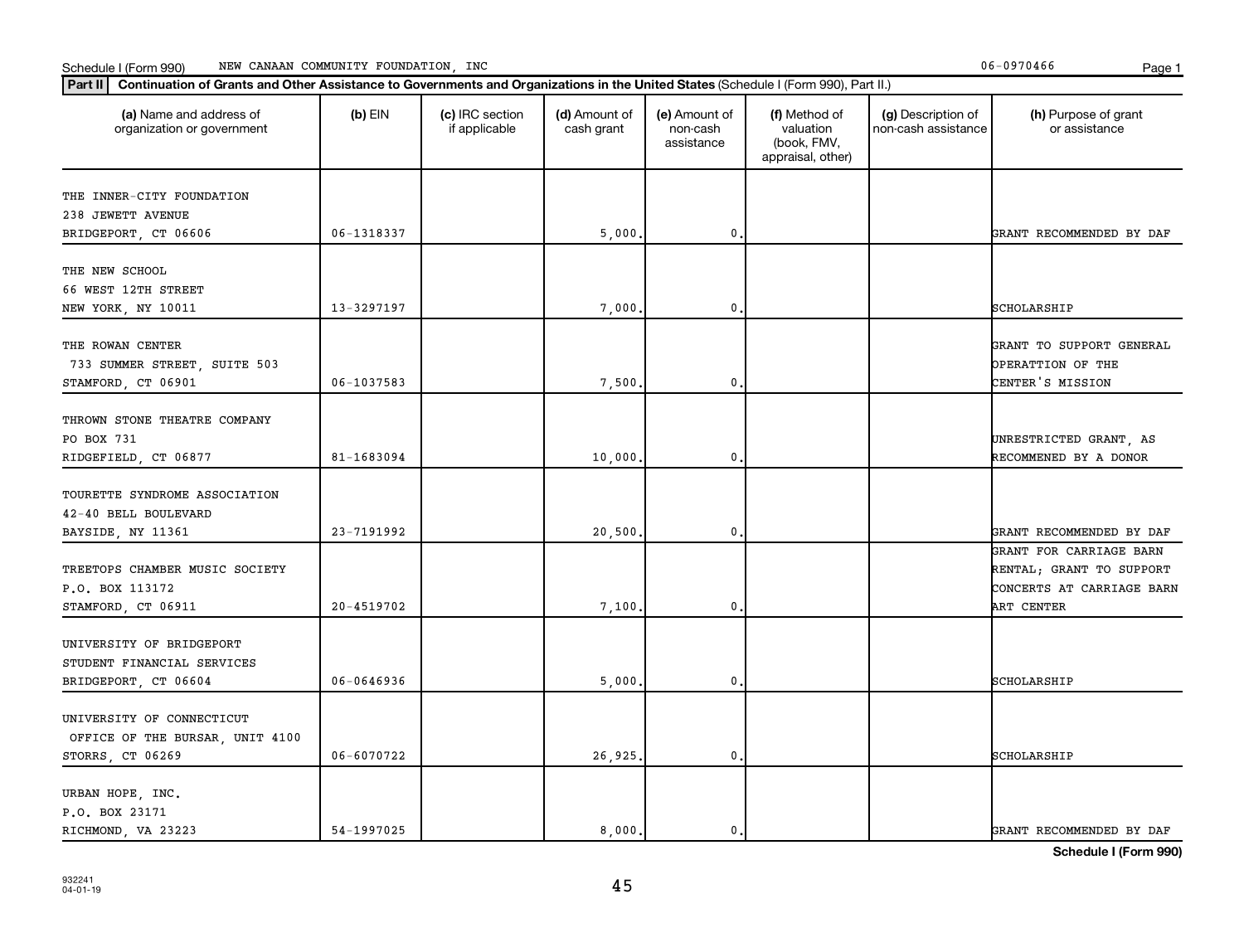Schedule I (Form 990) NEW CANAAN COMMUNITY FOUNDATION, INC 06-0970466

**Part II** **Continuation of Grants and Other Assistance to Governments and Organizations in the United States** (Schedule I (Form 990), Part II.)

| (a) Name and address of organization or government | (b) EIN | (c) IRC section if applicable | (d) Amount of cash grant | (e) Amount of non-cash assistance | (f) Method of valuation (book, FMV, appraisal, other) | (g) Description of non-cash assistance | (h) Purpose of grant or assistance |
|---|---|---|---|---|---|---|---|
| THE INNER-CITY FOUNDATION<br>238 JEWETT AVENUE<br>BRIDGEPORT, CT 06606 | 06-1318337 | | 5,000. | 0. | | | GRANT RECOMMENDED BY DAF |
| THE NEW SCHOOL<br>66 WEST 12TH STREET<br>NEW YORK, NY 10011 | 13-3297197 | | 7,000. | 0. | | | SCHOLARSHIP |
| THE ROWAN CENTER<br>733 SUMMER STREET, SUITE 503<br>STAMFORD, CT 06901 | 06-1037583 | | 7,500. | 0. | | | GRANT TO SUPPORT GENERAL OPERATTION OF THE CENTER'S MISSION |
| THROWN STONE THEATRE COMPANY<br>PO BOX 731<br>RIDGEFIELD, CT 06877 | 81-1683094 | | 10,000. | 0. | | | UNRESTRICTED GRANT, AS RECOMMENED BY A DONOR |
| TOURETTE SYNDROME ASSOCIATION<br>42-40 BELL BOULEVARD<br>BAYSIDE, NY 11361 | 23-7191992 | | 20,500. | 0. | | | GRANT RECOMMENDED BY DAF |
| TREETOPS CHAMBER MUSIC SOCIETY<br>P.O. BOX 113172<br>STAMFORD, CT 06911 | 20-4519702 | | 7,100. | 0. | | | GRANT FOR CARRIAGE BARN RENTAL; GRANT TO SUPPORT CONCERTS AT CARRIAGE BARN ART CENTER |
| UNIVERSITY OF BRIDGEPORT<br>STUDENT FINANCIAL SERVICES<br>BRIDGEPORT, CT 06604 | 06-0646936 | | 5,000. | 0. | | | SCHOLARSHIP |
| UNIVERSITY OF CONNECTICUT<br>OFFICE OF THE BURSAR, UNIT 4100<br>STORRS, CT 06269 | 06-6070722 | | 26,925. | 0. | | | SCHOLARSHIP |
| URBAN HOPE, INC.<br>P.O. BOX 23171<br>RICHMOND, VA 23223 | 54-1997025 | | 8,000. | 0. | | | GRANT RECOMMENDED BY DAF |

**Schedule I (Form 990)**

932241
04-01-19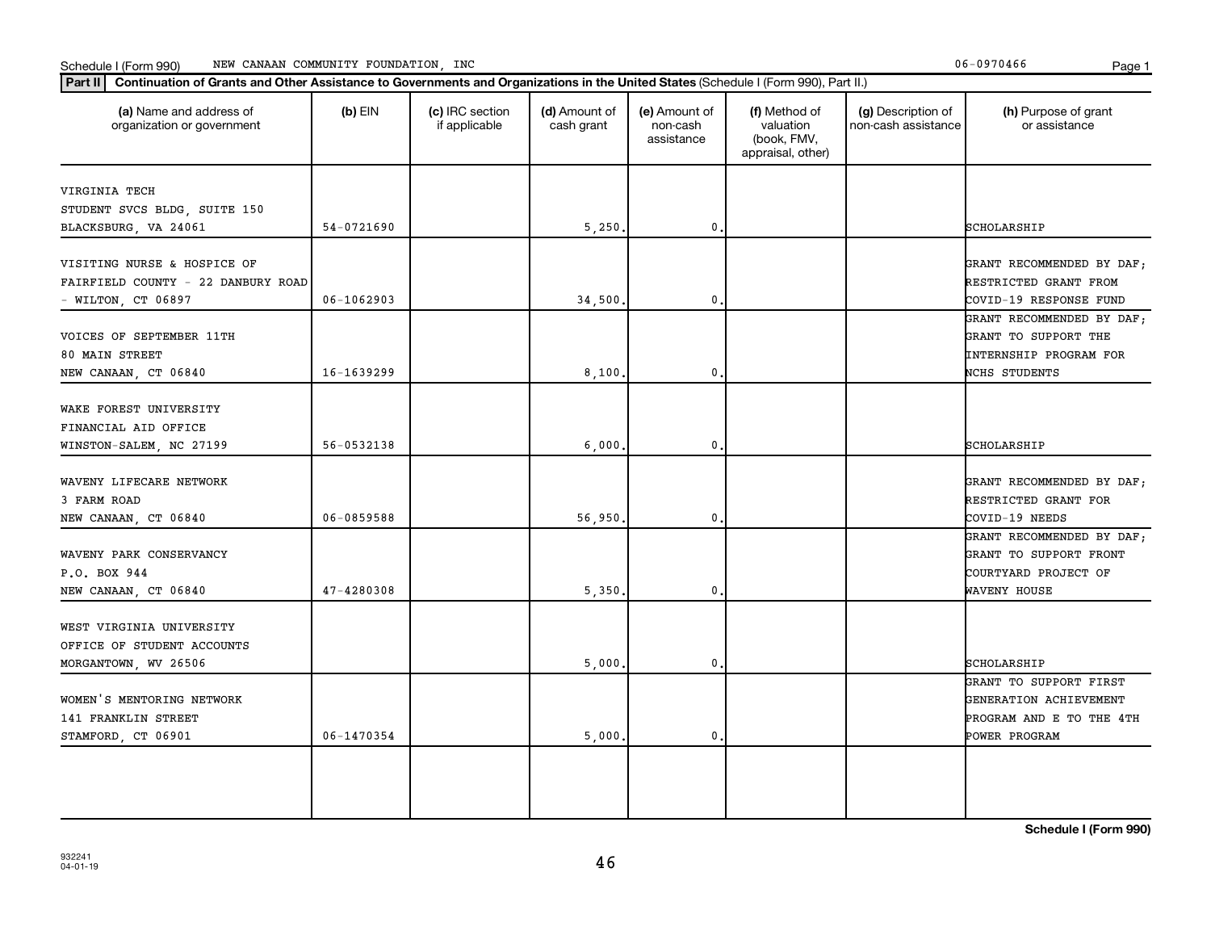Schedule I (Form 990) NEW CANAAN COMMUNITY FOUNDATION, INC 06-0970466

**Part II** **Continuation of Grants and Other Assistance to Governments and Organizations in the United States** (Schedule I (Form 990), Part II.)

| (a) Name and address of organization or government | (b) EIN | (c) IRC section if applicable | (d) Amount of cash grant | (e) Amount of non-cash assistance | (f) Method of valuation (book, FMV, appraisal, other) | (g) Description of non-cash assistance | (h) Purpose of grant or assistance |
|---|---|---|---|---|---|---|---|
| VIRGINIA TECH STUDENT SVCS BLDG, SUITE 150 BLACKSBURG, VA 24061 | 54-0721690 | | 5,250. | 0. | | | SCHOLARSHIP |
| VISITING NURSE & HOSPICE OF FAIRFIELD COUNTY - 22 DANBURY ROAD - WILTON, CT 06897 | 06-1062903 | | 34,500. | 0. | | | GRANT RECOMMENDED BY DAF; RESTRICTED GRANT FROM COVID-19 RESPONSE FUND |
| VOICES OF SEPTEMBER 11TH 80 MAIN STREET NEW CANAAN, CT 06840 | 16-1639299 | | 8,100. | 0. | | | GRANT RECOMMENDED BY DAF; GRANT TO SUPPORT THE INTERNSHIP PROGRAM FOR NCHS STUDENTS |
| WAKE FOREST UNIVERSITY FINANCIAL AID OFFICE WINSTON-SALEM, NC 27199 | 56-0532138 | | 6,000. | 0. | | | SCHOLARSHIP |
| WAVENY LIFECARE NETWORK 3 FARM ROAD NEW CANAAN, CT 06840 | 06-0859588 | | 56,950. | 0. | | | GRANT RECOMMENDED BY DAF; RESTRICTED GRANT FOR COVID-19 NEEDS |
| WAVENY PARK CONSERVANCY P.O. BOX 944 NEW CANAAN, CT 06840 | 47-4280308 | | 5,350. | 0. | | | GRANT RECOMMENDED BY DAF; GRANT TO SUPPORT FRONT COURTYARD PROJECT OF WAVENY HOUSE |
| WEST VIRGINIA UNIVERSITY OFFICE OF STUDENT ACCOUNTS MORGANTOWN, WV 26506 | | | 5,000. | 0. | | | SCHOLARSHIP |
| WOMEN'S MENTORING NETWORK 141 FRANKLIN STREET STAMFORD, CT 06901 | 06-1470354 | | 5,000. | 0. | | | GRANT TO SUPPORT FIRST GENERATION ACHIEVEMENT PROGRAM AND E TO THE 4TH POWER PROGRAM |
| | | | | | | | |

**Schedule I (Form 990)**

932241
04-01-19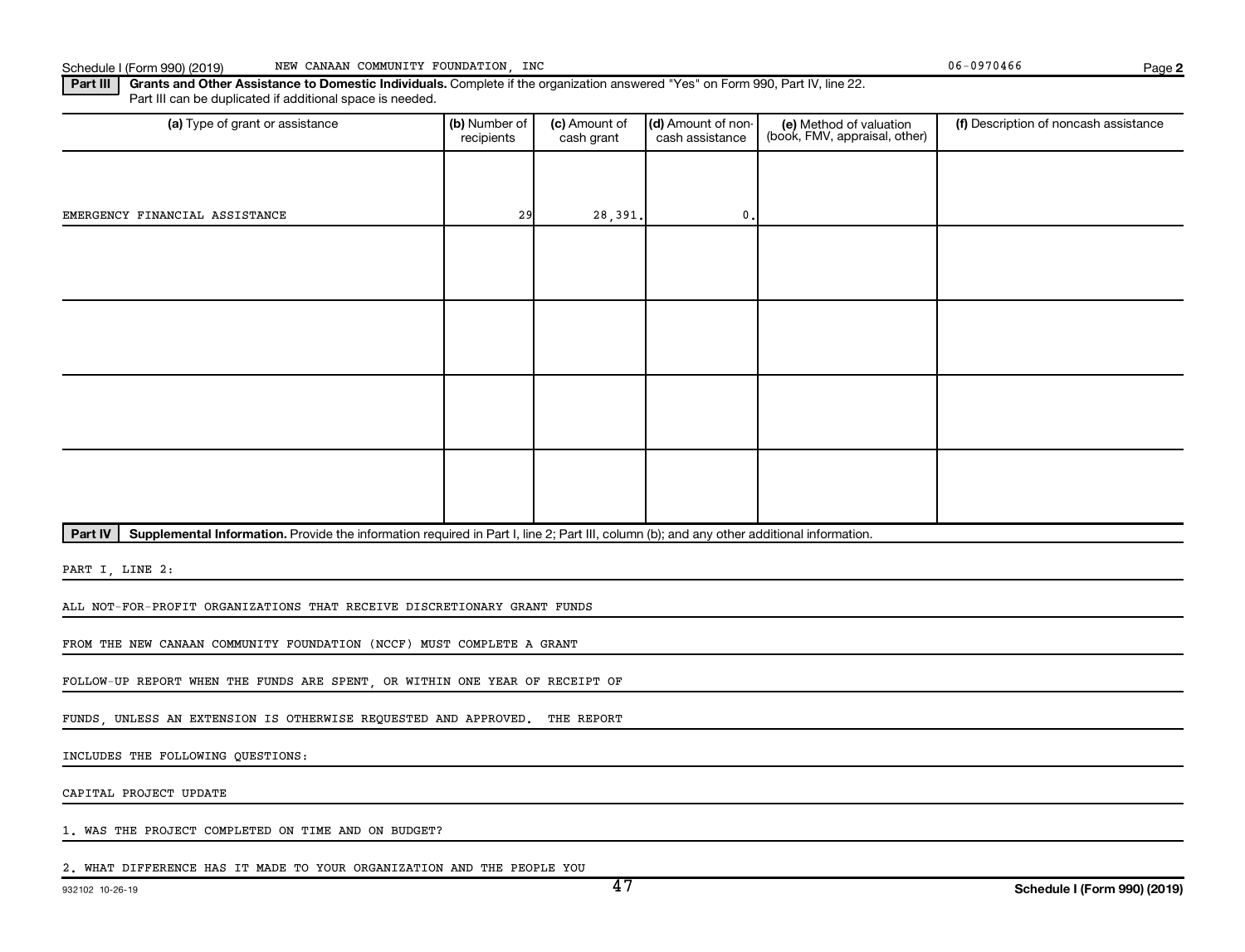Schedule I (Form 990) (2019) NEW CANAAN COMMUNITY FOUNDATION, INC 06-0970466

**Part III** **Grants and Other Assistance to Domestic Individuals.** Complete if the organization answered "Yes" on Form 990, Part IV, line 22. Part III can be duplicated if additional space is needed.

| (a) Type of grant or assistance | (b) Number of recipients | (c) Amount of cash grant | (d) Amount of non-cash assistance | (e) Method of valuation (book, FMV, appraisal, other) | (f) Description of noncash assistance |
|---|---|---|---|---|---|
| EMERGENCY FINANCIAL ASSISTANCE | 29 | 28,391. | 0. | | |
| | | | | | |
| | | | | | |
| | | | | | |
| | | | | | |

**Part IV** **Supplemental Information.** Provide the information required in Part I, line 2; Part III, column (b); and any other additional information.

PART I, LINE 2:

ALL NOT-FOR-PROFIT ORGANIZATIONS THAT RECEIVE DISCRETIONARY GRANT FUNDS FROM THE NEW CANAAN COMMUNITY FOUNDATION (NCCF) MUST COMPLETE A GRANT FOLLOW-UP REPORT WHEN THE FUNDS ARE SPENT, OR WITHIN ONE YEAR OF RECEIPT OF FUNDS, UNLESS AN EXTENSION IS OTHERWISE REQUESTED AND APPROVED. THE REPORT INCLUDES THE FOLLOWING QUESTIONS:

CAPITAL PROJECT UPDATE

1. WAS THE PROJECT COMPLETED ON TIME AND ON BUDGET?

2. WHAT DIFFERENCE HAS IT MADE TO YOUR ORGANIZATION AND THE PEOPLE YOU

932102 10-26-19 **Schedule I (Form 990) (2019)**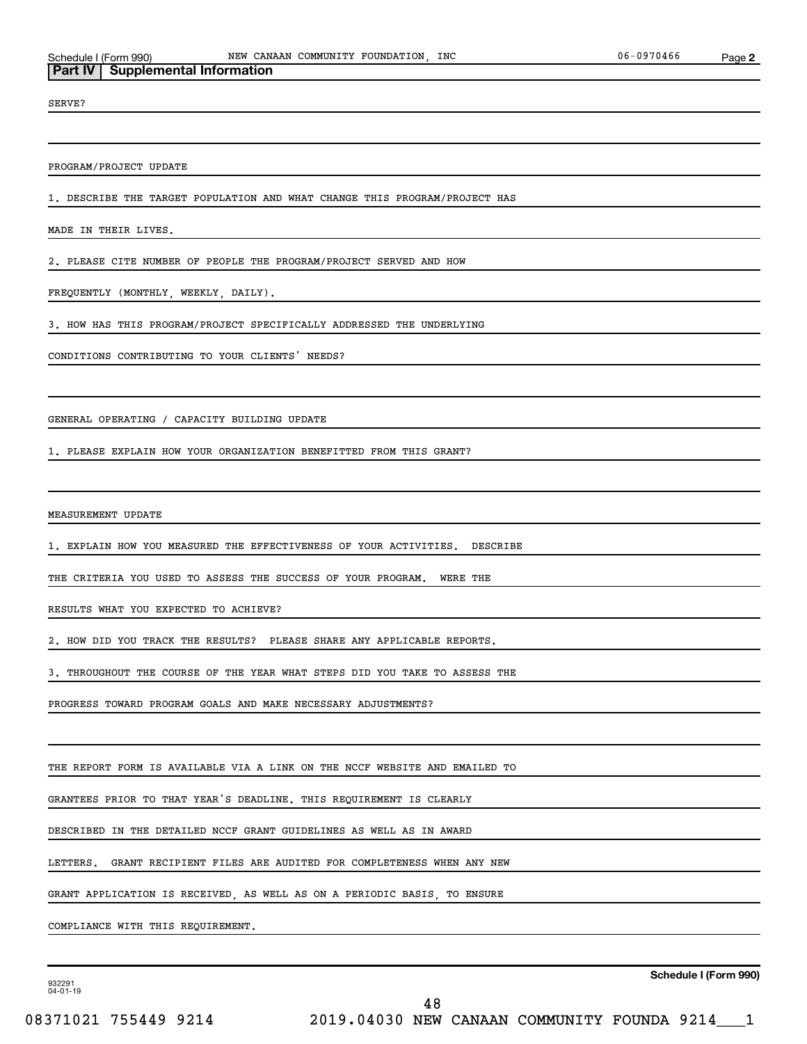## Part IV Supplemental Information

SERVE?

PROGRAM/PROJECT UPDATE

1. DESCRIBE THE TARGET POPULATION AND WHAT CHANGE THIS PROGRAM/PROJECT HAS MADE IN THEIR LIVES.

2. PLEASE CITE NUMBER OF PEOPLE THE PROGRAM/PROJECT SERVED AND HOW FREQUENTLY (MONTHLY, WEEKLY, DAILY).

3. HOW HAS THIS PROGRAM/PROJECT SPECIFICALLY ADDRESSED THE UNDERLYING CONDITIONS CONTRIBUTING TO YOUR CLIENTS' NEEDS?

GENERAL OPERATING / CAPACITY BUILDING UPDATE

1. PLEASE EXPLAIN HOW YOUR ORGANIZATION BENEFITTED FROM THIS GRANT?

MEASUREMENT UPDATE

1. EXPLAIN HOW YOU MEASURED THE EFFECTIVENESS OF YOUR ACTIVITIES. DESCRIBE THE CRITERIA YOU USED TO ASSESS THE SUCCESS OF YOUR PROGRAM. WERE THE RESULTS WHAT YOU EXPECTED TO ACHIEVE?

2. HOW DID YOU TRACK THE RESULTS? PLEASE SHARE ANY APPLICABLE REPORTS.

3. THROUGHOUT THE COURSE OF THE YEAR WHAT STEPS DID YOU TAKE TO ASSESS THE PROGRESS TOWARD PROGRAM GOALS AND MAKE NECESSARY ADJUSTMENTS?

THE REPORT FORM IS AVAILABLE VIA A LINK ON THE NCCF WEBSITE AND EMAILED TO GRANTEES PRIOR TO THAT YEAR'S DEADLINE. THIS REQUIREMENT IS CLEARLY DESCRIBED IN THE DETAILED NCCF GRANT GUIDELINES AS WELL AS IN AWARD LETTERS. GRANT RECIPIENT FILES ARE AUDITED FOR COMPLETENESS WHEN ANY NEW GRANT APPLICATION IS RECEIVED, AS WELL AS ON A PERIODIC BASIS, TO ENSURE COMPLIANCE WITH THIS REQUIREMENT.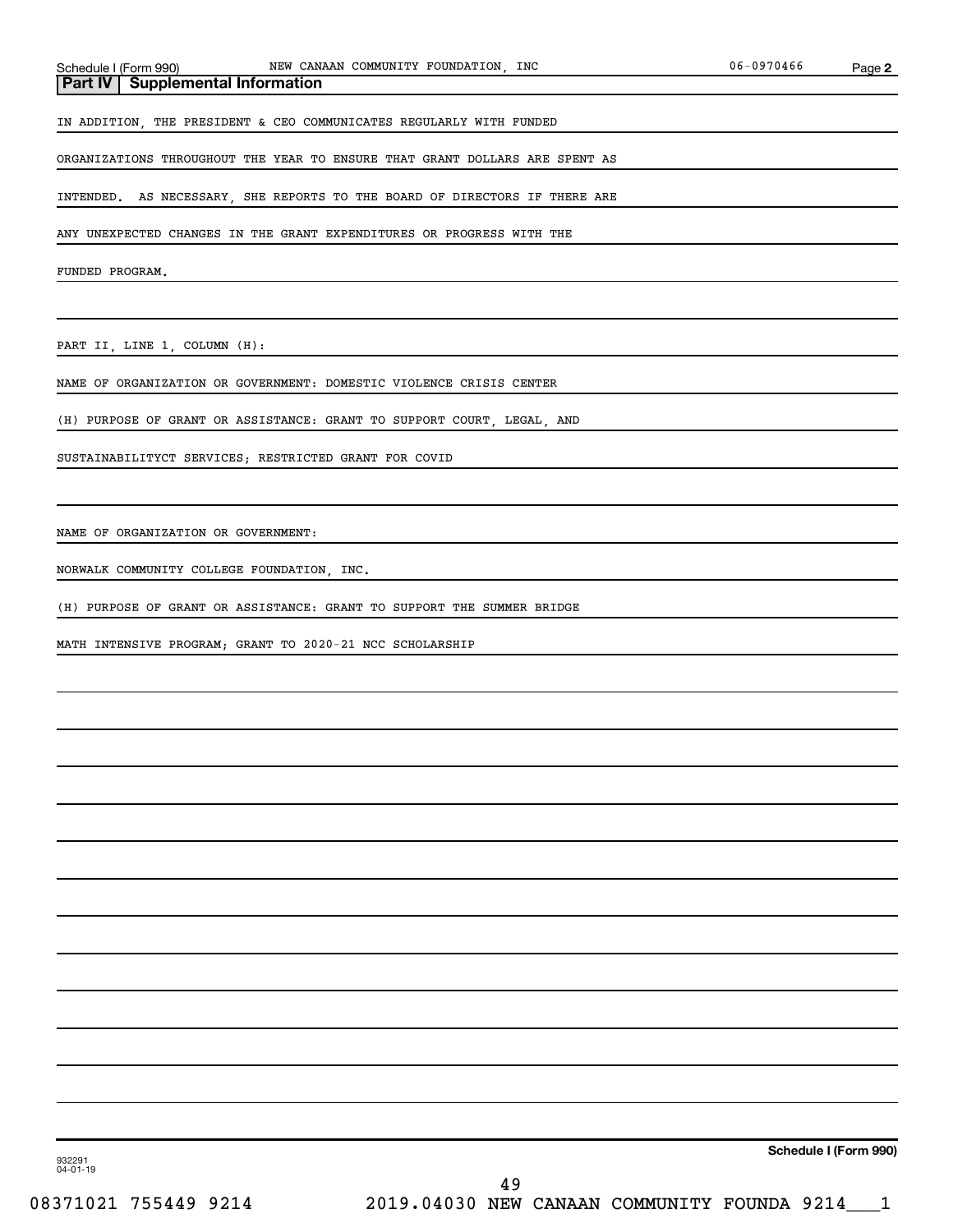Schedule I (Form 990) NEW CANAAN COMMUNITY FOUNDATION, INC 06-0970466 Page 2

## Part IV Supplemental Information

IN ADDITION, THE PRESIDENT & CEO COMMUNICATES REGULARLY WITH FUNDED ORGANIZATIONS THROUGHOUT THE YEAR TO ENSURE THAT GRANT DOLLARS ARE SPENT AS INTENDED. AS NECESSARY, SHE REPORTS TO THE BOARD OF DIRECTORS IF THERE ARE ANY UNEXPECTED CHANGES IN THE GRANT EXPENDITURES OR PROGRESS WITH THE FUNDED PROGRAM.

PART II, LINE 1, COLUMN (H):

NAME OF ORGANIZATION OR GOVERNMENT: DOMESTIC VIOLENCE CRISIS CENTER

(H) PURPOSE OF GRANT OR ASSISTANCE: GRANT TO SUPPORT COURT, LEGAL, AND SUSTAINABILITYCT SERVICES; RESTRICTED GRANT FOR COVID

NAME OF ORGANIZATION OR GOVERNMENT:

NORWALK COMMUNITY COLLEGE FOUNDATION, INC.

(H) PURPOSE OF GRANT OR ASSISTANCE: GRANT TO SUPPORT THE SUMMER BRIDGE MATH INTENSIVE PROGRAM; GRANT TO 2020-21 NCC SCHOLARSHIP

932291 04-01-19

Schedule I (Form 990)

08371021 755449 9214 2019.04030 NEW CANAAN COMMUNITY FOUNDA 9214___1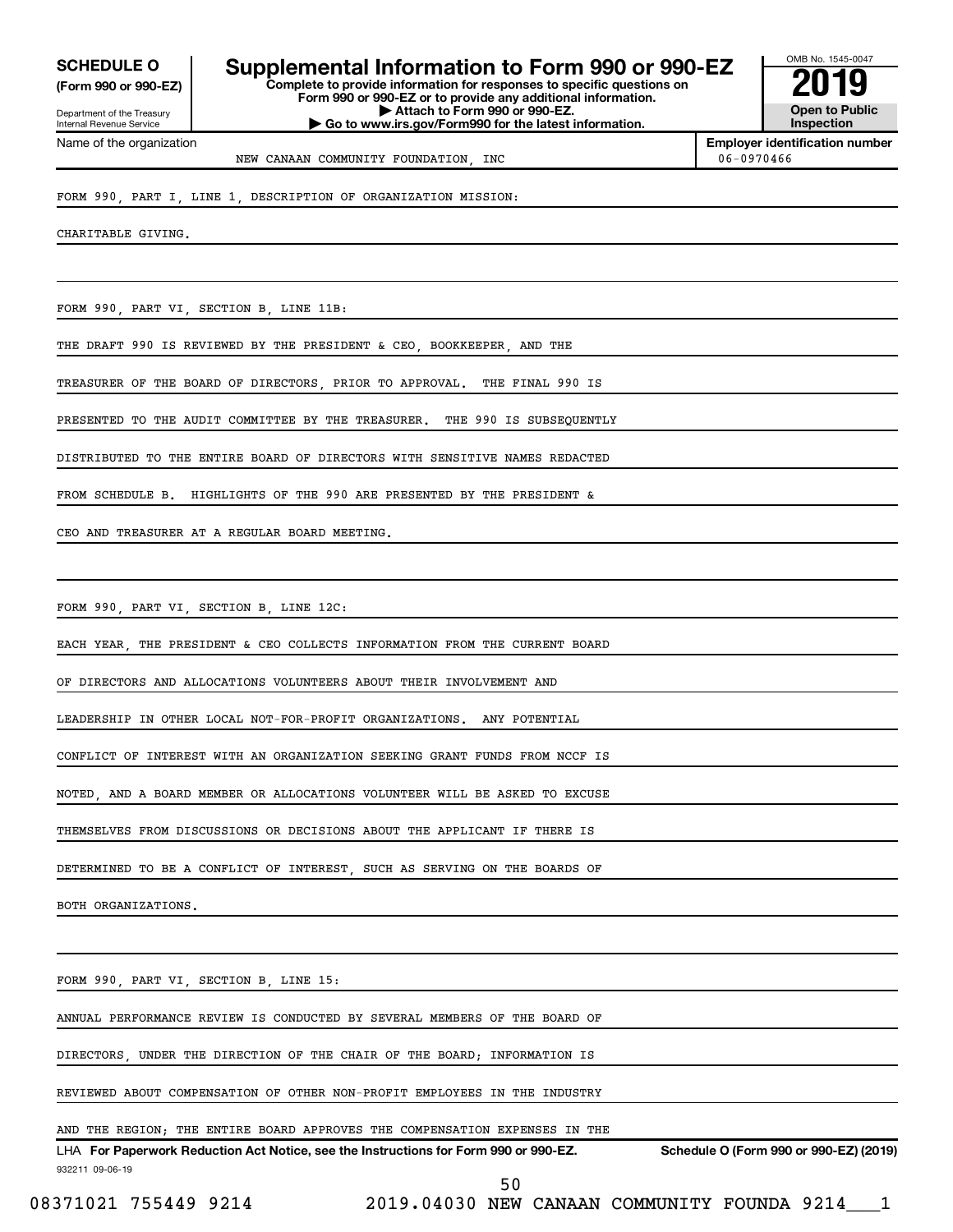**SCHEDULE O**
**(Form 990 or 990-EZ)**

Department of the Treasury
Internal Revenue Service

# Supplemental Information to Form 990 or 990-EZ

**Complete to provide information for responses to specific questions on Form 990 or 990-EZ or to provide any additional information.**
**▶ Attach to Form 990 or 990-EZ.**
**▶ Go to www.irs.gov/Form990 for the latest information.**

OMB No. 1545-0047
**2019**
**Open to Public Inspection**

Name of the organization: NEW CANAAN COMMUNITY FOUNDATION, INC

**Employer identification number:** 06-0970466

FORM 990, PART I, LINE 1, DESCRIPTION OF ORGANIZATION MISSION:

CHARITABLE GIVING.

FORM 990, PART VI, SECTION B, LINE 11B:

THE DRAFT 990 IS REVIEWED BY THE PRESIDENT & CEO, BOOKKEEPER, AND THE TREASURER OF THE BOARD OF DIRECTORS, PRIOR TO APPROVAL. THE FINAL 990 IS PRESENTED TO THE AUDIT COMMITTEE BY THE TREASURER. THE 990 IS SUBSEQUENTLY DISTRIBUTED TO THE ENTIRE BOARD OF DIRECTORS WITH SENSITIVE NAMES REDACTED FROM SCHEDULE B. HIGHLIGHTS OF THE 990 ARE PRESENTED BY THE PRESIDENT & CEO AND TREASURER AT A REGULAR BOARD MEETING.

FORM 990, PART VI, SECTION B, LINE 12C:

EACH YEAR, THE PRESIDENT & CEO COLLECTS INFORMATION FROM THE CURRENT BOARD OF DIRECTORS AND ALLOCATIONS VOLUNTEERS ABOUT THEIR INVOLVEMENT AND LEADERSHIP IN OTHER LOCAL NOT-FOR-PROFIT ORGANIZATIONS. ANY POTENTIAL CONFLICT OF INTEREST WITH AN ORGANIZATION SEEKING GRANT FUNDS FROM NCCF IS NOTED, AND A BOARD MEMBER OR ALLOCATIONS VOLUNTEER WILL BE ASKED TO EXCUSE THEMSELVES FROM DISCUSSIONS OR DECISIONS ABOUT THE APPLICANT IF THERE IS DETERMINED TO BE A CONFLICT OF INTEREST, SUCH AS SERVING ON THE BOARDS OF BOTH ORGANIZATIONS.

FORM 990, PART VI, SECTION B, LINE 15:

ANNUAL PERFORMANCE REVIEW IS CONDUCTED BY SEVERAL MEMBERS OF THE BOARD OF DIRECTORS, UNDER THE DIRECTION OF THE CHAIR OF THE BOARD; INFORMATION IS REVIEWED ABOUT COMPENSATION OF OTHER NON-PROFIT EMPLOYEES IN THE INDUSTRY AND THE REGION; THE ENTIRE BOARD APPROVES THE COMPENSATION EXPENSES IN THE

LHA **For Paperwork Reduction Act Notice, see the Instructions for Form 990 or 990-EZ.** **Schedule O (Form 990 or 990-EZ) (2019)**

932211 09-06-19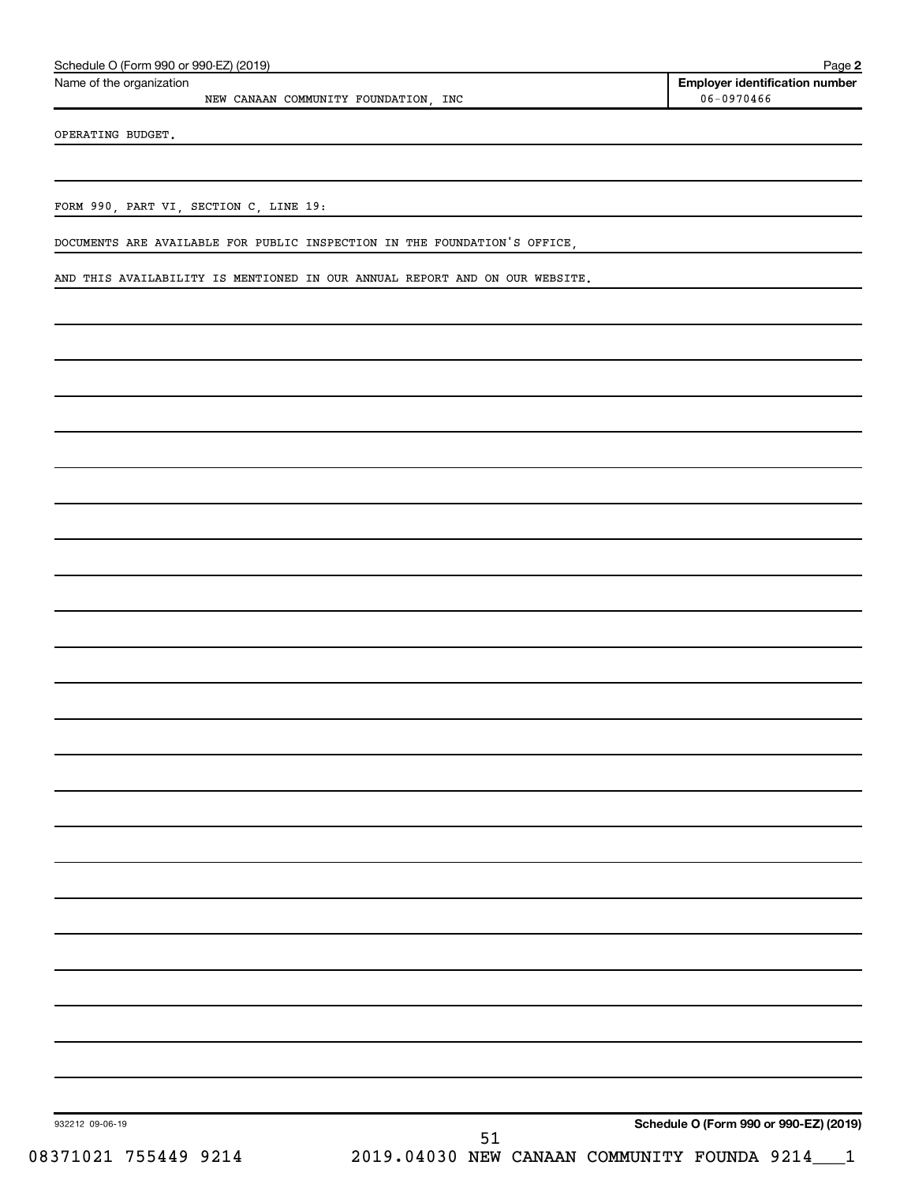Name of the organization: NEW CANAAN COMMUNITY FOUNDATION, INC

Employer identification number: 06-0970466

OPERATING BUDGET.

FORM 990, PART VI, SECTION C, LINE 19:

DOCUMENTS ARE AVAILABLE FOR PUBLIC INSPECTION IN THE FOUNDATION'S OFFICE,

AND THIS AVAILABILITY IS MENTIONED IN OUR ANNUAL REPORT AND ON OUR WEBSITE.